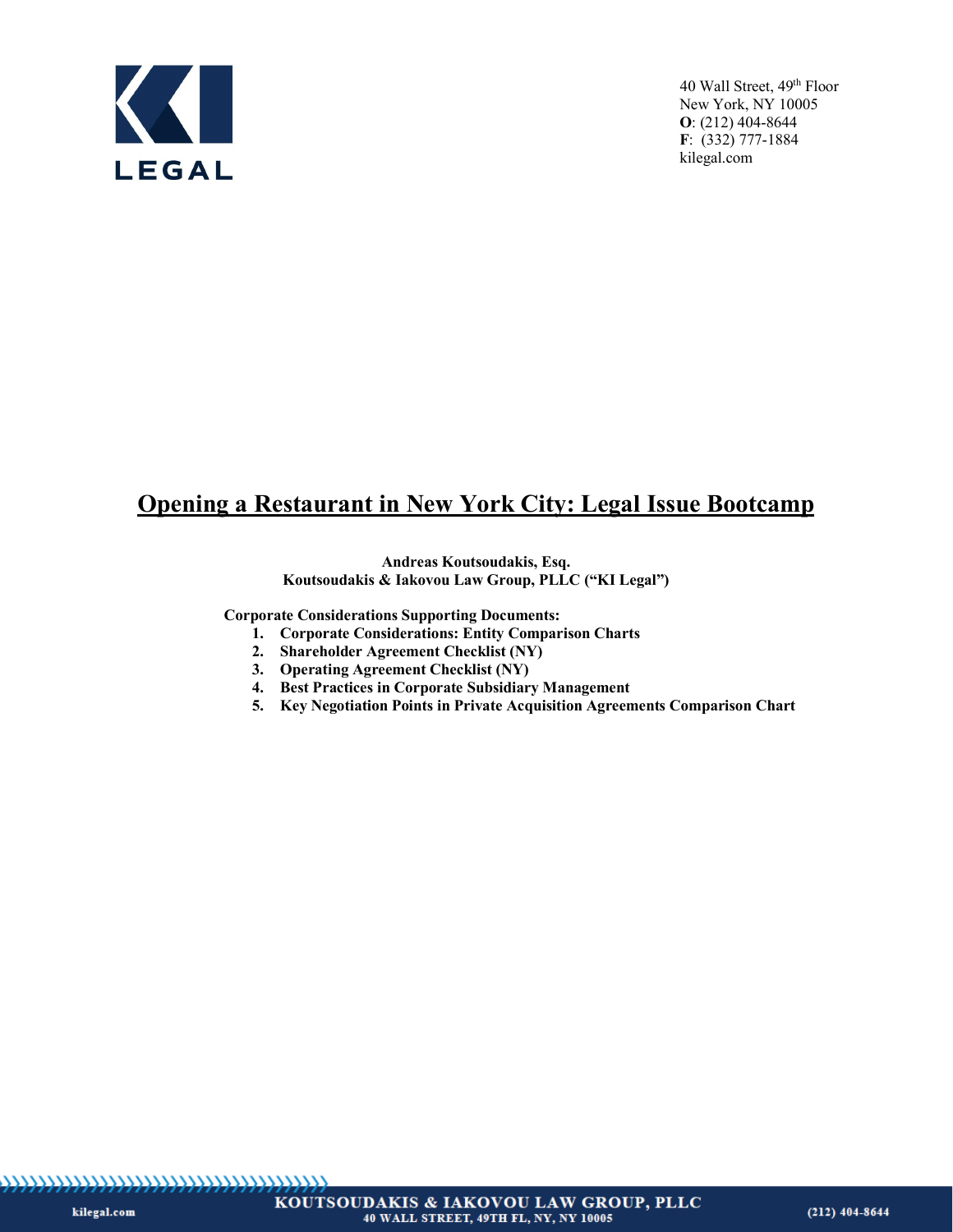40 Wall Street, 49th Floor
New York, NY 10005
**O**: (212) 404-8644
**F**: (332) 777-1884
kilegal.com

# Opening a Restaurant in New York City: Legal Issue Bootcamp

**Andreas Koutsoudakis, Esq.**
**Koutsoudakis & Iakovou Law Group, PLLC ("KI Legal")**

**Corporate Considerations Supporting Documents:**

1. **Corporate Considerations: Entity Comparison Charts**
2. **Shareholder Agreement Checklist (NY)**
3. **Operating Agreement Checklist (NY)**
4. **Best Practices in Corporate Subsidiary Management**
5. **Key Negotiation Points in Private Acquisition Agreements Comparison Chart**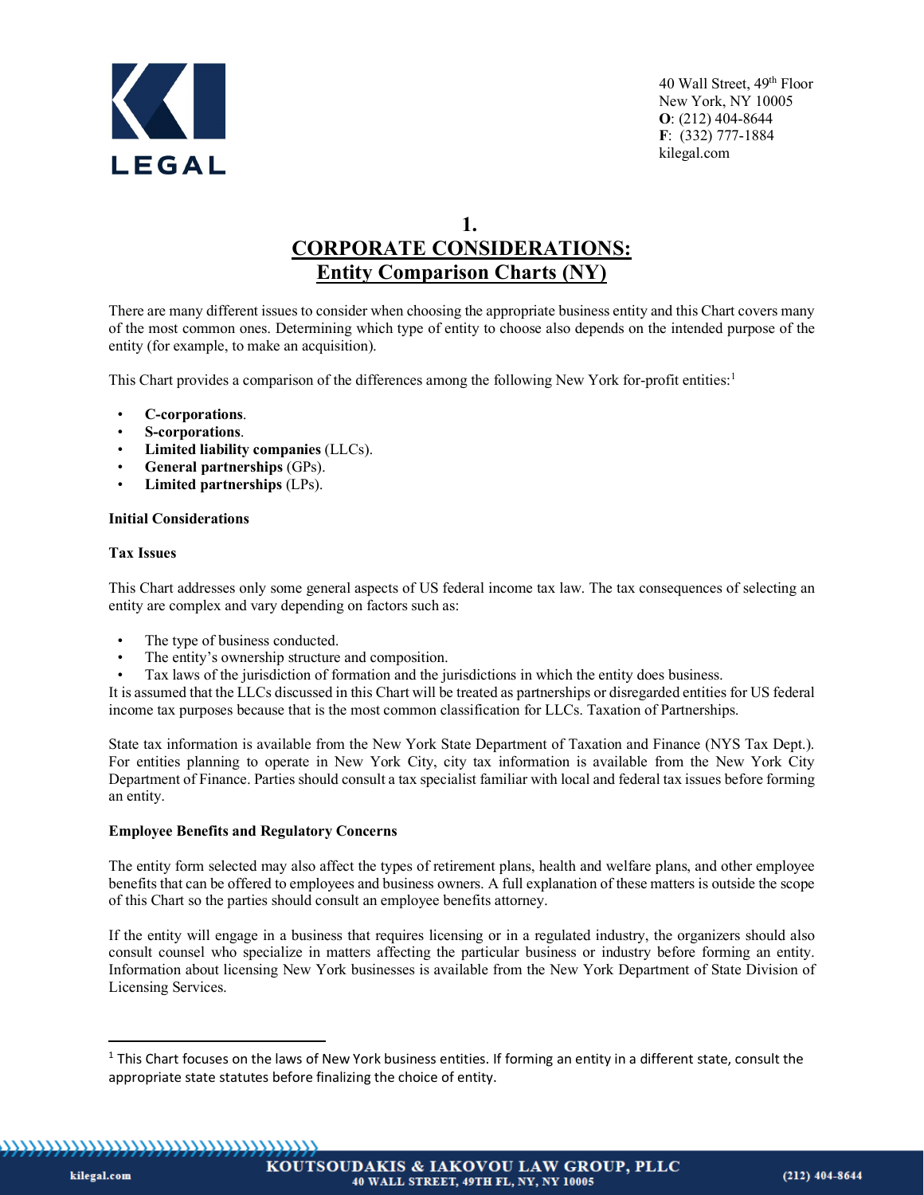# 1.
# CORPORATE CONSIDERATIONS:
## Entity Comparison Charts (NY)

There are many different issues to consider when choosing the appropriate business entity and this Chart covers many of the most common ones. Determining which type of entity to choose also depends on the intended purpose of the entity (for example, to make an acquisition).

This Chart provides a comparison of the differences among the following New York for-profit entities:[1]

- **C-corporations**.
- **S-corporations**.
- **Limited liability companies** (LLCs).
- **General partnerships** (GPs).
- **Limited partnerships** (LPs).

**Initial Considerations**

**Tax Issues**

This Chart addresses only some general aspects of US federal income tax law. The tax consequences of selecting an entity are complex and vary depending on factors such as:

- The type of business conducted.
- The entity's ownership structure and composition.
- Tax laws of the jurisdiction of formation and the jurisdictions in which the entity does business.

It is assumed that the LLCs discussed in this Chart will be treated as partnerships or disregarded entities for US federal income tax purposes because that is the most common classification for LLCs. Taxation of Partnerships.

State tax information is available from the New York State Department of Taxation and Finance (NYS Tax Dept.). For entities planning to operate in New York City, city tax information is available from the New York City Department of Finance. Parties should consult a tax specialist familiar with local and federal tax issues before forming an entity.

**Employee Benefits and Regulatory Concerns**

The entity form selected may also affect the types of retirement plans, health and welfare plans, and other employee benefits that can be offered to employees and business owners. A full explanation of these matters is outside the scope of this Chart so the parties should consult an employee benefits attorney.

If the entity will engage in a business that requires licensing or in a regulated industry, the organizers should also consult counsel who specialize in matters affecting the particular business or industry before forming an entity. Information about licensing New York businesses is available from the New York Department of State Division of Licensing Services.

---

[1] This Chart focuses on the laws of New York business entities. If forming an entity in a different state, consult the appropriate state statutes before finalizing the choice of entity.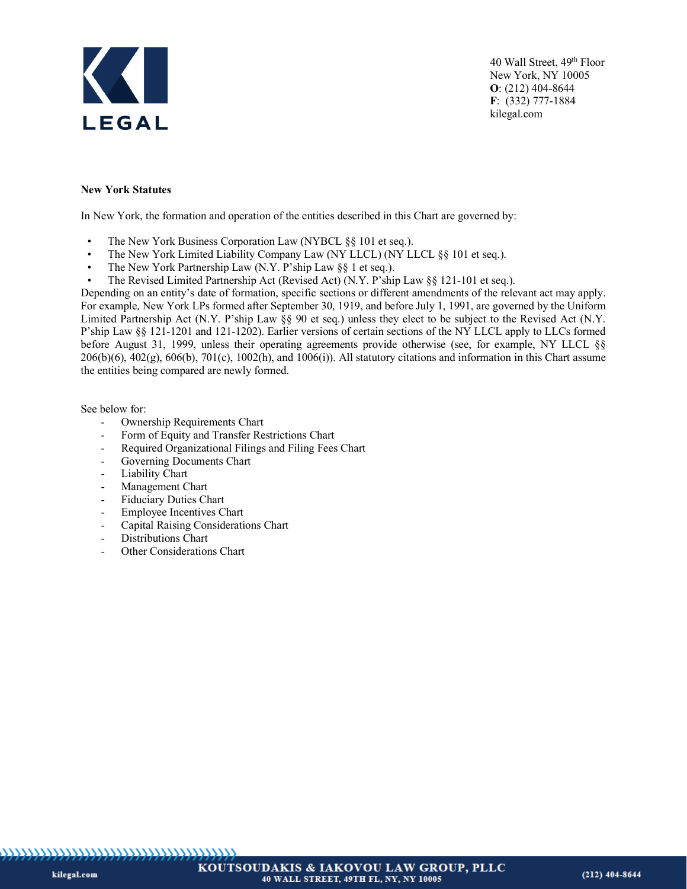**New York Statutes**

In New York, the formation and operation of the entities described in this Chart are governed by:

- The New York Business Corporation Law (NYBCL §§ 101 et seq.).
- The New York Limited Liability Company Law (NY LLCL) (NY LLCL §§ 101 et seq.).
- The New York Partnership Law (N.Y. P'ship Law §§ 1 et seq.).
- The Revised Limited Partnership Act (Revised Act) (N.Y. P'ship Law §§ 121-101 et seq.).

Depending on an entity's date of formation, specific sections or different amendments of the relevant act may apply. For example, New York LPs formed after September 30, 1919, and before July 1, 1991, are governed by the Uniform Limited Partnership Act (N.Y. P'ship Law §§ 90 et seq.) unless they elect to be subject to the Revised Act (N.Y. P'ship Law §§ 121-1201 and 121-1202). Earlier versions of certain sections of the NY LLCL apply to LLCs formed before August 31, 1999, unless their operating agreements provide otherwise (see, for example, NY LLCL §§ 206(b)(6), 402(g), 606(b), 701(c), 1002(h), and 1006(i)). All statutory citations and information in this Chart assume the entities being compared are newly formed.

See below for:

- Ownership Requirements Chart
- Form of Equity and Transfer Restrictions Chart
- Required Organizational Filings and Filing Fees Chart
- Governing Documents Chart
- Liability Chart
- Management Chart
- Fiduciary Duties Chart
- Employee Incentives Chart
- Capital Raising Considerations Chart
- Distributions Chart
- Other Considerations Chart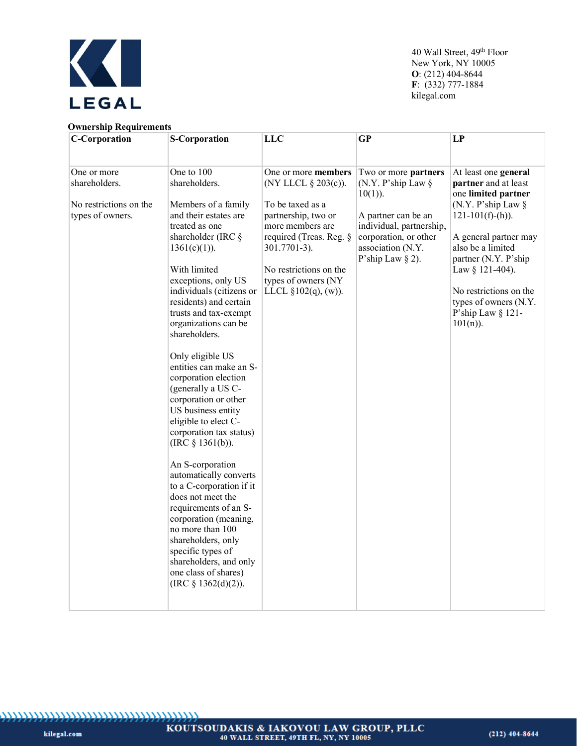**Ownership Requirements**

| C-Corporation | S-Corporation | LLC | GP | LP |
|---|---|---|---|---|
| One or more shareholders.<br><br>No restrictions on the types of owners. | One to 100 shareholders.<br><br>Members of a family and their estates are treated as one shareholder (IRC § 1361(c)(1)).<br><br>With limited exceptions, only US individuals (citizens or residents) and certain trusts and tax-exempt organizations can be shareholders.<br><br>Only eligible US entities can make an S-corporation election (generally a US C-corporation or other US business entity eligible to elect C-corporation tax status) (IRC § 1361(b)).<br><br>An S-corporation automatically converts to a C-corporation if it does not meet the requirements of an S-corporation (meaning, no more than 100 shareholders, only specific types of shareholders, and only one class of shares) (IRC § 1362(d)(2)). | One or more **members** (NY LLCL § 203(c)).<br><br>To be taxed as a partnership, two or more members are required (Treas. Reg. § 301.7701-3).<br><br>No restrictions on the types of owners (NY LLCL §102(q), (w)). | Two or more **partners** (N.Y. P'ship Law § 10(1)).<br><br>A partner can be an individual, partnership, corporation, or other association (N.Y. P'ship Law § 2). | At least one **general partner** and at least one **limited partner** (N.Y. P'ship Law § 121-101(f)-(h)).<br><br>A general partner may also be a limited partner (N.Y. P'ship Law § 121-404).<br><br>No restrictions on the types of owners (N.Y. P'ship Law § 121-101(n)). |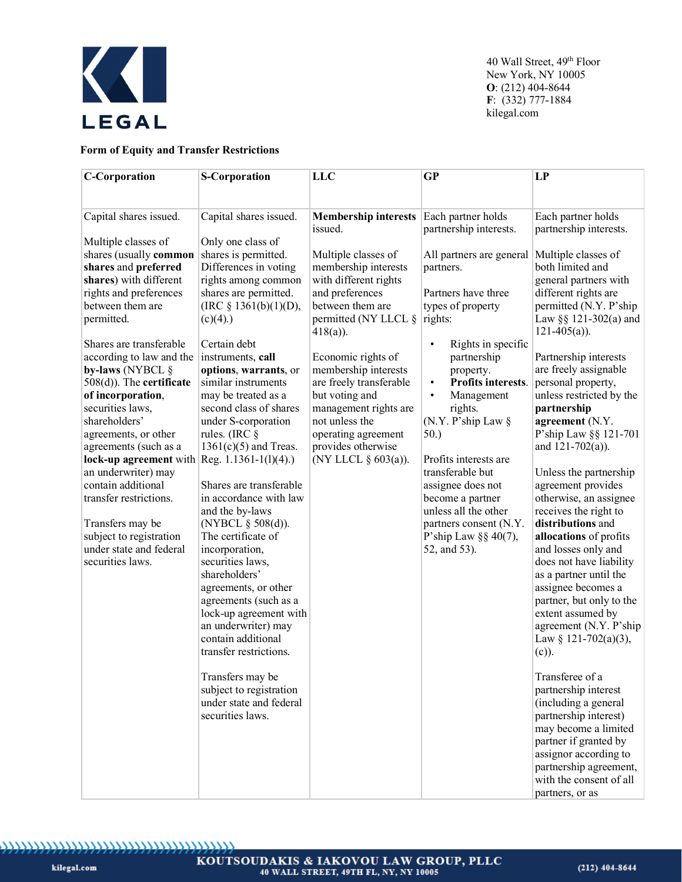**Form of Equity and Transfer Restrictions**

| C-Corporation | S-Corporation | LLC | GP | LP |
|---|---|---|---|---|
| Capital shares issued.<br><br>Multiple classes of shares (usually **common shares** and **preferred shares**) with different rights and preferences between them are permitted.<br><br>Shares are transferable according to law and the **by-laws** (NYBCL § 508(d)). The **certificate of incorporation**, securities laws, shareholders' agreements, or other agreements (such as a **lock-up agreement** with an underwriter) may contain additional transfer restrictions.<br><br>Transfers may be subject to registration under state and federal securities laws. | Capital shares issued.<br><br>Only one class of shares is permitted. Differences in voting rights among common shares are permitted. (IRC § 1361(b)(1)(D), (c)(4).)<br><br>Certain debt instruments, **call options**, **warrants**, or similar instruments may be treated as a second class of shares under S-corporation rules. (IRC § 1361(c)(5) and Treas. Reg. 1.1361-1(l)(4).)<br><br>Shares are transferable in accordance with law and the by-laws (NYBCL § 508(d)). The certificate of incorporation, securities laws, shareholders' agreements, or other agreements (such as a lock-up agreement with an underwriter) may contain additional transfer restrictions.<br><br>Transfers may be subject to registration under state and federal securities laws. | **Membership interests** issued.<br><br>Multiple classes of membership interests with different rights and preferences between them are permitted (NY LLCL § 418(a)).<br><br>Economic rights of membership interests are freely transferable but voting and management rights are not unless the operating agreement provides otherwise (NY LLCL § 603(a)). | Each partner holds partnership interests.<br><br>All partners are general partners.<br><br>Partners have three types of property rights:<br><br>• Rights in specific partnership property.<br>• **Profits interests**.<br>• Management rights.<br><br>(N.Y. P'ship Law § 50.)<br><br>Profits interests are transferable but assignee does not become a partner unless all the other partners consent (N.Y. P'ship Law §§ 40(7), 52, and 53). | Each partner holds partnership interests.<br><br>Multiple classes of both limited and general partners with different rights are permitted (N.Y. P'ship Law §§ 121-302(a) and 121-405(a)).<br><br>Partnership interests are freely assignable personal property, unless restricted by the **partnership agreement** (N.Y. P'ship Law §§ 121-701 and 121-702(a)).<br><br>Unless the partnership agreement provides otherwise, an assignee receives the right to **distributions** and **allocations** of profits and losses only and does not have liability as a partner until the assignee becomes a partner, but only to the extent assumed by agreement (N.Y. P'ship Law § 121-702(a)(3), (c)).<br><br>Transferee of a partnership interest (including a general partnership interest) may become a limited partner if granted by assignor according to partnership agreement, with the consent of all partners, or as |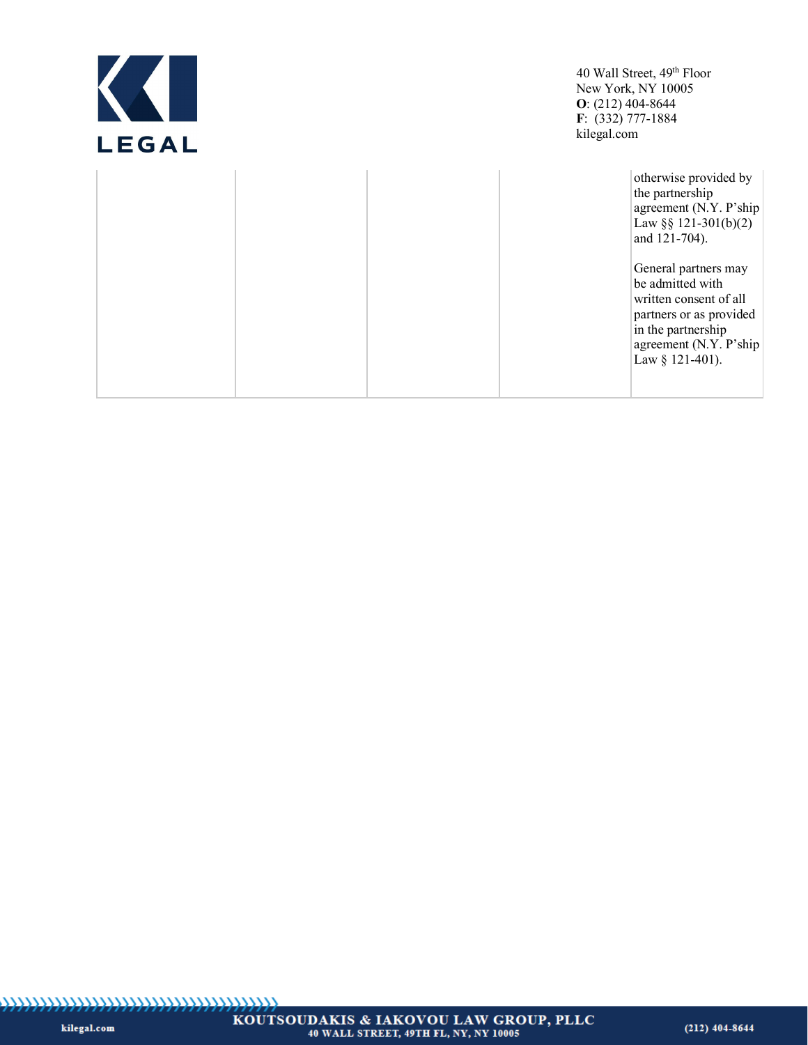|  |  |  |  |  |
|---|---|---|---|---|
|  |  |  |  | otherwise provided by the partnership agreement (N.Y. P'ship Law §§ 121-301(b)(2) and 121-704).<br><br>General partners may be admitted with written consent of all partners or as provided in the partnership agreement (N.Y. P'ship Law § 121-401). |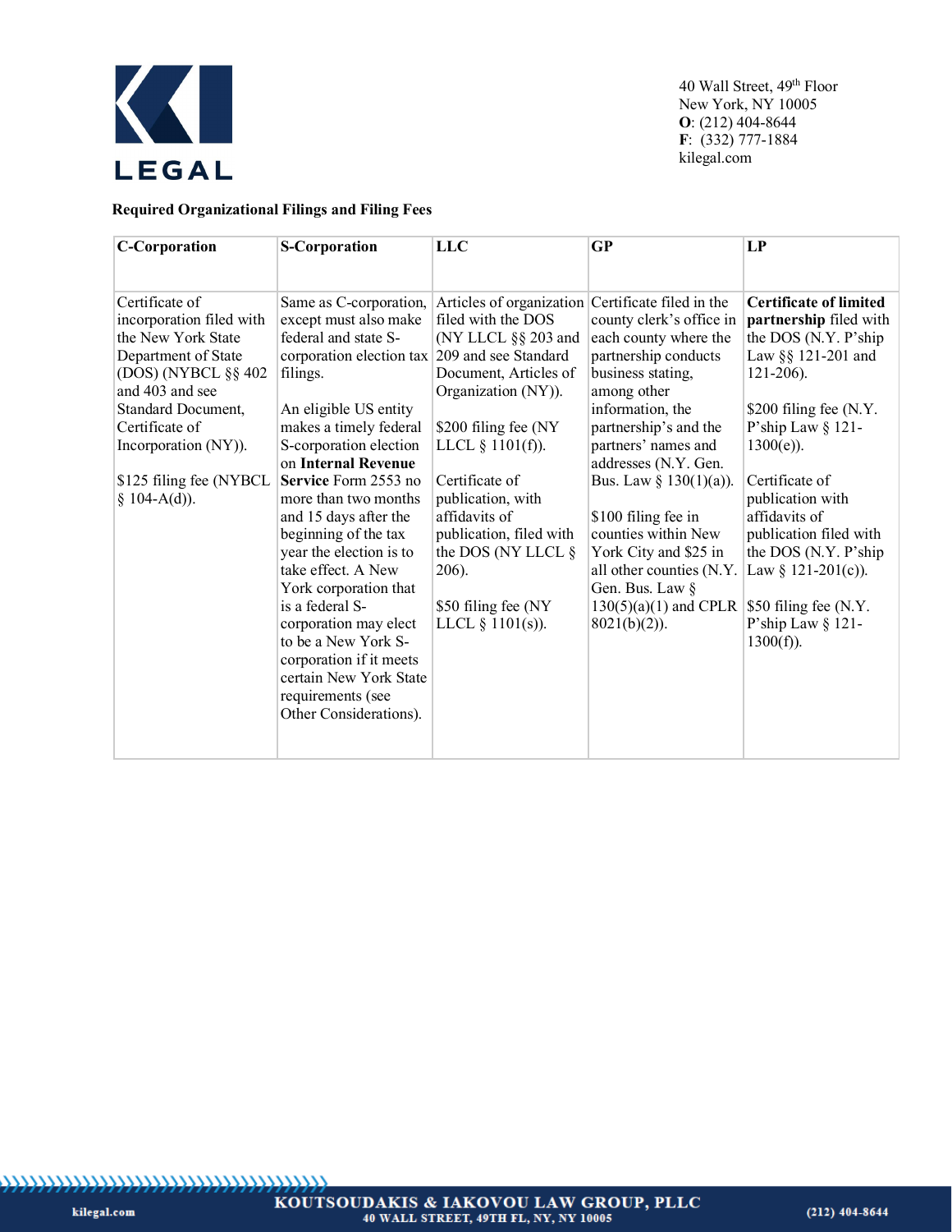**Required Organizational Filings and Filing Fees**

| C-Corporation | S-Corporation | LLC | GP | LP |
|---|---|---|---|---|
| Certificate of incorporation filed with the New York State Department of State (DOS) (NYBCL §§ 402 and 403 and see Standard Document, Certificate of Incorporation (NY)).<br><br>$125 filing fee (NYBCL § 104-A(d)). | Same as C-corporation, except must also make federal and state S-corporation election tax filings.<br><br>An eligible US entity makes a timely federal S-corporation election on **Internal Revenue Service** Form 2553 no more than two months and 15 days after the beginning of the tax year the election is to take effect. A New York corporation that is a federal S-corporation may elect to be a New York S-corporation if it meets certain New York State requirements (see Other Considerations). | Articles of organization filed with the DOS (NY LLCL §§ 203 and 209 and see Standard Document, Articles of Organization (NY)).<br><br>$200 filing fee (NY LLCL § 1101(f)).<br><br>Certificate of publication, with affidavits of publication, filed with the DOS (NY LLCL § 206).<br><br>$50 filing fee (NY LLCL § 1101(s)). | Certificate filed in the county clerk's office in each county where the partnership conducts business stating, among other information, the partnership's and the partners' names and addresses (N.Y. Gen. Bus. Law § 130(1)(a)).<br><br>$100 filing fee in counties within New York City and $25 in all other counties (N.Y. Gen. Bus. Law § 130(5)(a)(1) and CPLR 8021(b)(2)). | **Certificate of limited partnership** filed with the DOS (N.Y. P'ship Law §§ 121-201 and 121-206).<br><br>$200 filing fee (N.Y. P'ship Law § 121-1300(e)).<br><br>Certificate of publication with affidavits of publication filed with the DOS (N.Y. P'ship Law § 121-201(c)).<br><br>$50 filing fee (N.Y. P'ship Law § 121-1300(f)). |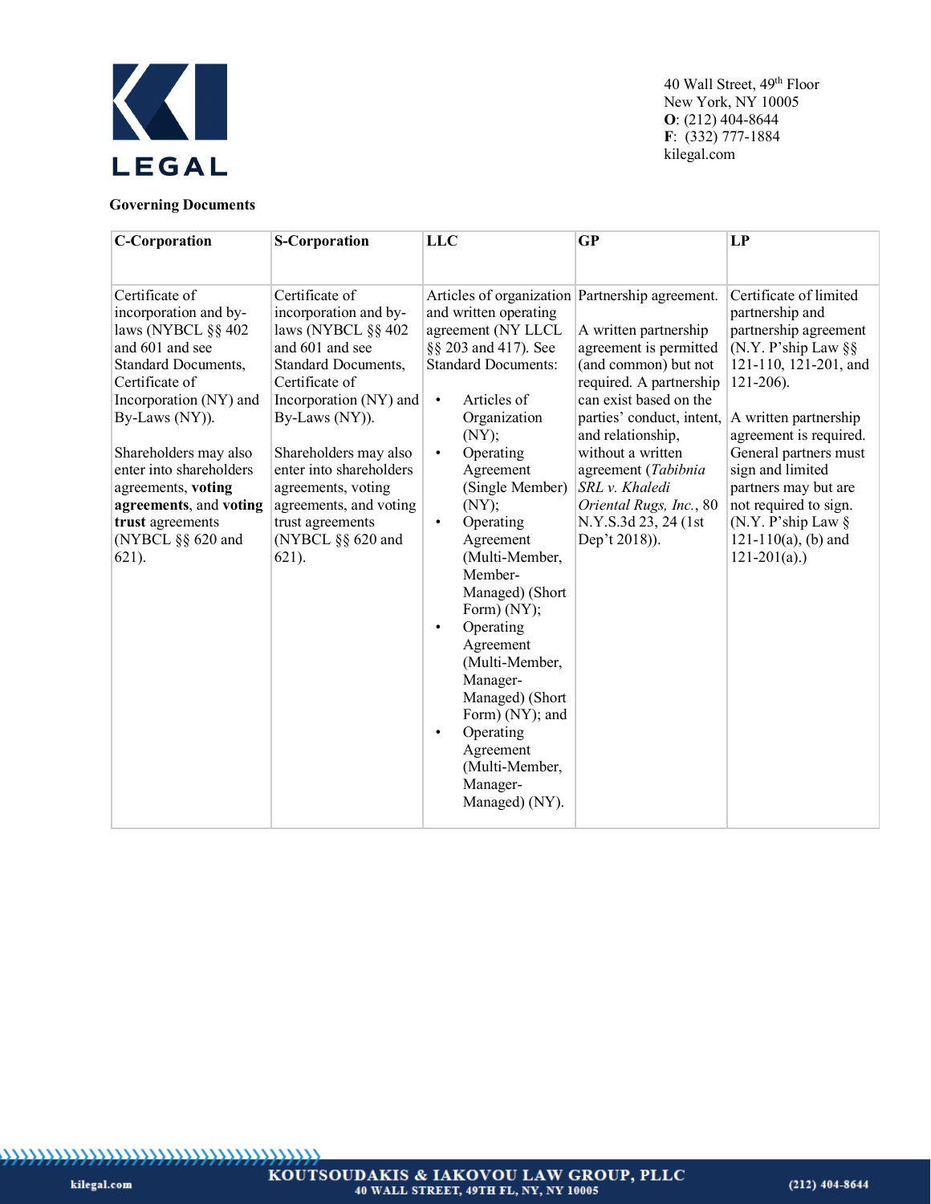**Governing Documents**

| C-Corporation | S-Corporation | LLC | GP | LP |
|---|---|---|---|---|
| Certificate of incorporation and by-laws (NYBCL §§ 402 and 601 and see Standard Documents, Certificate of Incorporation (NY) and By-Laws (NY)).<br><br>Shareholders may also enter into shareholders agreements, **voting agreements**, and **voting trust** agreements (NYBCL §§ 620 and 621). | Certificate of incorporation and by-laws (NYBCL §§ 402 and 601 and see Standard Documents, Certificate of Incorporation (NY) and By-Laws (NY)).<br><br>Shareholders may also enter into shareholders agreements, voting agreements, and voting trust agreements (NYBCL §§ 620 and 621). | Articles of organization and written operating agreement (NY LLCL §§ 203 and 417). See Standard Documents:<br>• Articles of Organization (NY);<br>• Operating Agreement (Single Member) (NY);<br>• Operating Agreement (Multi-Member, Member-Managed) (Short Form) (NY);<br>• Operating Agreement (Multi-Member, Manager-Managed) (Short Form) (NY); and<br>• Operating Agreement (Multi-Member, Manager-Managed) (NY). | Partnership agreement.<br><br>A written partnership agreement is permitted (and common) but not required. A partnership can exist based on the parties' conduct, intent, and relationship, without a written agreement (*Tabibnia SRL v. Khaledi Oriental Rugs, Inc.*, 80 N.Y.S.3d 23, 24 (1st Dep't 2018)). | Certificate of limited partnership and partnership agreement (N.Y. P'ship Law §§ 121-110, 121-201, and 121-206).<br><br>A written partnership agreement is required. General partners must sign and limited partners may but are not required to sign. (N.Y. P'ship Law § 121-110(a), (b) and 121-201(a).) |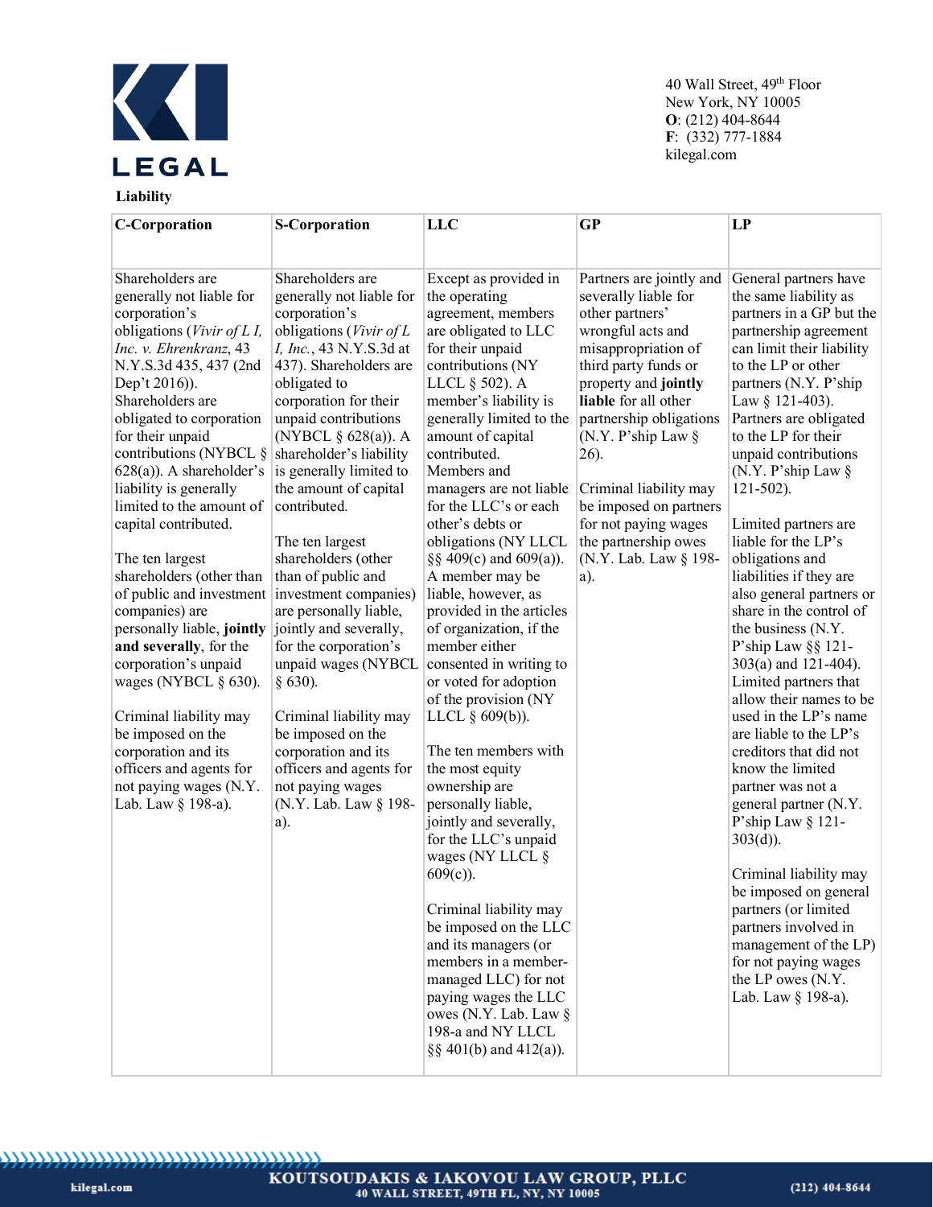**Liability**

| C-Corporation | S-Corporation | LLC | GP | LP |
|---|---|---|---|---|
| Shareholders are generally not liable for corporation's obligations (*Vivir of L I, Inc. v. Ehrenkranz*, 43 N.Y.S.3d 435, 437 (2nd Dep't 2016)). Shareholders are obligated to corporation for their unpaid contributions (NYBCL § 628(a)). A shareholder's liability is generally limited to the amount of capital contributed.<br><br>The ten largest shareholders (other than of public and investment companies) are personally liable, **jointly and severally**, for the corporation's unpaid wages (NYBCL § 630).<br><br>Criminal liability may be imposed on the corporation and its officers and agents for not paying wages (N.Y. Lab. Law § 198-a). | Shareholders are generally not liable for corporation's obligations (*Vivir of L I, Inc.*, 43 N.Y.S.3d at 437). Shareholders are obligated to corporation for their unpaid contributions (NYBCL § 628(a)). A shareholder's liability is generally limited to the amount of capital contributed.<br><br>The ten largest shareholders (other than of public and investment companies) are personally liable, jointly and severally, for the corporation's unpaid wages (NYBCL § 630).<br><br>Criminal liability may be imposed on the corporation and its officers and agents for not paying wages (N.Y. Lab. Law § 198-a). | Except as provided in the operating agreement, members are obligated to LLC for their unpaid contributions (NY LLCL § 502). A member's liability is generally limited to the amount of capital contributed. Members and managers are not liable for the LLC's or each other's debts or obligations (NY LLCL §§ 409(c) and 609(a)). A member may be liable, however, as provided in the articles of organization, if the member either consented in writing to or voted for adoption of the provision (NY LLCL § 609(b)).<br><br>The ten members with the most equity ownership are personally liable, jointly and severally, for the LLC's unpaid wages (NY LLCL § 609(c)).<br><br>Criminal liability may be imposed on the LLC and its managers (or members in a member-managed LLC) for not paying wages the LLC owes (N.Y. Lab. Law § 198-a and NY LLCL §§ 401(b) and 412(a)). | Partners are jointly and severally liable for other partners' wrongful acts and misappropriation of third party funds or property and **jointly liable** for all other partnership obligations (N.Y. P'ship Law § 26).<br><br>Criminal liability may be imposed on partners for not paying wages the partnership owes (N.Y. Lab. Law § 198-a). | General partners have the same liability as partners in a GP but the partnership agreement can limit their liability to the LP or other partners (N.Y. P'ship Law § 121-403). Partners are obligated to the LP for their unpaid contributions (N.Y. P'ship Law § 121-502).<br><br>Limited partners are liable for the LP's obligations and liabilities if they are also general partners or share in the control of the business (N.Y. P'ship Law §§ 121-303(a) and 121-404). Limited partners that allow their names to be used in the LP's name are liable to the LP's creditors that did not know the limited partner was not a general partner (N.Y. P'ship Law § 121-303(d)).<br><br>Criminal liability may be imposed on general partners (or limited partners involved in management of the LP) for not paying wages the LP owes (N.Y. Lab. Law § 198-a). |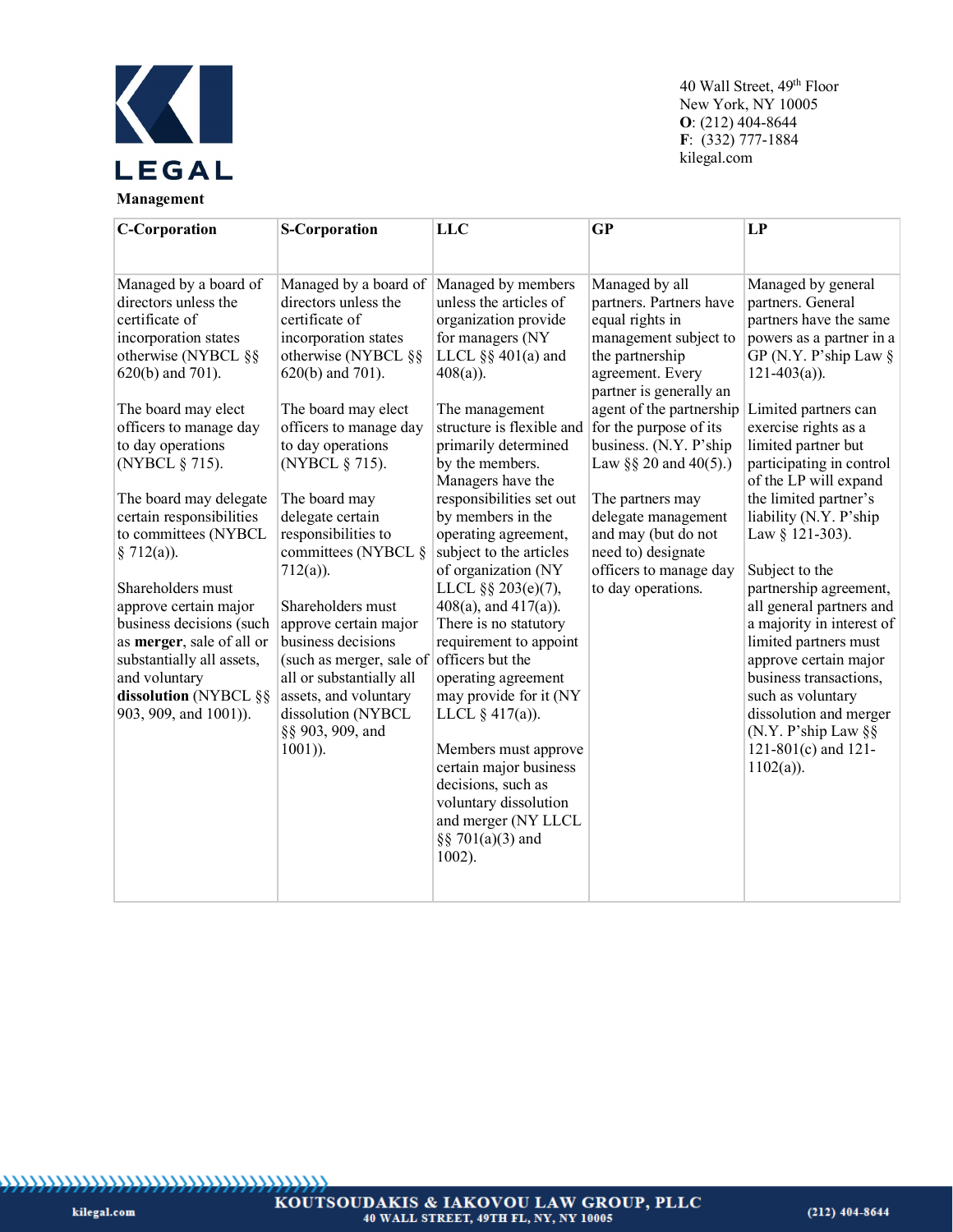**Management**

| C-Corporation | S-Corporation | LLC | GP | LP |
|---|---|---|---|---|
| Managed by a board of directors unless the certificate of incorporation states otherwise (NYBCL §§ 620(b) and 701).<br><br>The board may elect officers to manage day to day operations (NYBCL § 715).<br><br>The board may delegate certain responsibilities to committees (NYBCL § 712(a)).<br><br>Shareholders must approve certain major business decisions (such as **merger**, sale of all or substantially all assets, and voluntary **dissolution** (NYBCL §§ 903, 909, and 1001)). | Managed by a board of directors unless the certificate of incorporation states otherwise (NYBCL §§ 620(b) and 701).<br><br>The board may elect officers to manage day to day operations (NYBCL § 715).<br><br>The board may delegate certain responsibilities to committees (NYBCL § 712(a)).<br><br>Shareholders must approve certain major business decisions (such as merger, sale of all or substantially all assets, and voluntary dissolution (NYBCL §§ 903, 909, and 1001)). | Managed by members unless the articles of organization provide for managers (NY LLCL §§ 401(a) and 408(a)).<br><br>The management structure is flexible and primarily determined by the members. Managers have the responsibilities set out by members in the operating agreement, subject to the articles of organization (NY LLCL §§ 203(e)(7), 408(a), and 417(a)). There is no statutory requirement to appoint officers but the operating agreement may provide for it (NY LLCL § 417(a)).<br><br>Members must approve certain major business decisions, such as voluntary dissolution and merger (NY LLCL §§ 701(a)(3) and 1002). | Managed by all partners. Partners have equal rights in management subject to the partnership agreement. Every partner is generally an agent of the partnership for the purpose of its business. (N.Y. P'ship Law §§ 20 and 40(5).)<br><br>The partners may delegate management and may (but do not need to) designate officers to manage day to day operations. | Managed by general partners. General partners have the same powers as a partner in a GP (N.Y. P'ship Law § 121-403(a)).<br><br>Limited partners can exercise rights as a limited partner but participating in control of the LP will expand the limited partner's liability (N.Y. P'ship Law § 121-303).<br><br>Subject to the partnership agreement, all general partners and a majority in interest of limited partners must approve certain major business transactions, such as voluntary dissolution and merger (N.Y. P'ship Law §§ 121-801(c) and 121-1102(a)). |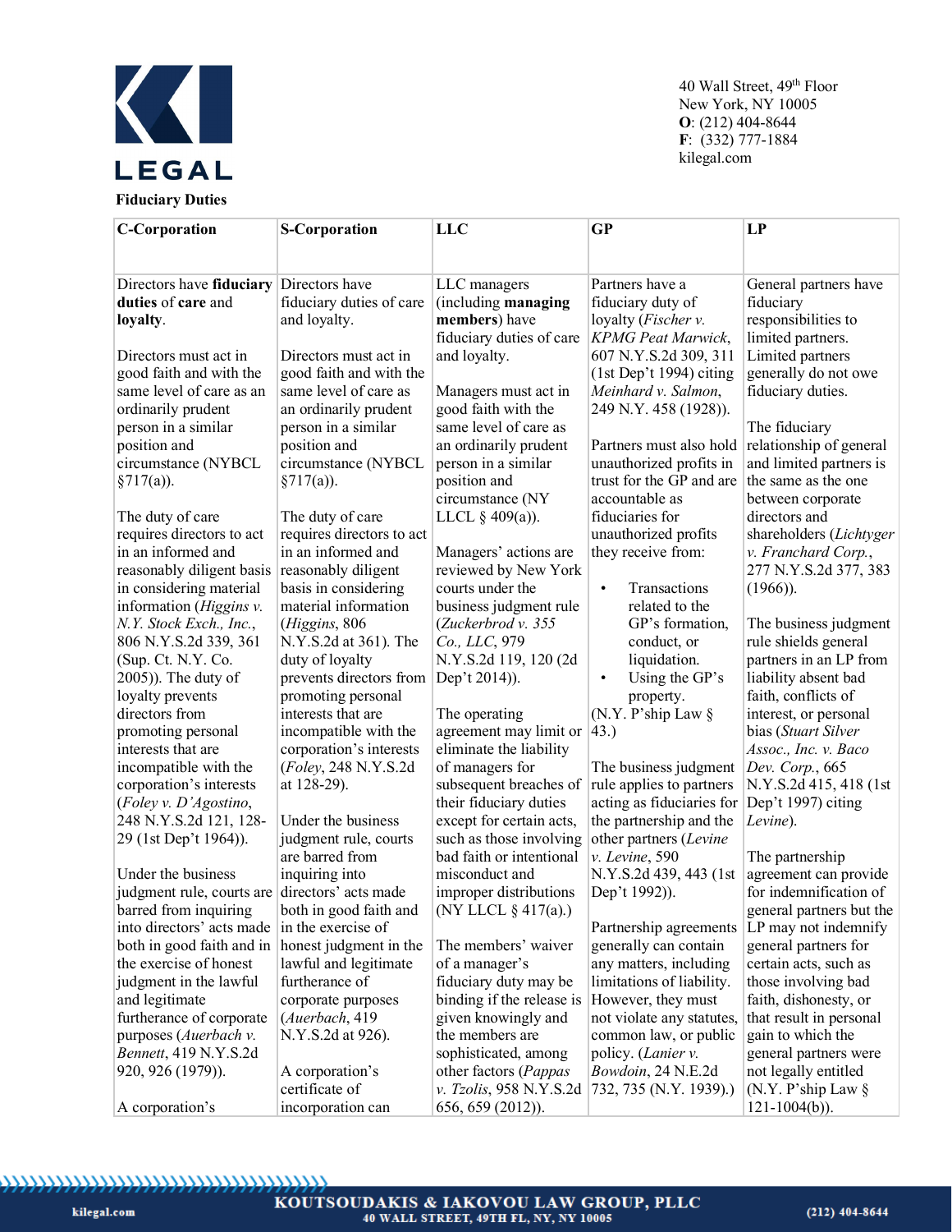**Fiduciary Duties**

| C-Corporation | S-Corporation | LLC | GP | LP |
|---|---|---|---|---|
| Directors have **fiduciary duties** of **care** and **loyalty**.<br><br>Directors must act in good faith and with the same level of care as an ordinarily prudent person in a similar position and circumstance (NYBCL §717(a)).<br><br>The duty of care requires directors to act in an informed and reasonably diligent basis in considering material information (*Higgins v. N.Y. Stock Exch., Inc.*, 806 N.Y.S.2d 339, 361 (Sup. Ct. N.Y. Co. 2005)). The duty of loyalty prevents directors from promoting personal interests that are incompatible with the corporation's interests (*Foley v. D'Agostino*, 248 N.Y.S.2d 121, 128-29 (1st Dep't 1964)).<br><br>Under the business judgment rule, courts are barred from inquiring into directors' acts made both in good faith and in the exercise of honest judgment in the lawful and legitimate furtherance of corporate purposes (*Auerbach v. Bennett*, 419 N.Y.S.2d 920, 926 (1979)).<br><br>A corporation's | Directors have fiduciary duties of care and loyalty.<br><br>Directors must act in good faith and with the same level of care as an ordinarily prudent person in a similar position and circumstance (NYBCL §717(a)).<br><br>The duty of care requires directors to act in an informed and reasonably diligent basis in considering material information (*Higgins*, 806 N.Y.S.2d at 361). The duty of loyalty prevents directors from promoting personal interests that are incompatible with the corporation's interests (*Foley*, 248 N.Y.S.2d at 128-29).<br><br>Under the business judgment rule, courts are barred from inquiring into directors' acts made both in good faith and in the exercise of honest judgment in the lawful and legitimate furtherance of corporate purposes (*Auerbach*, 419 N.Y.S.2d at 926).<br><br>A corporation's certificate of incorporation can | LLC managers (including **managing members**) have fiduciary duties of care and loyalty.<br><br>Managers must act in good faith with the same level of care as an ordinarily prudent person in a similar position and circumstance (NY LLCL § 409(a)).<br><br>Managers' actions are reviewed by New York courts under the business judgment rule (*Zuckerbrod v. 355 Co., LLC*, 979 N.Y.S.2d 119, 120 (2d Dep't 2014)).<br><br>The operating agreement may limit or eliminate the liability of managers for subsequent breaches of their fiduciary duties except for certain acts, such as those involving bad faith or intentional misconduct and improper distributions (NY LLCL § 417(a).)<br><br>The members' waiver of a manager's fiduciary duty may be binding if the release is given knowingly and the members are sophisticated, among other factors (*Pappas v. Tzolis*, 958 N.Y.S.2d 656, 659 (2012)). | Partners have a fiduciary duty of loyalty (*Fischer v. KPMG Peat Marwick*, 607 N.Y.S.2d 309, 311 (1st Dep't 1994) citing *Meinhard v. Salmon*, 249 N.Y. 458 (1928)).<br><br>Partners must also hold unauthorized profits in trust for the GP and are accountable as fiduciaries for unauthorized profits they receive from:<br>• Transactions related to the GP's formation, conduct, or liquidation.<br>• Using the GP's property.<br>(N.Y. P'ship Law § 43.)<br><br>The business judgment rule applies to partners acting as fiduciaries for the partnership and the other partners (*Levine v. Levine*, 590 N.Y.S.2d 439, 443 (1st Dep't 1992)).<br><br>Partnership agreements generally can contain any matters, including limitations of liability. However, they must not violate any statutes, common law, or public policy. (*Lanier v. Bowdoin*, 24 N.E.2d 732, 735 (N.Y. 1939).) | General partners have fiduciary responsibilities to limited partners. Limited partners generally do not owe fiduciary duties.<br><br>The fiduciary relationship of general and limited partners is the same as the one between corporate directors and shareholders (*Lichtyger v. Franchard Corp.*, 277 N.Y.S.2d 377, 383 (1966)).<br><br>The business judgment rule shields general partners in an LP from liability absent bad faith, conflicts of interest, or personal bias (*Stuart Silver Assoc., Inc. v. Baco Dev. Corp.*, 665 N.Y.S.2d 415, 418 (1st Dep't 1997) citing *Levine*).<br><br>The partnership agreement can provide for indemnification of general partners but the LP may not indemnify general partners for certain acts, such as those involving bad faith, dishonesty, or that result in personal gain to which the general partners were not legally entitled (N.Y. P'ship Law § 121-1004(b)). |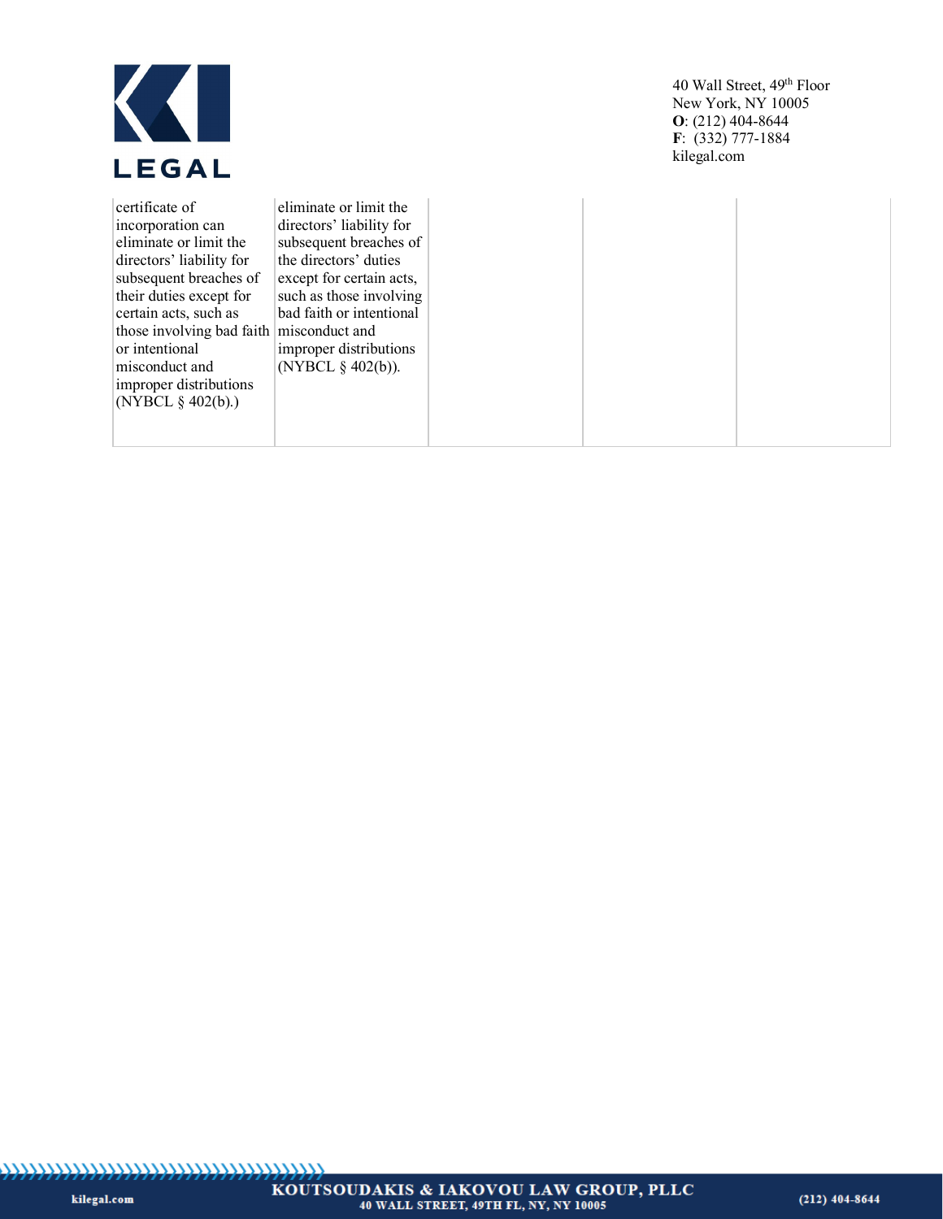| | | | | |
|---|---|---|---|---|
| certificate of incorporation can eliminate or limit the directors' liability for subsequent breaches of their duties except for certain acts, such as those involving bad faith or intentional misconduct and improper distributions (NYBCL § 402(b).) | eliminate or limit the directors' liability for subsequent breaches of the directors' duties except for certain acts, such as those involving bad faith or intentional misconduct and improper distributions (NYBCL § 402(b)). | | | |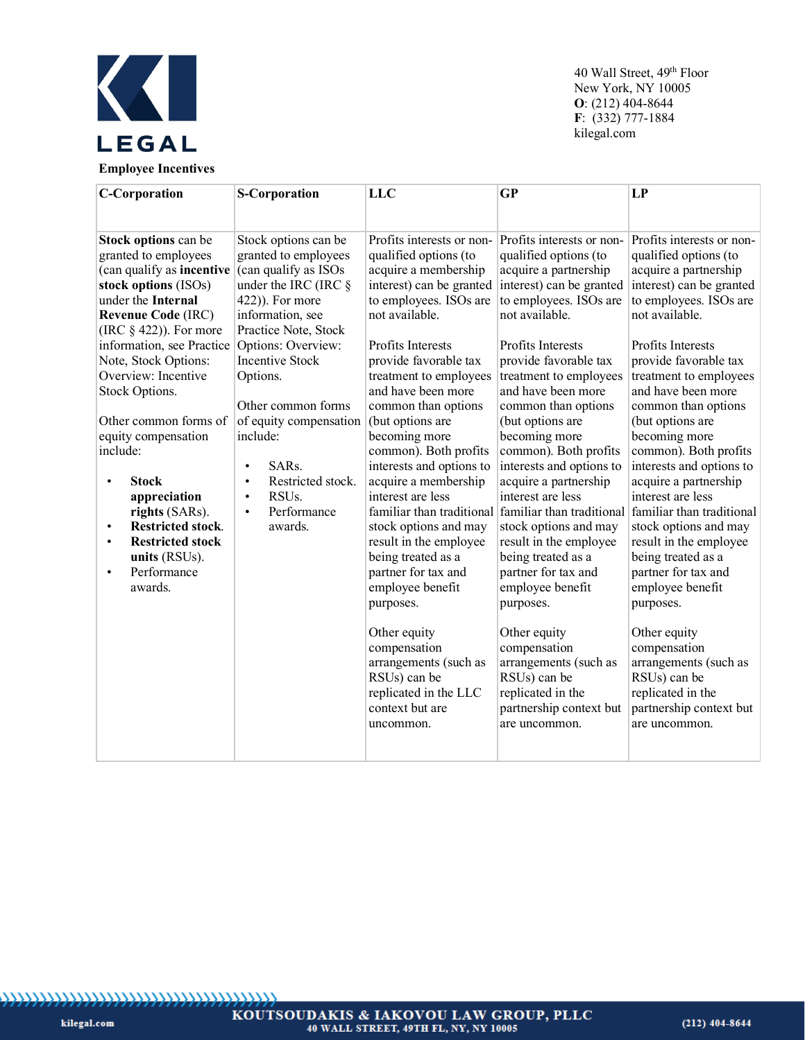**Employee Incentives**

| C-Corporation | S-Corporation | LLC | GP | LP |
|---|---|---|---|---|
| **Stock options** can be granted to employees (can qualify as **incentive stock options** (ISOs) under the **Internal Revenue Code** (IRC) (IRC § 422)). For more information, see Practice Note, Stock Options: Overview: Incentive Stock Options.<br><br>Other common forms of equity compensation include:<br><br>• **Stock appreciation rights** (SARs).<br>• **Restricted stock**.<br>• **Restricted stock units** (RSUs).<br>• Performance awards. | Stock options can be granted to employees (can qualify as ISOs under the IRC (IRC § 422)). For more information, see Practice Note, Stock Options: Overview: Incentive Stock Options.<br><br>Other common forms of equity compensation include:<br><br>• SARs.<br>• Restricted stock.<br>• RSUs.<br>• Performance awards. | Profits interests or non-qualified options (to acquire a membership interest) can be granted to employees. ISOs are not available.<br><br>Profits Interests provide favorable tax treatment to employees and have been more common than options (but options are becoming more common). Both profits interests and options to acquire a membership interest are less familiar than traditional stock options and may result in the employee being treated as a partner for tax and employee benefit purposes.<br><br>Other equity compensation arrangements (such as RSUs) can be replicated in the LLC context but are uncommon. | Profits interests or non-qualified options (to acquire a partnership interest) can be granted to employees. ISOs are not available.<br><br>Profits Interests provide favorable tax treatment to employees and have been more common than options (but options are becoming more common). Both profits interests and options to acquire a partnership interest are less familiar than traditional stock options and may result in the employee being treated as a partner for tax and employee benefit purposes.<br><br>Other equity compensation arrangements (such as RSUs) can be replicated in the partnership context but are uncommon. | Profits interests or non-qualified options (to acquire a partnership interest) can be granted to employees. ISOs are not available.<br><br>Profits Interests provide favorable tax treatment to employees and have been more common than options (but options are becoming more common). Both profits interests and options to acquire a partnership interest are less familiar than traditional stock options and may result in the employee being treated as a partner for tax and employee benefit purposes.<br><br>Other equity compensation arrangements (such as RSUs) can be replicated in the partnership context but are uncommon. |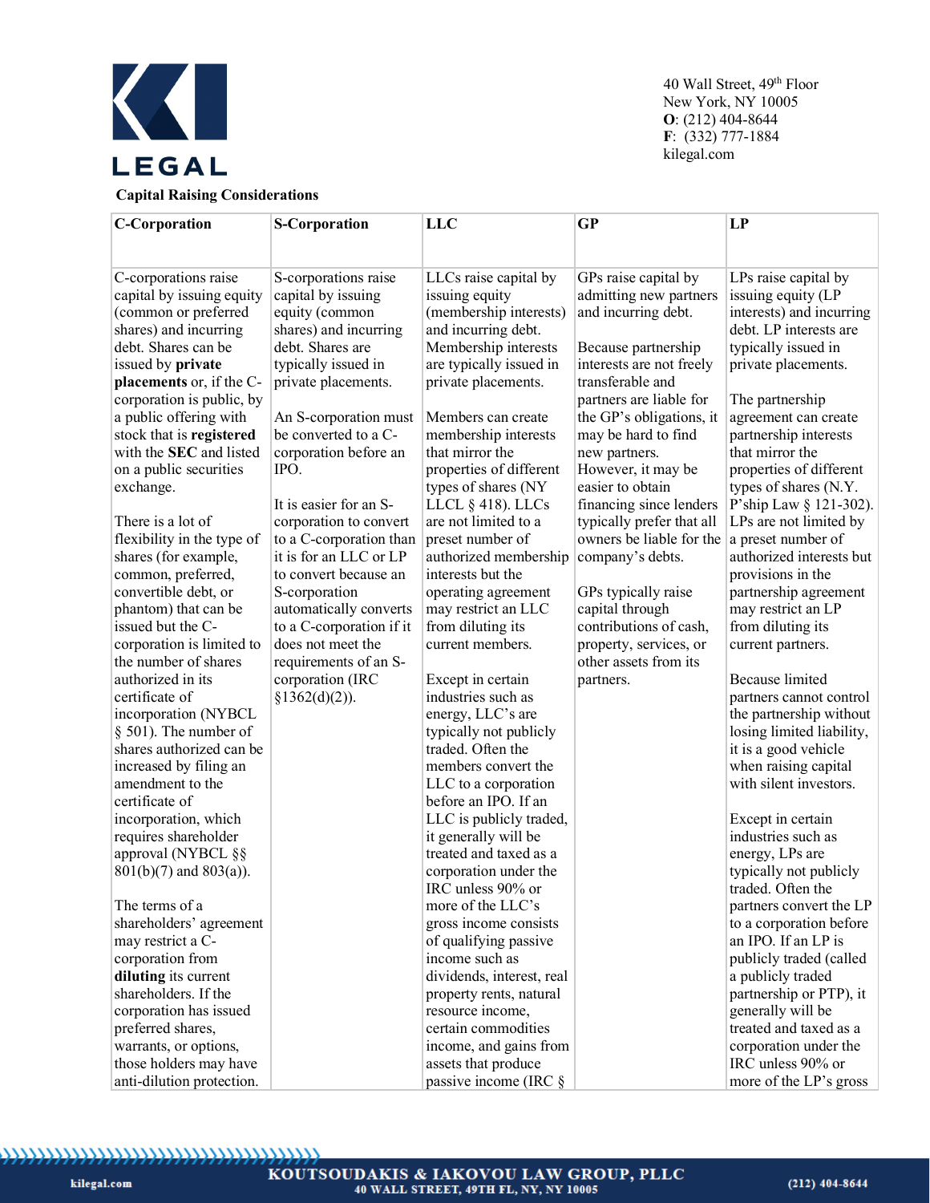**Capital Raising Considerations**

| C-Corporation | S-Corporation | LLC | GP | LP |
|---|---|---|---|---|
| C-corporations raise capital by issuing equity (common or preferred shares) and incurring debt. Shares can be issued by **private placements** or, if the C-corporation is public, by a public offering with stock that is **registered** with the **SEC** and listed on a public securities exchange.<br><br>There is a lot of flexibility in the type of shares (for example, common, preferred, convertible debt, or phantom) that can be issued but the C-corporation is limited to the number of shares authorized in its certificate of incorporation (NYBCL § 501). The number of shares authorized can be increased by filing an amendment to the certificate of incorporation, which requires shareholder approval (NYBCL §§ 801(b)(7) and 803(a)).<br><br>The terms of a shareholders' agreement may restrict a C-corporation from **diluting** its current shareholders. If the corporation has issued preferred shares, warrants, or options, those holders may have anti-dilution protection. | S-corporations raise capital by issuing equity (common shares) and incurring debt. Shares are typically issued in private placements.<br><br>An S-corporation must be converted to a C-corporation before an IPO.<br><br>It is easier for an S-corporation to convert to a C-corporation than it is for an LLC or LP to convert because an S-corporation automatically converts to a C-corporation if it does not meet the requirements of an S-corporation (IRC §1362(d)(2)). | LLCs raise capital by issuing equity (membership interests) and incurring debt. Membership interests are typically issued in private placements.<br><br>Members can create membership interests that mirror the properties of different types of shares (NY LLCL § 418). LLCs are not limited to a preset number of authorized membership interests but the operating agreement may restrict an LLC from diluting its current members.<br><br>Except in certain industries such as energy, LLC's are typically not publicly traded. Often the members convert the LLC to a corporation before an IPO. If an LLC is publicly traded, it generally will be treated and taxed as a corporation under the IRC unless 90% or more of the LLC's gross income consists of qualifying passive income such as dividends, interest, real property rents, natural resource income, certain commodities income, and gains from assets that produce passive income (IRC § | GPs raise capital by admitting new partners and incurring debt.<br><br>Because partnership interests are not freely transferable and partners are liable for the GP's obligations, it may be hard to find new partners. However, it may be easier to obtain financing since lenders typically prefer that all owners be liable for the company's debts.<br><br>GPs typically raise capital through contributions of cash, property, services, or other assets from its partners. | LPs raise capital by issuing equity (LP interests) and incurring debt. LP interests are typically issued in private placements.<br><br>The partnership agreement can create partnership interests that mirror the properties of different types of shares (N.Y. P'ship Law § 121-302). LPs are not limited by a preset number of authorized interests but provisions in the partnership agreement may restrict an LP from diluting its current partners.<br><br>Because limited partners cannot control the partnership without losing limited liability, it is a good vehicle when raising capital with silent investors.<br><br>Except in certain industries such as energy, LPs are typically not publicly traded. Often the partners convert the LP to a corporation before an IPO. If an LP is publicly traded (called a publicly traded partnership or PTP), it generally will be treated and taxed as a corporation under the IRC unless 90% or more of the LP's gross |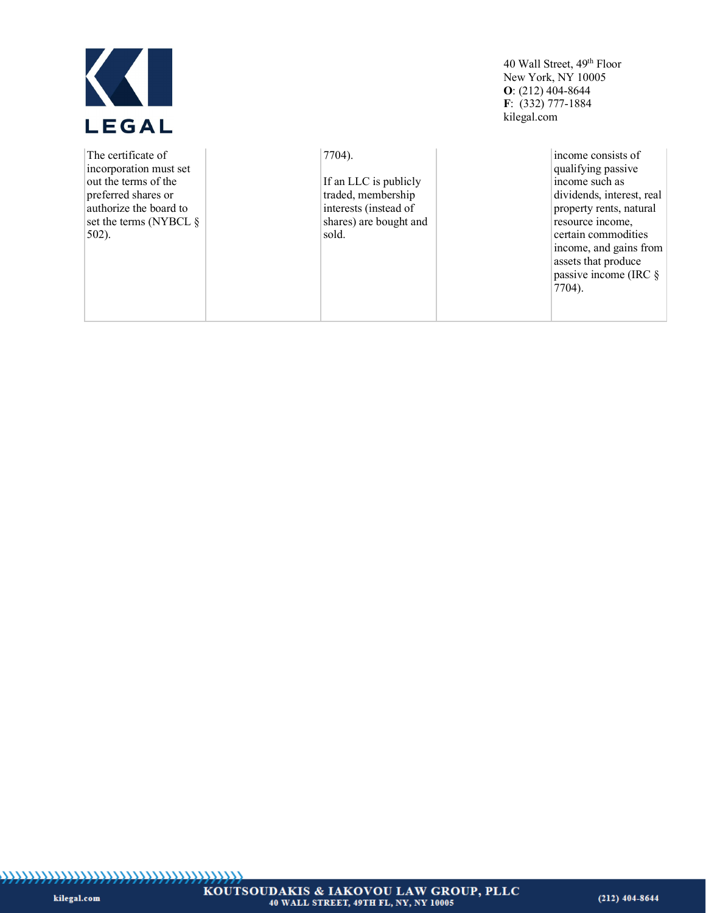| | | | | |
|---|---|---|---|---|
| The certificate of incorporation must set out the terms of the preferred shares or authorize the board to set the terms (NYBCL § 502). | | 7704).<br><br>If an LLC is publicly traded, membership interests (instead of shares) are bought and sold. | | income consists of qualifying passive income such as dividends, interest, real property rents, natural resource income, certain commodities income, and gains from assets that produce passive income (IRC § 7704). |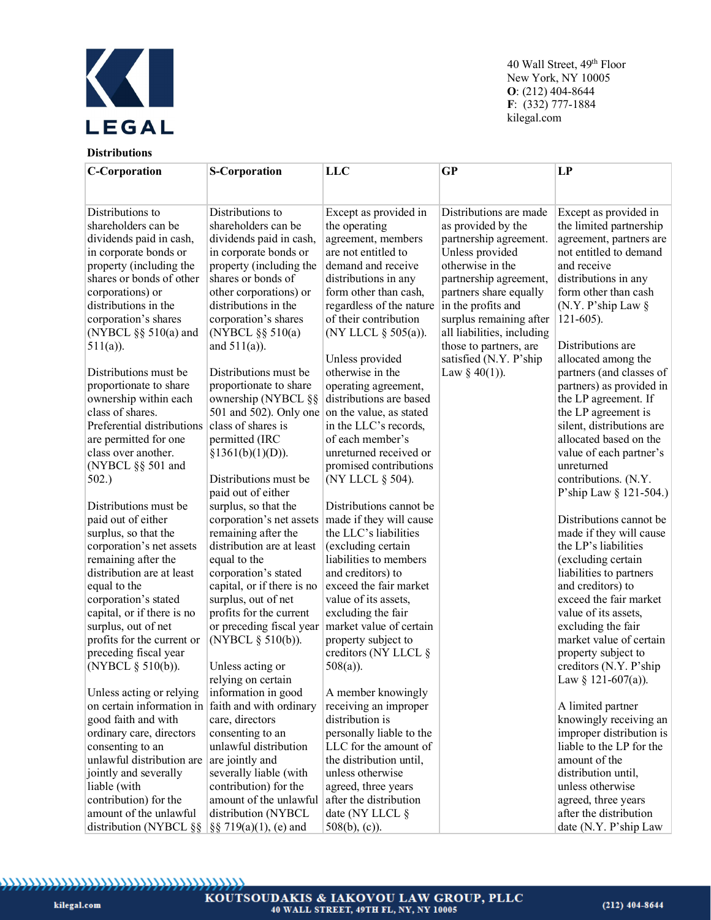**Distributions**

| C-Corporation | S-Corporation | LLC | GP | LP |
|---|---|---|---|---|
| Distributions to shareholders can be dividends paid in cash, in corporate bonds or property (including the shares or bonds of other corporations) or distributions in the corporation's shares (NYBCL §§ 510(a) and 511(a)).<br><br>Distributions must be proportionate to share ownership within each class of shares. Preferential distributions are permitted for one class over another. (NYBCL §§ 501 and 502.)<br><br>Distributions must be paid out of either surplus, so that the corporation's net assets remaining after the distribution are at least equal to the corporation's stated capital, or if there is no surplus, out of net profits for the current or preceding fiscal year (NYBCL § 510(b)).<br><br>Unless acting or relying on certain information in good faith and with ordinary care, directors consenting to an unlawful distribution are jointly and severally liable (with contribution) for the amount of the unlawful distribution (NYBCL §§ | Distributions to shareholders can be dividends paid in cash, in corporate bonds or property (including the shares or bonds of other corporations) or distributions in the corporation's shares (NYBCL §§ 510(a) and 511(a)).<br><br>Distributions must be proportionate to share ownership (NYBCL §§ 501 and 502). Only one class of shares is permitted (IRC §1361(b)(1)(D)).<br><br>Distributions must be paid out of either surplus, so that the corporation's net assets remaining after the distribution are at least equal to the corporation's stated capital, or if there is no surplus, out of net profits for the current or preceding fiscal year (NYBCL § 510(b)).<br><br>Unless acting or relying on certain information in good faith and with ordinary care, directors consenting to an unlawful distribution are jointly and severally liable (with contribution) for the amount of the unlawful distribution (NYBCL §§ 719(a)(1), (e) and | Except as provided in the operating agreement, members are not entitled to demand and receive distributions in any form other than cash, regardless of the nature of their contribution (NY LLCL § 505(a)).<br><br>Unless provided otherwise in the operating agreement, distributions are based on the value, as stated in the LLC's records, of each member's unreturned received or promised contributions (NY LLCL § 504).<br><br>Distributions cannot be made if they will cause the LLC's liabilities (excluding certain liabilities to members and creditors) to exceed the fair market value of its assets, excluding the fair market value of certain property subject to creditors (NY LLCL § 508(a)).<br><br>A member knowingly receiving an improper distribution is personally liable to the LLC for the amount of the distribution until, unless otherwise agreed, three years after the distribution date (NY LLCL § 508(b), (c)). | Distributions are made as provided by the partnership agreement. Unless provided otherwise in the partnership agreement, partners share equally in the profits and surplus remaining after all liabilities, including those to partners, are satisfied (N.Y. P'ship Law § 40(1)). | Except as provided in the limited partnership agreement, partners are not entitled to demand and receive distributions in any form other than cash (N.Y. P'ship Law § 121-605).<br><br>Distributions are allocated among the partners (and classes of partners) as provided in the LP agreement. If the LP agreement is silent, distributions are allocated based on the value of each partner's unreturned contributions. (N.Y. P'ship Law § 121-504.)<br><br>Distributions cannot be made if they will cause the LP's liabilities (excluding certain liabilities to partners and creditors) to exceed the fair market value of its assets, excluding the fair market value of certain property subject to creditors (N.Y. P'ship Law § 121-607(a)).<br><br>A limited partner knowingly receiving an improper distribution is liable to the LP for the amount of the distribution until, unless otherwise agreed, three years after the distribution date (N.Y. P'ship Law |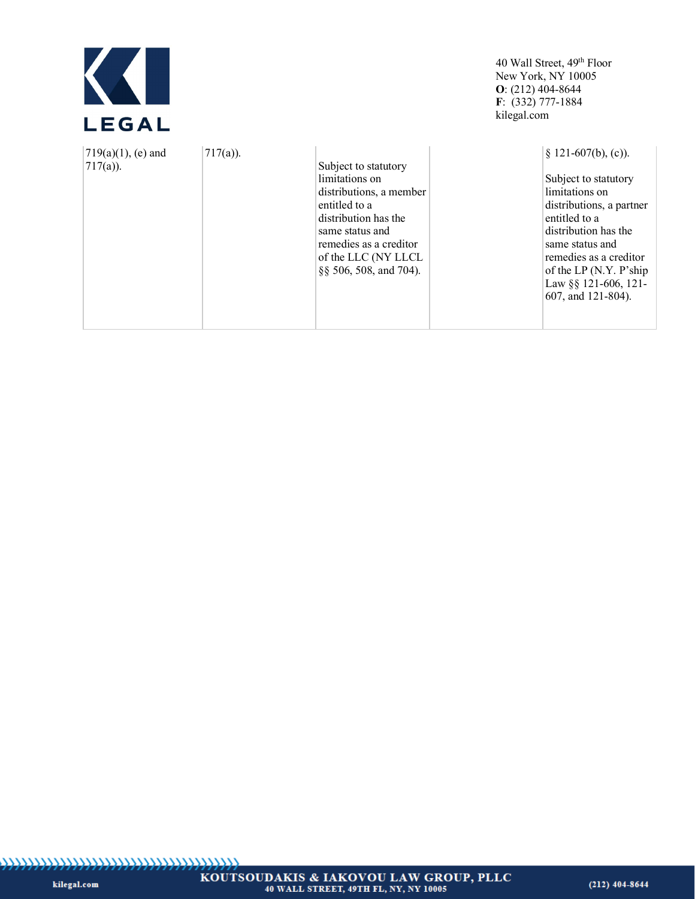| | | | | |
|---|---|---|---|---|
| 719(a)(1), (e) and 717(a)). | 717(a)). | Subject to statutory limitations on distributions, a member entitled to a distribution has the same status and remedies as a creditor of the LLC (NY LLCL §§ 506, 508, and 704). | | § 121-607(b), (c)).<br><br>Subject to statutory limitations on distributions, a partner entitled to a distribution has the same status and remedies as a creditor of the LP (N.Y. P'ship Law §§ 121-606, 121-607, and 121-804). |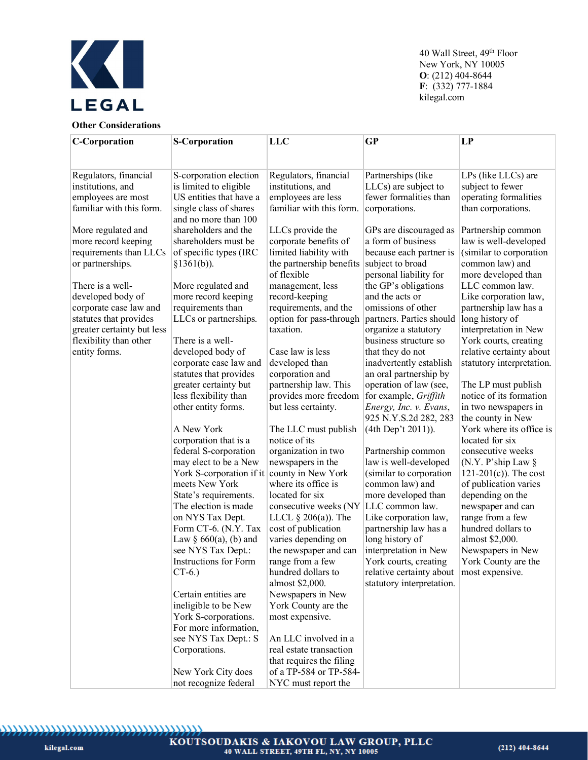**Other Considerations**

| C-Corporation | S-Corporation | LLC | GP | LP |
|---|---|---|---|---|
| Regulators, financial institutions, and employees are most familiar with this form.<br><br>More regulated and more record keeping requirements than LLCs or partnerships.<br><br>There is a well-developed body of corporate case law and statutes that provides greater certainty but less flexibility than other entity forms. | S-corporation election is limited to eligible US entities that have a single class of shares and no more than 100 shareholders and the shareholders must be of specific types (IRC §1361(b)).<br><br>More regulated and more record keeping requirements than LLCs or partnerships.<br><br>There is a well-developed body of corporate case law and statutes that provides greater certainty but less flexibility than other entity forms.<br><br>A New York corporation that is a federal S-corporation may elect to be a New York S-corporation if it meets New York State's requirements. The election is made on NYS Tax Dept. Form CT-6. (N.Y. Tax Law § 660(a), (b) and see NYS Tax Dept.: Instructions for Form CT-6.)<br><br>Certain entities are ineligible to be New York S-corporations. For more information, see NYS Tax Dept.: S Corporations.<br><br>New York City does not recognize federal | Regulators, financial institutions, and employees are less familiar with this form.<br><br>LLCs provide the corporate benefits of limited liability with the partnership benefits of flexible management, less record-keeping requirements, and the option for pass-through taxation.<br><br>Case law is less developed than corporation and partnership law. This provides more freedom but less certainty.<br><br>The LLC must publish notice of its organization in two newspapers in the county in New York where its office is located for six consecutive weeks (NY LLCL § 206(a)). The cost of publication varies depending on the newspaper and can range from a few hundred dollars to almost $2,000. Newspapers in New York County are the most expensive.<br><br>An LLC involved in a real estate transaction that requires the filing of a TP-584 or TP-584-NYC must report the | Partnerships (like LLCs) are subject to fewer formalities than corporations.<br><br>GPs are discouraged as a form of business because each partner is subject to broad personal liability for the GP's obligations and the acts or omissions of other partners. Parties should organize a statutory business structure so that they do not inadvertently establish an oral partnership by operation of law (see, for example, *Griffith Energy, Inc. v. Evans*, 925 N.Y.S.2d 282, 283 (4th Dep't 2011)).<br><br>Partnership common law is well-developed (similar to corporation common law) and more developed than LLC common law. Like corporation law, partnership law has a long history of interpretation in New York courts, creating relative certainty about statutory interpretation. | LPs (like LLCs) are subject to fewer operating formalities than corporations.<br><br>Partnership common law is well-developed (similar to corporation common law) and more developed than LLC common law. Like corporation law, partnership law has a long history of interpretation in New York courts, creating relative certainty about statutory interpretation.<br><br>The LP must publish notice of its formation in two newspapers in the county in New York where its office is located for six consecutive weeks (N.Y. P'ship Law § 121-201(c)). The cost of publication varies depending on the newspaper and can range from a few hundred dollars to almost $2,000. Newspapers in New York County are the most expensive. |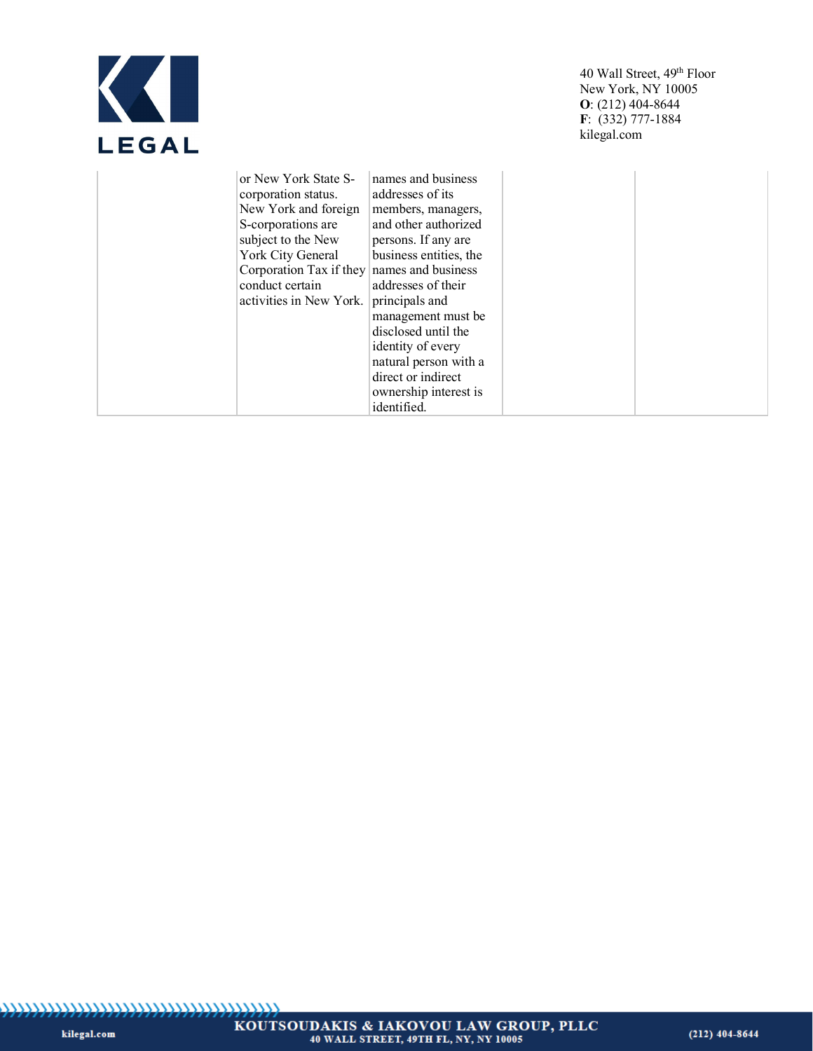|  |  |  |  |  |
|---|---|---|---|---|
|  | or New York State S-corporation status. New York and foreign S-corporations are subject to the New York City General Corporation Tax if they conduct certain activities in New York. | names and business addresses of its members, managers, and other authorized persons. If any are business entities, the names and business addresses of their principals and management must be disclosed until the identity of every natural person with a direct or indirect ownership interest is identified. |  |  |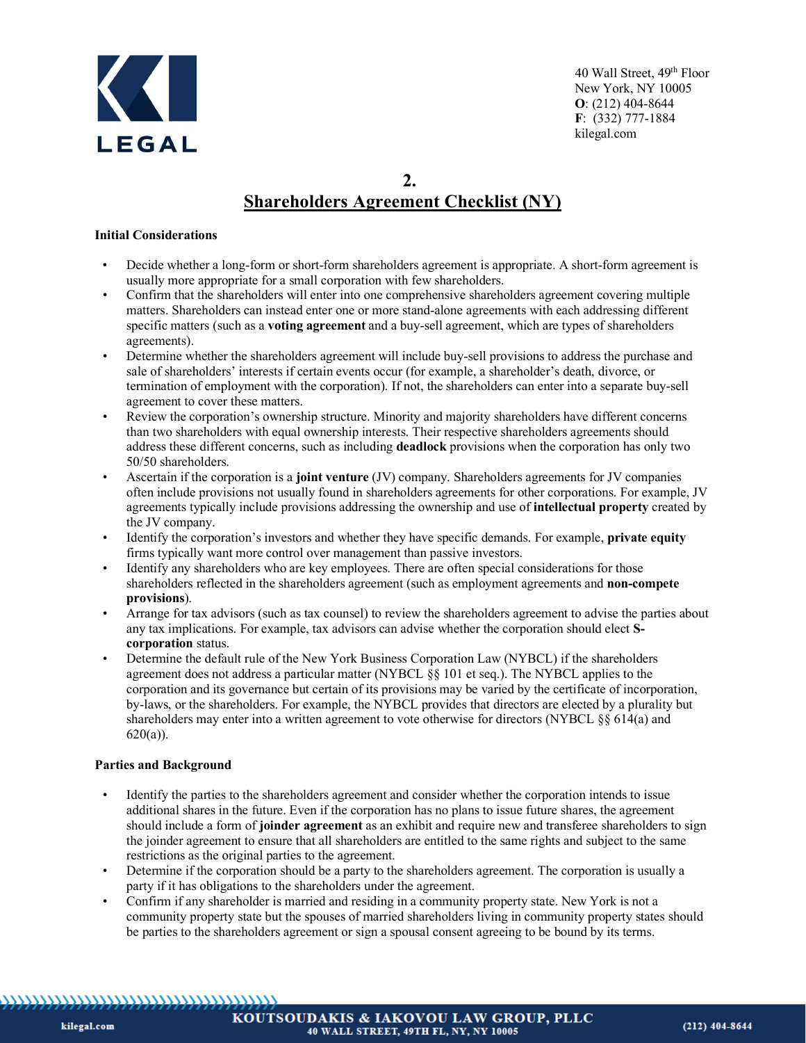## 2.
## Shareholders Agreement Checklist (NY)

**Initial Considerations**

- Decide whether a long-form or short-form shareholders agreement is appropriate. A short-form agreement is usually more appropriate for a small corporation with few shareholders.
- Confirm that the shareholders will enter into one comprehensive shareholders agreement covering multiple matters. Shareholders can instead enter one or more stand-alone agreements with each addressing different specific matters (such as a **voting agreement** and a buy-sell agreement, which are types of shareholders agreements).
- Determine whether the shareholders agreement will include buy-sell provisions to address the purchase and sale of shareholders' interests if certain events occur (for example, a shareholder's death, divorce, or termination of employment with the corporation). If not, the shareholders can enter into a separate buy-sell agreement to cover these matters.
- Review the corporation's ownership structure. Minority and majority shareholders have different concerns than two shareholders with equal ownership interests. Their respective shareholders agreements should address these different concerns, such as including **deadlock** provisions when the corporation has only two 50/50 shareholders.
- Ascertain if the corporation is a **joint venture** (JV) company. Shareholders agreements for JV companies often include provisions not usually found in shareholders agreements for other corporations. For example, JV agreements typically include provisions addressing the ownership and use of **intellectual property** created by the JV company.
- Identify the corporation's investors and whether they have specific demands. For example, **private equity** firms typically want more control over management than passive investors.
- Identify any shareholders who are key employees. There are often special considerations for those shareholders reflected in the shareholders agreement (such as employment agreements and **non-compete provisions**).
- Arrange for tax advisors (such as tax counsel) to review the shareholders agreement to advise the parties about any tax implications. For example, tax advisors can advise whether the corporation should elect **S-corporation** status.
- Determine the default rule of the New York Business Corporation Law (NYBCL) if the shareholders agreement does not address a particular matter (NYBCL §§ 101 et seq.). The NYBCL applies to the corporation and its governance but certain of its provisions may be varied by the certificate of incorporation, by-laws, or the shareholders. For example, the NYBCL provides that directors are elected by a plurality but shareholders may enter into a written agreement to vote otherwise for directors (NYBCL §§ 614(a) and 620(a)).

**Parties and Background**

- Identify the parties to the shareholders agreement and consider whether the corporation intends to issue additional shares in the future. Even if the corporation has no plans to issue future shares, the agreement should include a form of **joinder agreement** as an exhibit and require new and transferee shareholders to sign the joinder agreement to ensure that all shareholders are entitled to the same rights and subject to the same restrictions as the original parties to the agreement.
- Determine if the corporation should be a party to the shareholders agreement. The corporation is usually a party if it has obligations to the shareholders under the agreement.
- Confirm if any shareholder is married and residing in a community property state. New York is not a community property state but the spouses of married shareholders living in community property states should be parties to the shareholders agreement or sign a spousal consent agreeing to be bound by its terms.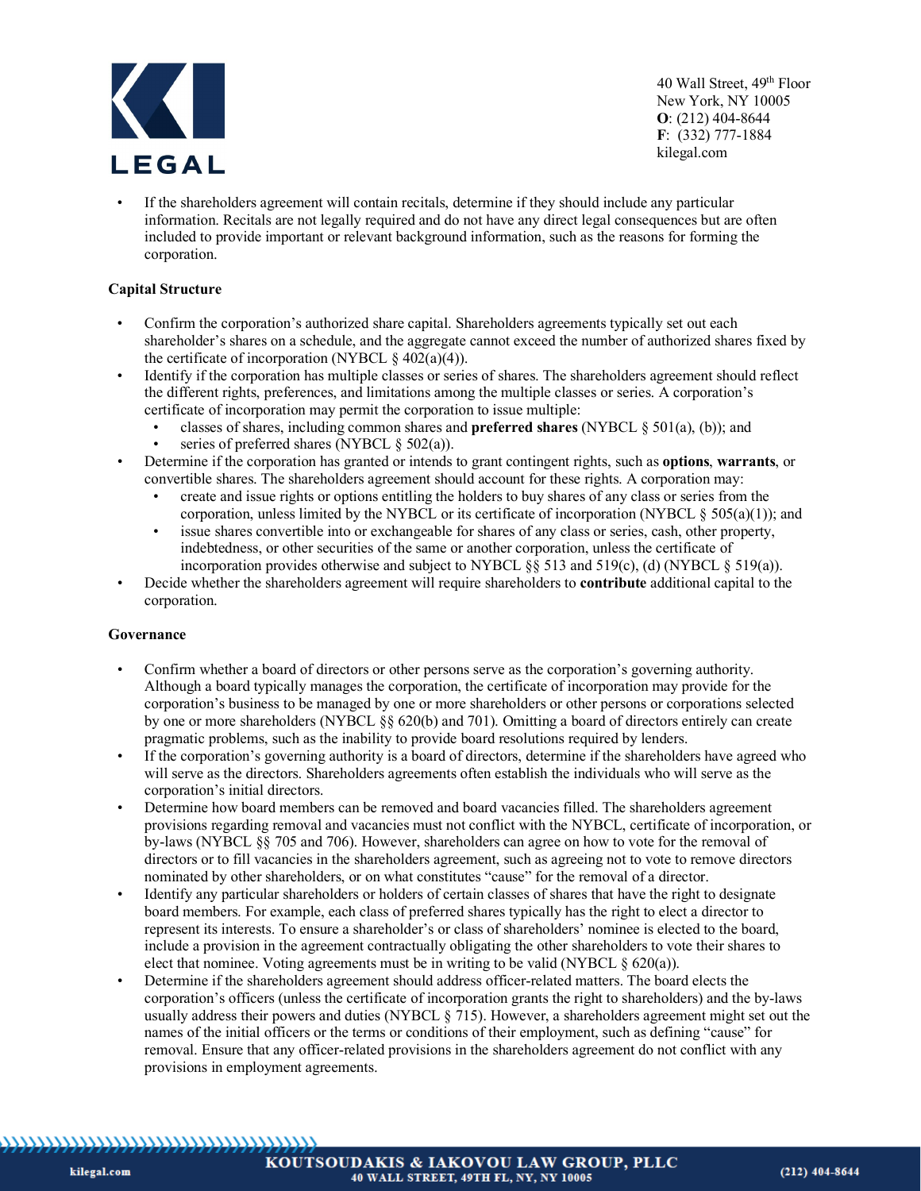- If the shareholders agreement will contain recitals, determine if they should include any particular information. Recitals are not legally required and do not have any direct legal consequences but are often included to provide important or relevant background information, such as the reasons for forming the corporation.

**Capital Structure**

- Confirm the corporation's authorized share capital. Shareholders agreements typically set out each shareholder's shares on a schedule, and the aggregate cannot exceed the number of authorized shares fixed by the certificate of incorporation (NYBCL § 402(a)(4)).
- Identify if the corporation has multiple classes or series of shares. The shareholders agreement should reflect the different rights, preferences, and limitations among the multiple classes or series. A corporation's certificate of incorporation may permit the corporation to issue multiple:
  - classes of shares, including common shares and **preferred shares** (NYBCL § 501(a), (b)); and
  - series of preferred shares (NYBCL § 502(a)).
- Determine if the corporation has granted or intends to grant contingent rights, such as **options**, **warrants**, or convertible shares. The shareholders agreement should account for these rights. A corporation may:
  - create and issue rights or options entitling the holders to buy shares of any class or series from the corporation, unless limited by the NYBCL or its certificate of incorporation (NYBCL § 505(a)(1)); and
  - issue shares convertible into or exchangeable for shares of any class or series, cash, other property, indebtedness, or other securities of the same or another corporation, unless the certificate of incorporation provides otherwise and subject to NYBCL §§ 513 and 519(c), (d) (NYBCL § 519(a)).
- Decide whether the shareholders agreement will require shareholders to **contribute** additional capital to the corporation.

**Governance**

- Confirm whether a board of directors or other persons serve as the corporation's governing authority. Although a board typically manages the corporation, the certificate of incorporation may provide for the corporation's business to be managed by one or more shareholders or other persons or corporations selected by one or more shareholders (NYBCL §§ 620(b) and 701). Omitting a board of directors entirely can create pragmatic problems, such as the inability to provide board resolutions required by lenders.
- If the corporation's governing authority is a board of directors, determine if the shareholders have agreed who will serve as the directors. Shareholders agreements often establish the individuals who will serve as the corporation's initial directors.
- Determine how board members can be removed and board vacancies filled. The shareholders agreement provisions regarding removal and vacancies must not conflict with the NYBCL, certificate of incorporation, or by-laws (NYBCL §§ 705 and 706). However, shareholders can agree on how to vote for the removal of directors or to fill vacancies in the shareholders agreement, such as agreeing not to vote to remove directors nominated by other shareholders, or on what constitutes "cause" for the removal of a director.
- Identify any particular shareholders or holders of certain classes of shares that have the right to designate board members. For example, each class of preferred shares typically has the right to elect a director to represent its interests. To ensure a shareholder's or class of shareholders' nominee is elected to the board, include a provision in the agreement contractually obligating the other shareholders to vote their shares to elect that nominee. Voting agreements must be in writing to be valid (NYBCL § 620(a)).
- Determine if the shareholders agreement should address officer-related matters. The board elects the corporation's officers (unless the certificate of incorporation grants the right to shareholders) and the by-laws usually address their powers and duties (NYBCL § 715). However, a shareholders agreement might set out the names of the initial officers or the terms or conditions of their employment, such as defining "cause" for removal. Ensure that any officer-related provisions in the shareholders agreement do not conflict with any provisions in employment agreements.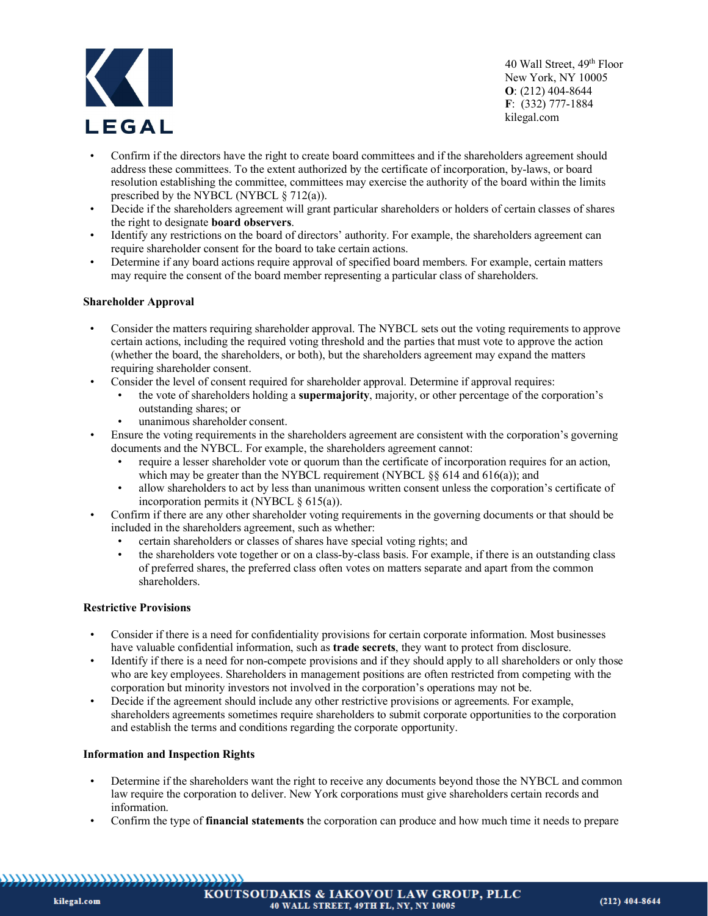- Confirm if the directors have the right to create board committees and if the shareholders agreement should address these committees. To the extent authorized by the certificate of incorporation, by-laws, or board resolution establishing the committee, committees may exercise the authority of the board within the limits prescribed by the NYBCL (NYBCL § 712(a)).
- Decide if the shareholders agreement will grant particular shareholders or holders of certain classes of shares the right to designate **board observers**.
- Identify any restrictions on the board of directors' authority. For example, the shareholders agreement can require shareholder consent for the board to take certain actions.
- Determine if any board actions require approval of specified board members. For example, certain matters may require the consent of the board member representing a particular class of shareholders.

**Shareholder Approval**

- Consider the matters requiring shareholder approval. The NYBCL sets out the voting requirements to approve certain actions, including the required voting threshold and the parties that must vote to approve the action (whether the board, the shareholders, or both), but the shareholders agreement may expand the matters requiring shareholder consent.
- Consider the level of consent required for shareholder approval. Determine if approval requires:
  - the vote of shareholders holding a **supermajority**, majority, or other percentage of the corporation's outstanding shares; or
  - unanimous shareholder consent.
- Ensure the voting requirements in the shareholders agreement are consistent with the corporation's governing documents and the NYBCL. For example, the shareholders agreement cannot:
  - require a lesser shareholder vote or quorum than the certificate of incorporation requires for an action, which may be greater than the NYBCL requirement (NYBCL §§ 614 and 616(a)); and
  - allow shareholders to act by less than unanimous written consent unless the corporation's certificate of incorporation permits it (NYBCL § 615(a)).
- Confirm if there are any other shareholder voting requirements in the governing documents or that should be included in the shareholders agreement, such as whether:
  - certain shareholders or classes of shares have special voting rights; and
  - the shareholders vote together or on a class-by-class basis. For example, if there is an outstanding class of preferred shares, the preferred class often votes on matters separate and apart from the common shareholders.

**Restrictive Provisions**

- Consider if there is a need for confidentiality provisions for certain corporate information. Most businesses have valuable confidential information, such as **trade secrets**, they want to protect from disclosure.
- Identify if there is a need for non-compete provisions and if they should apply to all shareholders or only those who are key employees. Shareholders in management positions are often restricted from competing with the corporation but minority investors not involved in the corporation's operations may not be.
- Decide if the agreement should include any other restrictive provisions or agreements. For example, shareholders agreements sometimes require shareholders to submit corporate opportunities to the corporation and establish the terms and conditions regarding the corporate opportunity.

**Information and Inspection Rights**

- Determine if the shareholders want the right to receive any documents beyond those the NYBCL and common law require the corporation to deliver. New York corporations must give shareholders certain records and information.
- Confirm the type of **financial statements** the corporation can produce and how much time it needs to prepare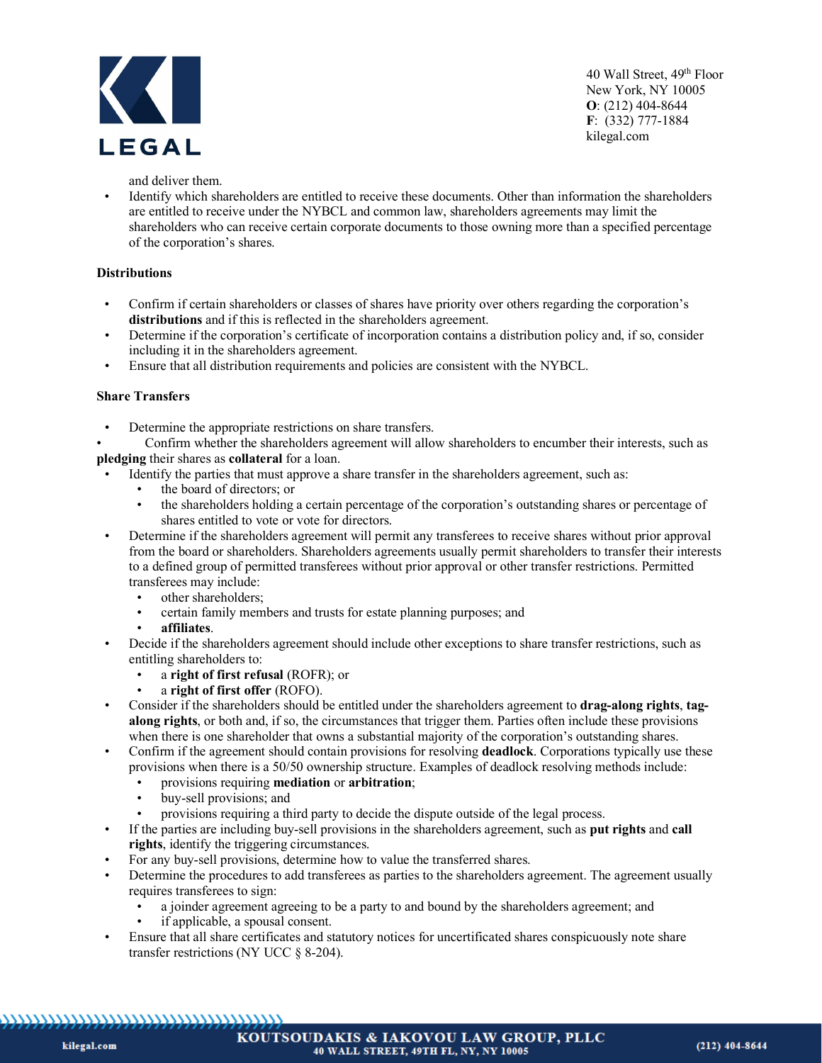and deliver them.

- Identify which shareholders are entitled to receive these documents. Other than information the shareholders are entitled to receive under the NYBCL and common law, shareholders agreements may limit the shareholders who can receive certain corporate documents to those owning more than a specified percentage of the corporation's shares.

**Distributions**

- Confirm if certain shareholders or classes of shares have priority over others regarding the corporation's **distributions** and if this is reflected in the shareholders agreement.
- Determine if the corporation's certificate of incorporation contains a distribution policy and, if so, consider including it in the shareholders agreement.
- Ensure that all distribution requirements and policies are consistent with the NYBCL.

**Share Transfers**

- Determine the appropriate restrictions on share transfers.
- Confirm whether the shareholders agreement will allow shareholders to encumber their interests, such as **pledging** their shares as **collateral** for a loan.
- Identify the parties that must approve a share transfer in the shareholders agreement, such as:
  - the board of directors; or
  - the shareholders holding a certain percentage of the corporation's outstanding shares or percentage of shares entitled to vote or vote for directors.
- Determine if the shareholders agreement will permit any transferees to receive shares without prior approval from the board or shareholders. Shareholders agreements usually permit shareholders to transfer their interests to a defined group of permitted transferees without prior approval or other transfer restrictions. Permitted transferees may include:
  - other shareholders;
  - certain family members and trusts for estate planning purposes; and
  - **affiliates**.
- Decide if the shareholders agreement should include other exceptions to share transfer restrictions, such as entitling shareholders to:
  - a **right of first refusal** (ROFR); or
  - a **right of first offer** (ROFO).
- Consider if the shareholders should be entitled under the shareholders agreement to **drag-along rights**, **tag-along rights**, or both and, if so, the circumstances that trigger them. Parties often include these provisions when there is one shareholder that owns a substantial majority of the corporation's outstanding shares.
- Confirm if the agreement should contain provisions for resolving **deadlock**. Corporations typically use these provisions when there is a 50/50 ownership structure. Examples of deadlock resolving methods include:
  - provisions requiring **mediation** or **arbitration**;
  - buy-sell provisions; and
  - provisions requiring a third party to decide the dispute outside of the legal process.
- If the parties are including buy-sell provisions in the shareholders agreement, such as **put rights** and **call rights**, identify the triggering circumstances.
- For any buy-sell provisions, determine how to value the transferred shares.
- Determine the procedures to add transferees as parties to the shareholders agreement. The agreement usually requires transferees to sign:
  - a joinder agreement agreeing to be a party to and bound by the shareholders agreement; and
  - if applicable, a spousal consent.
- Ensure that all share certificates and statutory notices for uncertificated shares conspicuously note share transfer restrictions (NY UCC § 8-204).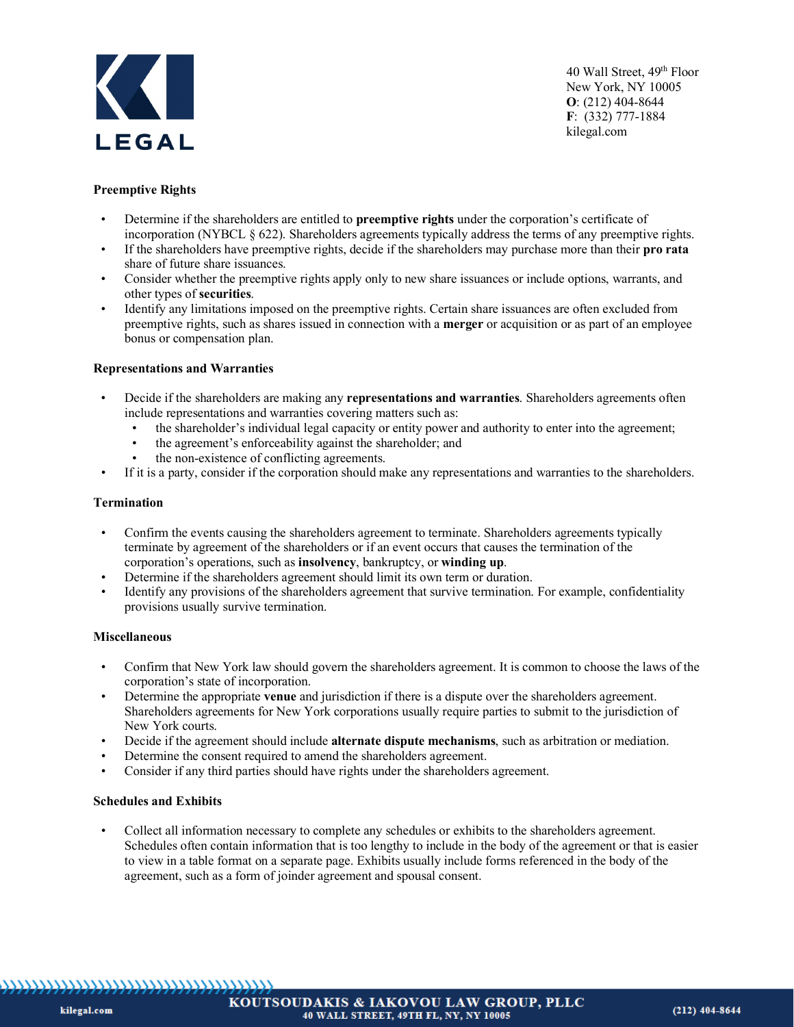**Preemptive Rights**

- Determine if the shareholders are entitled to **preemptive rights** under the corporation's certificate of incorporation (NYBCL § 622). Shareholders agreements typically address the terms of any preemptive rights.
- If the shareholders have preemptive rights, decide if the shareholders may purchase more than their **pro rata** share of future share issuances.
- Consider whether the preemptive rights apply only to new share issuances or include options, warrants, and other types of **securities**.
- Identify any limitations imposed on the preemptive rights. Certain share issuances are often excluded from preemptive rights, such as shares issued in connection with a **merger** or acquisition or as part of an employee bonus or compensation plan.

**Representations and Warranties**

- Decide if the shareholders are making any **representations and warranties**. Shareholders agreements often include representations and warranties covering matters such as:
  - the shareholder's individual legal capacity or entity power and authority to enter into the agreement;
  - the agreement's enforceability against the shareholder; and
  - the non-existence of conflicting agreements.
- If it is a party, consider if the corporation should make any representations and warranties to the shareholders.

**Termination**

- Confirm the events causing the shareholders agreement to terminate. Shareholders agreements typically terminate by agreement of the shareholders or if an event occurs that causes the termination of the corporation's operations, such as **insolvency**, bankruptcy, or **winding up**.
- Determine if the shareholders agreement should limit its own term or duration.
- Identify any provisions of the shareholders agreement that survive termination. For example, confidentiality provisions usually survive termination.

**Miscellaneous**

- Confirm that New York law should govern the shareholders agreement. It is common to choose the laws of the corporation's state of incorporation.
- Determine the appropriate **venue** and jurisdiction if there is a dispute over the shareholders agreement. Shareholders agreements for New York corporations usually require parties to submit to the jurisdiction of New York courts.
- Decide if the agreement should include **alternate dispute mechanisms**, such as arbitration or mediation.
- Determine the consent required to amend the shareholders agreement.
- Consider if any third parties should have rights under the shareholders agreement.

**Schedules and Exhibits**

- Collect all information necessary to complete any schedules or exhibits to the shareholders agreement. Schedules often contain information that is too lengthy to include in the body of the agreement or that is easier to view in a table format on a separate page. Exhibits usually include forms referenced in the body of the agreement, such as a form of joinder agreement and spousal consent.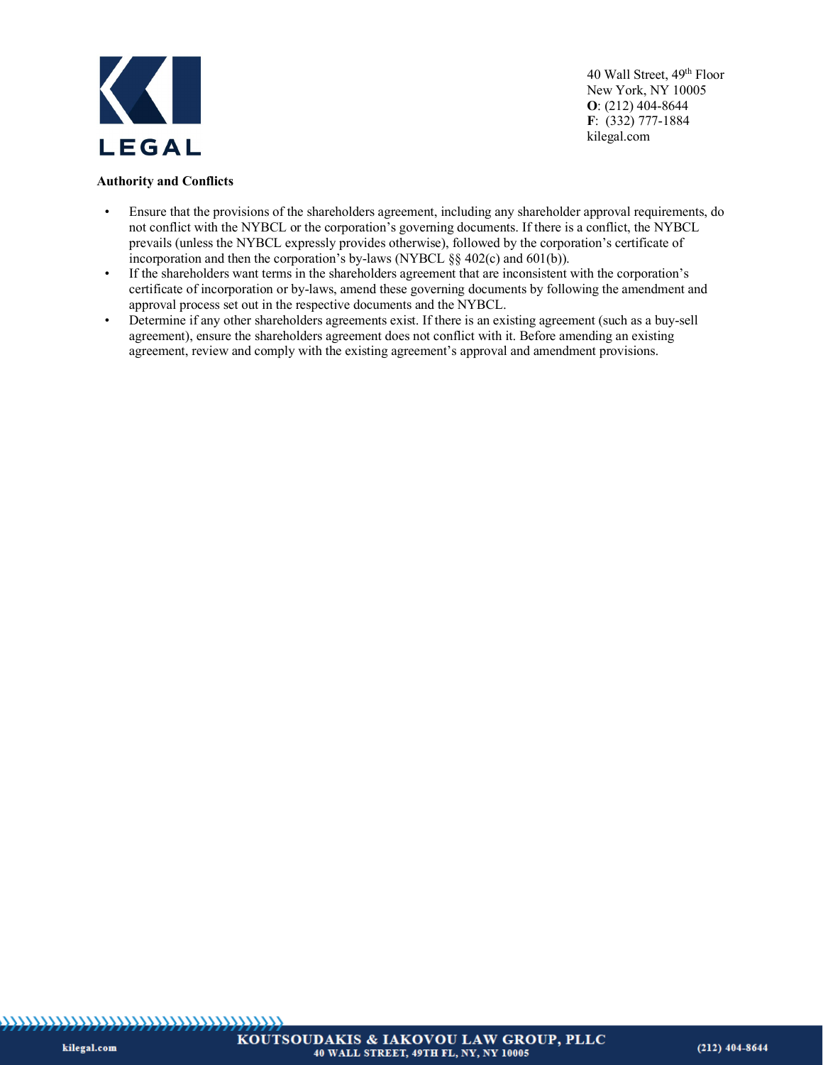**Authority and Conflicts**

- Ensure that the provisions of the shareholders agreement, including any shareholder approval requirements, do not conflict with the NYBCL or the corporation's governing documents. If there is a conflict, the NYBCL prevails (unless the NYBCL expressly provides otherwise), followed by the corporation's certificate of incorporation and then the corporation's by-laws (NYBCL §§ 402(c) and 601(b)).
- If the shareholders want terms in the shareholders agreement that are inconsistent with the corporation's certificate of incorporation or by-laws, amend these governing documents by following the amendment and approval process set out in the respective documents and the NYBCL.
- Determine if any other shareholders agreements exist. If there is an existing agreement (such as a buy-sell agreement), ensure the shareholders agreement does not conflict with it. Before amending an existing agreement, review and comply with the existing agreement's approval and amendment provisions.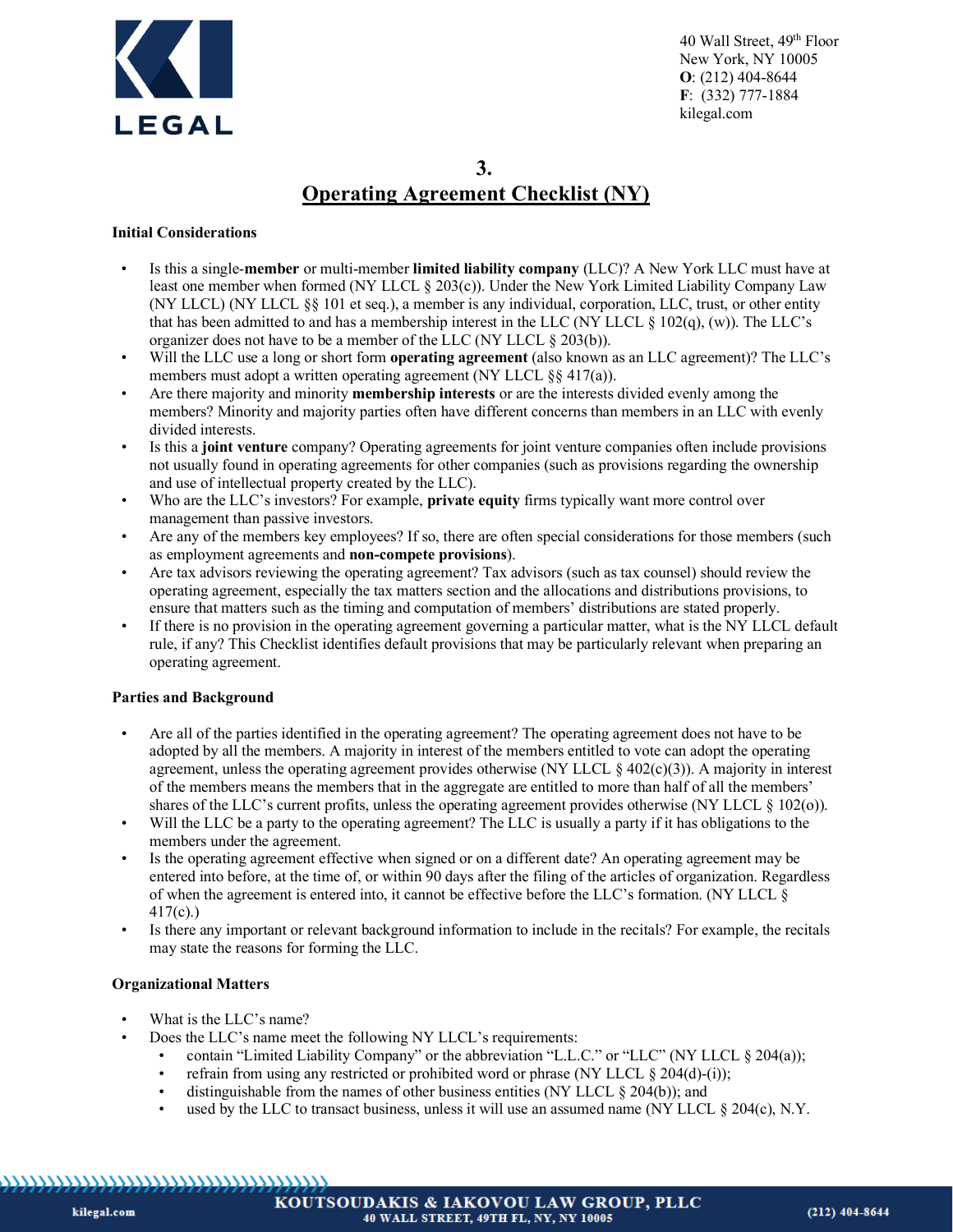## 3.
## Operating Agreement Checklist (NY)

**Initial Considerations**

- Is this a single-**member** or multi-member **limited liability company** (LLC)? A New York LLC must have at least one member when formed (NY LLCL § 203(c)). Under the New York Limited Liability Company Law (NY LLCL) (NY LLCL §§ 101 et seq.), a member is any individual, corporation, LLC, trust, or other entity that has been admitted to and has a membership interest in the LLC (NY LLCL § 102(q), (w)). The LLC's organizer does not have to be a member of the LLC (NY LLCL § 203(b)).
- Will the LLC use a long or short form **operating agreement** (also known as an LLC agreement)? The LLC's members must adopt a written operating agreement (NY LLCL §§ 417(a)).
- Are there majority and minority **membership interests** or are the interests divided evenly among the members? Minority and majority parties often have different concerns than members in an LLC with evenly divided interests.
- Is this a **joint venture** company? Operating agreements for joint venture companies often include provisions not usually found in operating agreements for other companies (such as provisions regarding the ownership and use of intellectual property created by the LLC).
- Who are the LLC's investors? For example, **private equity** firms typically want more control over management than passive investors.
- Are any of the members key employees? If so, there are often special considerations for those members (such as employment agreements and **non-compete provisions**).
- Are tax advisors reviewing the operating agreement? Tax advisors (such as tax counsel) should review the operating agreement, especially the tax matters section and the allocations and distributions provisions, to ensure that matters such as the timing and computation of members' distributions are stated properly.
- If there is no provision in the operating agreement governing a particular matter, what is the NY LLCL default rule, if any? This Checklist identifies default provisions that may be particularly relevant when preparing an operating agreement.

**Parties and Background**

- Are all of the parties identified in the operating agreement? The operating agreement does not have to be adopted by all the members. A majority in interest of the members entitled to vote can adopt the operating agreement, unless the operating agreement provides otherwise (NY LLCL § 402(c)(3)). A majority in interest of the members means the members that in the aggregate are entitled to more than half of all the members' shares of the LLC's current profits, unless the operating agreement provides otherwise (NY LLCL § 102(o)).
- Will the LLC be a party to the operating agreement? The LLC is usually a party if it has obligations to the members under the agreement.
- Is the operating agreement effective when signed or on a different date? An operating agreement may be entered into before, at the time of, or within 90 days after the filing of the articles of organization. Regardless of when the agreement is entered into, it cannot be effective before the LLC's formation. (NY LLCL § 417(c).)
- Is there any important or relevant background information to include in the recitals? For example, the recitals may state the reasons for forming the LLC.

**Organizational Matters**

- What is the LLC's name?
- Does the LLC's name meet the following NY LLCL's requirements:
  - contain "Limited Liability Company" or the abbreviation "L.L.C." or "LLC" (NY LLCL § 204(a));
  - refrain from using any restricted or prohibited word or phrase (NY LLCL § 204(d)-(i));
  - distinguishable from the names of other business entities (NY LLCL § 204(b)); and
  - used by the LLC to transact business, unless it will use an assumed name (NY LLCL § 204(c), N.Y.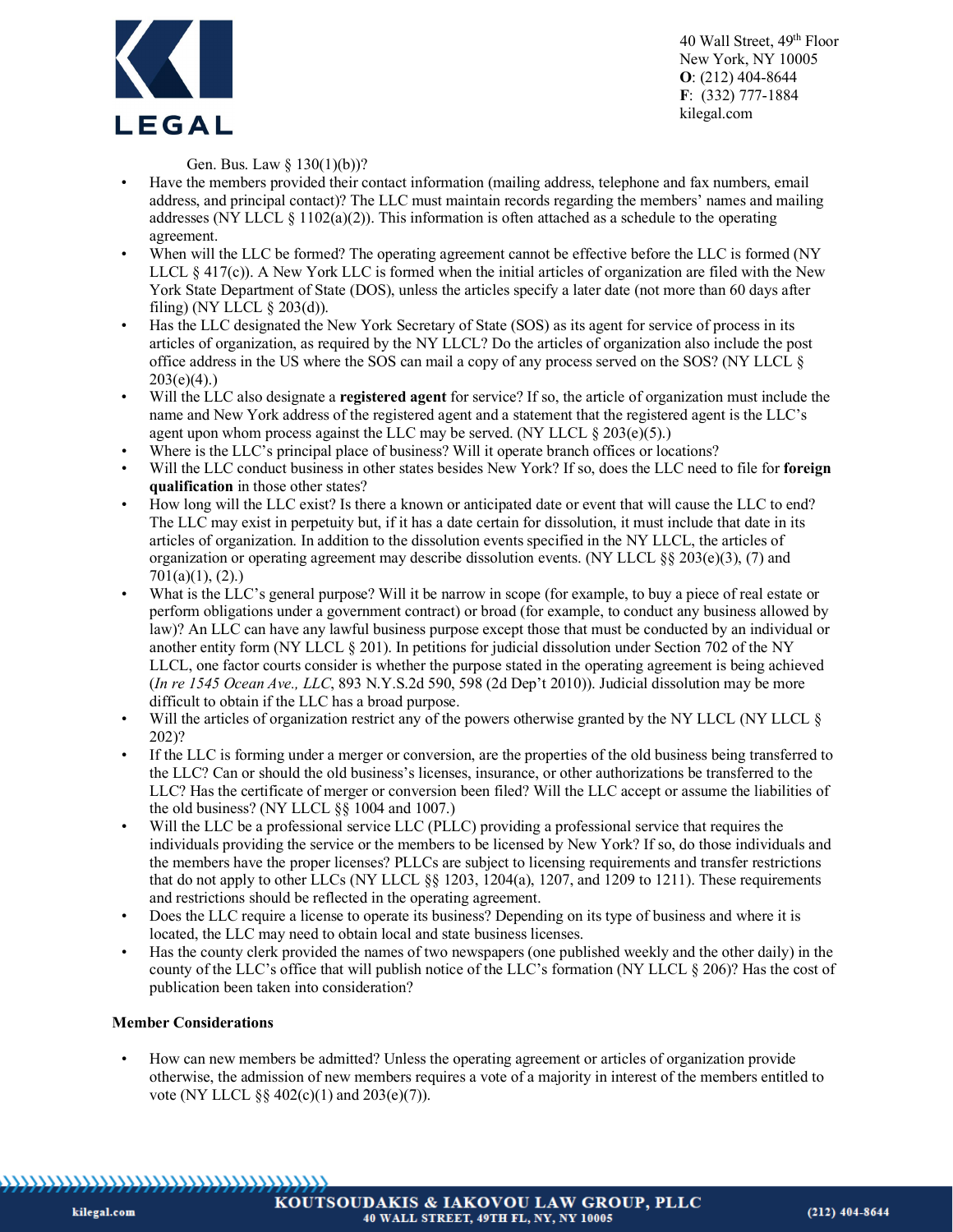Gen. Bus. Law § 130(1)(b))?

- Have the members provided their contact information (mailing address, telephone and fax numbers, email address, and principal contact)? The LLC must maintain records regarding the members' names and mailing addresses (NY LLCL § 1102(a)(2)). This information is often attached as a schedule to the operating agreement.
- When will the LLC be formed? The operating agreement cannot be effective before the LLC is formed (NY LLCL § 417(c)). A New York LLC is formed when the initial articles of organization are filed with the New York State Department of State (DOS), unless the articles specify a later date (not more than 60 days after filing) (NY LLCL § 203(d)).
- Has the LLC designated the New York Secretary of State (SOS) as its agent for service of process in its articles of organization, as required by the NY LLCL? Do the articles of organization also include the post office address in the US where the SOS can mail a copy of any process served on the SOS? (NY LLCL § 203(e)(4).)
- Will the LLC also designate a **registered agent** for service? If so, the article of organization must include the name and New York address of the registered agent and a statement that the registered agent is the LLC's agent upon whom process against the LLC may be served. (NY LLCL § 203(e)(5).)
- Where is the LLC's principal place of business? Will it operate branch offices or locations?
- Will the LLC conduct business in other states besides New York? If so, does the LLC need to file for **foreign qualification** in those other states?
- How long will the LLC exist? Is there a known or anticipated date or event that will cause the LLC to end? The LLC may exist in perpetuity but, if it has a date certain for dissolution, it must include that date in its articles of organization. In addition to the dissolution events specified in the NY LLCL, the articles of organization or operating agreement may describe dissolution events. (NY LLCL §§ 203(e)(3), (7) and 701(a)(1), (2).)
- What is the LLC's general purpose? Will it be narrow in scope (for example, to buy a piece of real estate or perform obligations under a government contract) or broad (for example, to conduct any business allowed by law)? An LLC can have any lawful business purpose except those that must be conducted by an individual or another entity form (NY LLCL § 201). In petitions for judicial dissolution under Section 702 of the NY LLCL, one factor courts consider is whether the purpose stated in the operating agreement is being achieved (*In re 1545 Ocean Ave., LLC*, 893 N.Y.S.2d 590, 598 (2d Dep't 2010)). Judicial dissolution may be more difficult to obtain if the LLC has a broad purpose.
- Will the articles of organization restrict any of the powers otherwise granted by the NY LLCL (NY LLCL § 202)?
- If the LLC is forming under a merger or conversion, are the properties of the old business being transferred to the LLC? Can or should the old business's licenses, insurance, or other authorizations be transferred to the LLC? Has the certificate of merger or conversion been filed? Will the LLC accept or assume the liabilities of the old business? (NY LLCL §§ 1004 and 1007.)
- Will the LLC be a professional service LLC (PLLC) providing a professional service that requires the individuals providing the service or the members to be licensed by New York? If so, do those individuals and the members have the proper licenses? PLLCs are subject to licensing requirements and transfer restrictions that do not apply to other LLCs (NY LLCL §§ 1203, 1204(a), 1207, and 1209 to 1211). These requirements and restrictions should be reflected in the operating agreement.
- Does the LLC require a license to operate its business? Depending on its type of business and where it is located, the LLC may need to obtain local and state business licenses.
- Has the county clerk provided the names of two newspapers (one published weekly and the other daily) in the county of the LLC's office that will publish notice of the LLC's formation (NY LLCL § 206)? Has the cost of publication been taken into consideration?

**Member Considerations**

- How can new members be admitted? Unless the operating agreement or articles of organization provide otherwise, the admission of new members requires a vote of a majority in interest of the members entitled to vote (NY LLCL §§ 402(c)(1) and 203(e)(7)).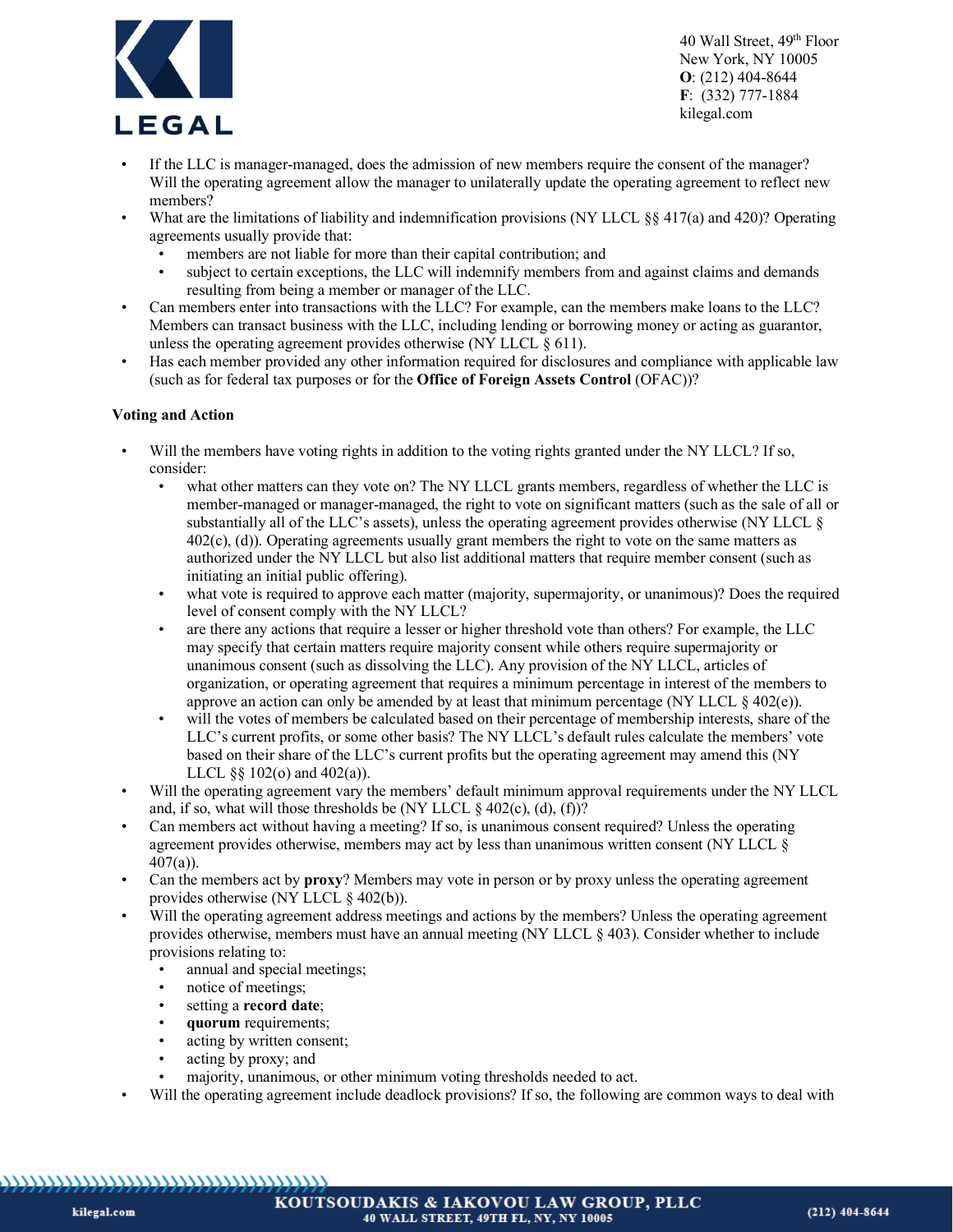- If the LLC is manager-managed, does the admission of new members require the consent of the manager? Will the operating agreement allow the manager to unilaterally update the operating agreement to reflect new members?
- What are the limitations of liability and indemnification provisions (NY LLCL §§ 417(a) and 420)? Operating agreements usually provide that:
  - members are not liable for more than their capital contribution; and
  - subject to certain exceptions, the LLC will indemnify members from and against claims and demands resulting from being a member or manager of the LLC.
- Can members enter into transactions with the LLC? For example, can the members make loans to the LLC? Members can transact business with the LLC, including lending or borrowing money or acting as guarantor, unless the operating agreement provides otherwise (NY LLCL § 611).
- Has each member provided any other information required for disclosures and compliance with applicable law (such as for federal tax purposes or for the **Office of Foreign Assets Control** (OFAC))?

**Voting and Action**

- Will the members have voting rights in addition to the voting rights granted under the NY LLCL? If so, consider:
  - what other matters can they vote on? The NY LLCL grants members, regardless of whether the LLC is member-managed or manager-managed, the right to vote on significant matters (such as the sale of all or substantially all of the LLC's assets), unless the operating agreement provides otherwise (NY LLCL § 402(c), (d)). Operating agreements usually grant members the right to vote on the same matters as authorized under the NY LLCL but also list additional matters that require member consent (such as initiating an initial public offering).
  - what vote is required to approve each matter (majority, supermajority, or unanimous)? Does the required level of consent comply with the NY LLCL?
  - are there any actions that require a lesser or higher threshold vote than others? For example, the LLC may specify that certain matters require majority consent while others require supermajority or unanimous consent (such as dissolving the LLC). Any provision of the NY LLCL, articles of organization, or operating agreement that requires a minimum percentage in interest of the members to approve an action can only be amended by at least that minimum percentage (NY LLCL § 402(e)).
  - will the votes of members be calculated based on their percentage of membership interests, share of the LLC's current profits, or some other basis? The NY LLCL's default rules calculate the members' vote based on their share of the LLC's current profits but the operating agreement may amend this (NY LLCL §§ 102(o) and 402(a)).
- Will the operating agreement vary the members' default minimum approval requirements under the NY LLCL and, if so, what will those thresholds be (NY LLCL § 402(c), (d), (f))?
- Can members act without having a meeting? If so, is unanimous consent required? Unless the operating agreement provides otherwise, members may act by less than unanimous written consent (NY LLCL § 407(a)).
- Can the members act by **proxy**? Members may vote in person or by proxy unless the operating agreement provides otherwise (NY LLCL § 402(b)).
- Will the operating agreement address meetings and actions by the members? Unless the operating agreement provides otherwise, members must have an annual meeting (NY LLCL § 403). Consider whether to include provisions relating to:
  - annual and special meetings;
  - notice of meetings;
  - setting a **record date**;
  - **quorum** requirements;
  - acting by written consent;
  - acting by proxy; and
  - majority, unanimous, or other minimum voting thresholds needed to act.
- Will the operating agreement include deadlock provisions? If so, the following are common ways to deal with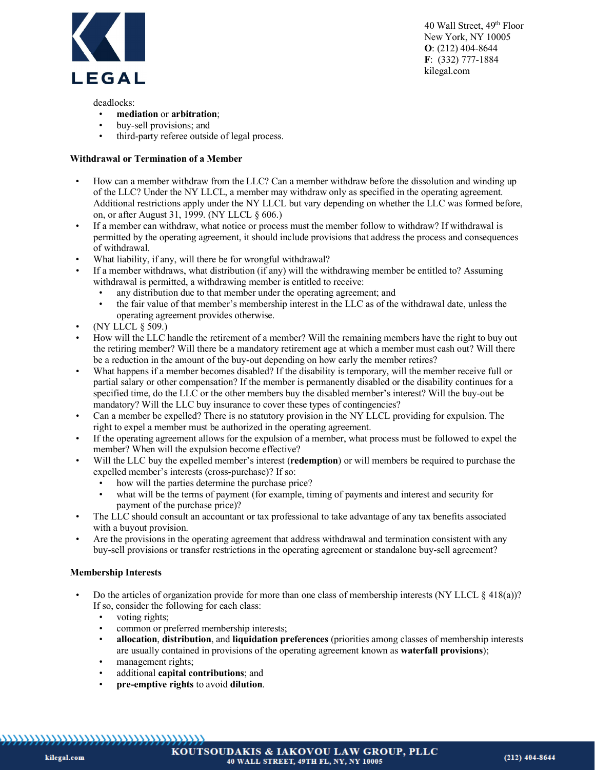deadlocks:

- **mediation** or **arbitration**;
- buy-sell provisions; and
- third-party referee outside of legal process.

**Withdrawal or Termination of a Member**

- How can a member withdraw from the LLC? Can a member withdraw before the dissolution and winding up of the LLC? Under the NY LLCL, a member may withdraw only as specified in the operating agreement. Additional restrictions apply under the NY LLCL but vary depending on whether the LLC was formed before, on, or after August 31, 1999. (NY LLCL § 606.)
- If a member can withdraw, what notice or process must the member follow to withdraw? If withdrawal is permitted by the operating agreement, it should include provisions that address the process and consequences of withdrawal.
- What liability, if any, will there be for wrongful withdrawal?
- If a member withdraws, what distribution (if any) will the withdrawing member be entitled to? Assuming withdrawal is permitted, a withdrawing member is entitled to receive:
  - any distribution due to that member under the operating agreement; and
  - the fair value of that member's membership interest in the LLC as of the withdrawal date, unless the operating agreement provides otherwise.
- (NY LLCL § 509.)
- How will the LLC handle the retirement of a member? Will the remaining members have the right to buy out the retiring member? Will there be a mandatory retirement age at which a member must cash out? Will there be a reduction in the amount of the buy-out depending on how early the member retires?
- What happens if a member becomes disabled? If the disability is temporary, will the member receive full or partial salary or other compensation? If the member is permanently disabled or the disability continues for a specified time, do the LLC or the other members buy the disabled member's interest? Will the buy-out be mandatory? Will the LLC buy insurance to cover these types of contingencies?
- Can a member be expelled? There is no statutory provision in the NY LLCL providing for expulsion. The right to expel a member must be authorized in the operating agreement.
- If the operating agreement allows for the expulsion of a member, what process must be followed to expel the member? When will the expulsion become effective?
- Will the LLC buy the expelled member's interest (**redemption**) or will members be required to purchase the expelled member's interests (cross-purchase)? If so:
  - how will the parties determine the purchase price?
  - what will be the terms of payment (for example, timing of payments and interest and security for payment of the purchase price)?
- The LLC should consult an accountant or tax professional to take advantage of any tax benefits associated with a buyout provision.
- Are the provisions in the operating agreement that address withdrawal and termination consistent with any buy-sell provisions or transfer restrictions in the operating agreement or standalone buy-sell agreement?

**Membership Interests**

- Do the articles of organization provide for more than one class of membership interests (NY LLCL § 418(a))? If so, consider the following for each class:
  - voting rights;
  - common or preferred membership interests;
  - **allocation**, **distribution**, and **liquidation preferences** (priorities among classes of membership interests are usually contained in provisions of the operating agreement known as **waterfall provisions**);
  - management rights;
  - additional **capital contributions**; and
  - **pre-emptive rights** to avoid **dilution**.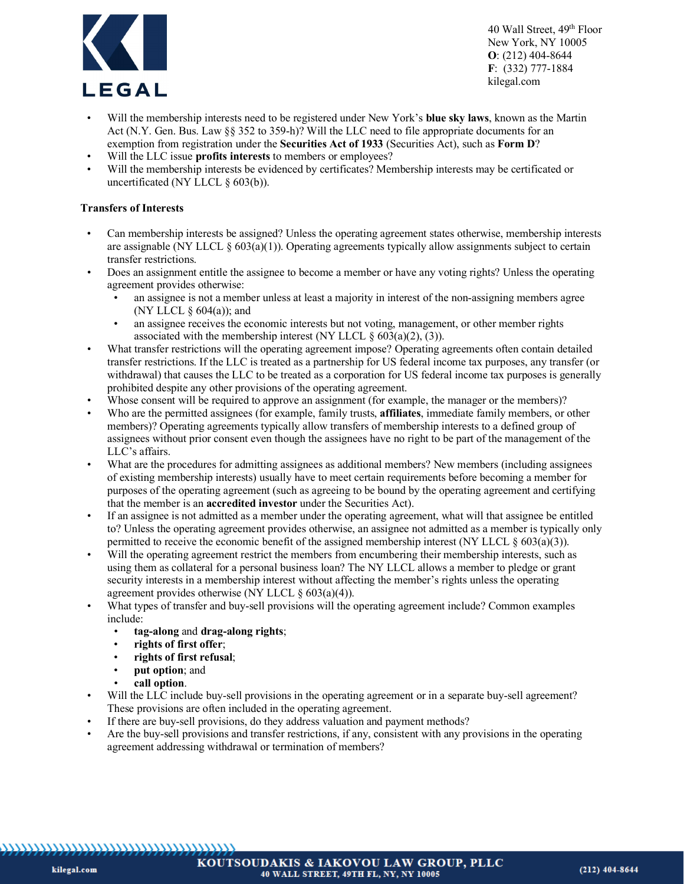- Will the membership interests need to be registered under New York's **blue sky laws**, known as the Martin Act (N.Y. Gen. Bus. Law §§ 352 to 359-h)? Will the LLC need to file appropriate documents for an exemption from registration under the **Securities Act of 1933** (Securities Act), such as **Form D**?
- Will the LLC issue **profits interests** to members or employees?
- Will the membership interests be evidenced by certificates? Membership interests may be certificated or uncertificated (NY LLCL § 603(b)).

**Transfers of Interests**

- Can membership interests be assigned? Unless the operating agreement states otherwise, membership interests are assignable (NY LLCL § 603(a)(1)). Operating agreements typically allow assignments subject to certain transfer restrictions.
- Does an assignment entitle the assignee to become a member or have any voting rights? Unless the operating agreement provides otherwise:
  - an assignee is not a member unless at least a majority in interest of the non-assigning members agree (NY LLCL § 604(a)); and
  - an assignee receives the economic interests but not voting, management, or other member rights associated with the membership interest (NY LLCL § 603(a)(2), (3)).
- What transfer restrictions will the operating agreement impose? Operating agreements often contain detailed transfer restrictions. If the LLC is treated as a partnership for US federal income tax purposes, any transfer (or withdrawal) that causes the LLC to be treated as a corporation for US federal income tax purposes is generally prohibited despite any other provisions of the operating agreement.
- Whose consent will be required to approve an assignment (for example, the manager or the members)?
- Who are the permitted assignees (for example, family trusts, **affiliates**, immediate family members, or other members)? Operating agreements typically allow transfers of membership interests to a defined group of assignees without prior consent even though the assignees have no right to be part of the management of the LLC's affairs.
- What are the procedures for admitting assignees as additional members? New members (including assignees of existing membership interests) usually have to meet certain requirements before becoming a member for purposes of the operating agreement (such as agreeing to be bound by the operating agreement and certifying that the member is an **accredited investor** under the Securities Act).
- If an assignee is not admitted as a member under the operating agreement, what will that assignee be entitled to? Unless the operating agreement provides otherwise, an assignee not admitted as a member is typically only permitted to receive the economic benefit of the assigned membership interest (NY LLCL § 603(a)(3)).
- Will the operating agreement restrict the members from encumbering their membership interests, such as using them as collateral for a personal business loan? The NY LLCL allows a member to pledge or grant security interests in a membership interest without affecting the member's rights unless the operating agreement provides otherwise (NY LLCL § 603(a)(4)).
- What types of transfer and buy-sell provisions will the operating agreement include? Common examples include:
  - **tag-along** and **drag-along rights**;
  - **rights of first offer**;
  - **rights of first refusal**;
  - **put option**; and
  - **call option**.
- Will the LLC include buy-sell provisions in the operating agreement or in a separate buy-sell agreement? These provisions are often included in the operating agreement.
- If there are buy-sell provisions, do they address valuation and payment methods?
- Are the buy-sell provisions and transfer restrictions, if any, consistent with any provisions in the operating agreement addressing withdrawal or termination of members?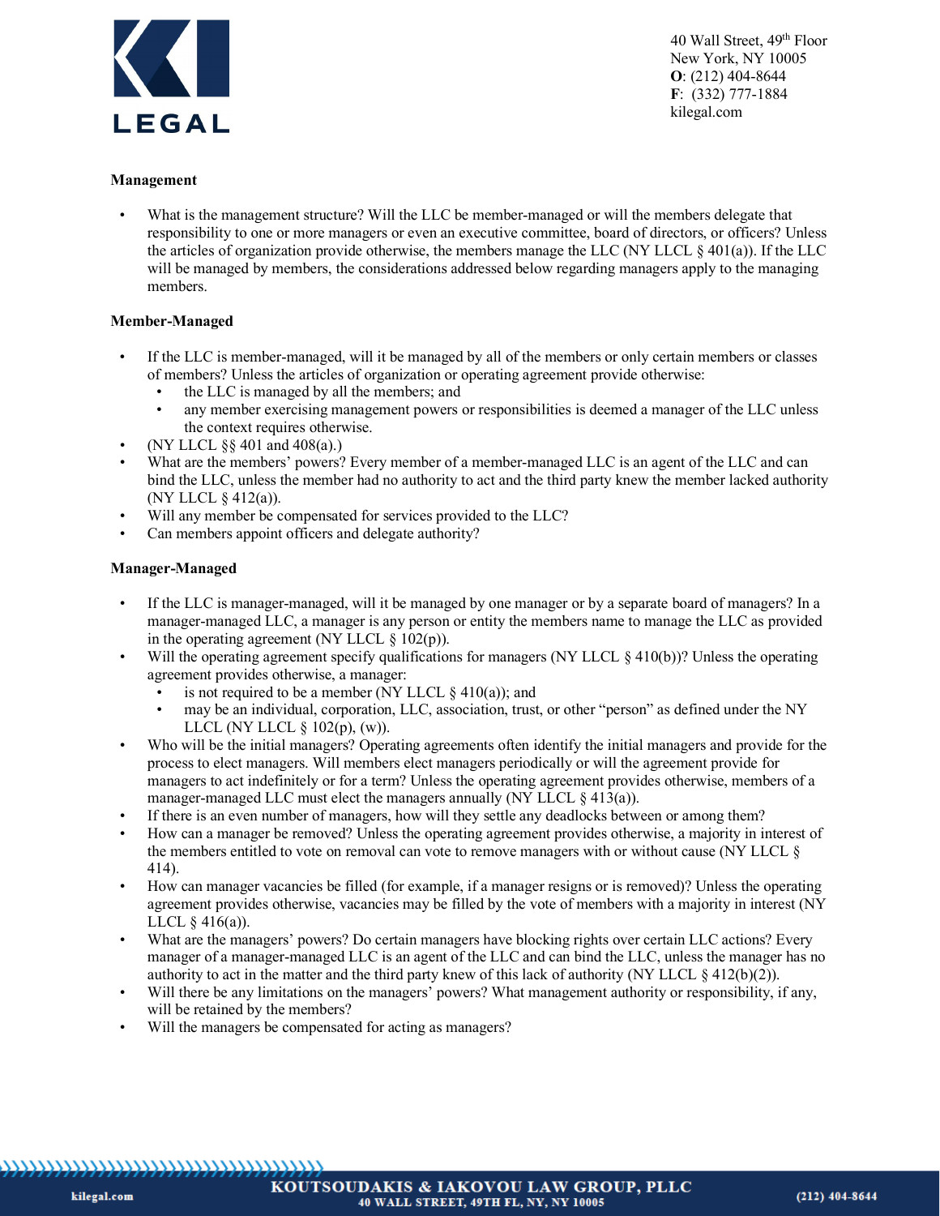**Management**

- What is the management structure? Will the LLC be member-managed or will the members delegate that responsibility to one or more managers or even an executive committee, board of directors, or officers? Unless the articles of organization provide otherwise, the members manage the LLC (NY LLCL § 401(a)). If the LLC will be managed by members, the considerations addressed below regarding managers apply to the managing members.

**Member-Managed**

- If the LLC is member-managed, will it be managed by all of the members or only certain members or classes of members? Unless the articles of organization or operating agreement provide otherwise:
  - the LLC is managed by all the members; and
  - any member exercising management powers or responsibilities is deemed a manager of the LLC unless the context requires otherwise.
- (NY LLCL §§ 401 and 408(a).)
- What are the members' powers? Every member of a member-managed LLC is an agent of the LLC and can bind the LLC, unless the member had no authority to act and the third party knew the member lacked authority (NY LLCL § 412(a)).
- Will any member be compensated for services provided to the LLC?
- Can members appoint officers and delegate authority?

**Manager-Managed**

- If the LLC is manager-managed, will it be managed by one manager or by a separate board of managers? In a manager-managed LLC, a manager is any person or entity the members name to manage the LLC as provided in the operating agreement (NY LLCL § 102(p)).
- Will the operating agreement specify qualifications for managers (NY LLCL § 410(b))? Unless the operating agreement provides otherwise, a manager:
  - is not required to be a member (NY LLCL § 410(a)); and
  - may be an individual, corporation, LLC, association, trust, or other "person" as defined under the NY LLCL (NY LLCL § 102(p), (w)).
- Who will be the initial managers? Operating agreements often identify the initial managers and provide for the process to elect managers. Will members elect managers periodically or will the agreement provide for managers to act indefinitely or for a term? Unless the operating agreement provides otherwise, members of a manager-managed LLC must elect the managers annually (NY LLCL § 413(a)).
- If there is an even number of managers, how will they settle any deadlocks between or among them?
- How can a manager be removed? Unless the operating agreement provides otherwise, a majority in interest of the members entitled to vote on removal can vote to remove managers with or without cause (NY LLCL § 414).
- How can manager vacancies be filled (for example, if a manager resigns or is removed)? Unless the operating agreement provides otherwise, vacancies may be filled by the vote of members with a majority in interest (NY LLCL § 416(a)).
- What are the managers' powers? Do certain managers have blocking rights over certain LLC actions? Every manager of a manager-managed LLC is an agent of the LLC and can bind the LLC, unless the manager has no authority to act in the matter and the third party knew of this lack of authority (NY LLCL § 412(b)(2)).
- Will there be any limitations on the managers' powers? What management authority or responsibility, if any, will be retained by the members?
- Will the managers be compensated for acting as managers?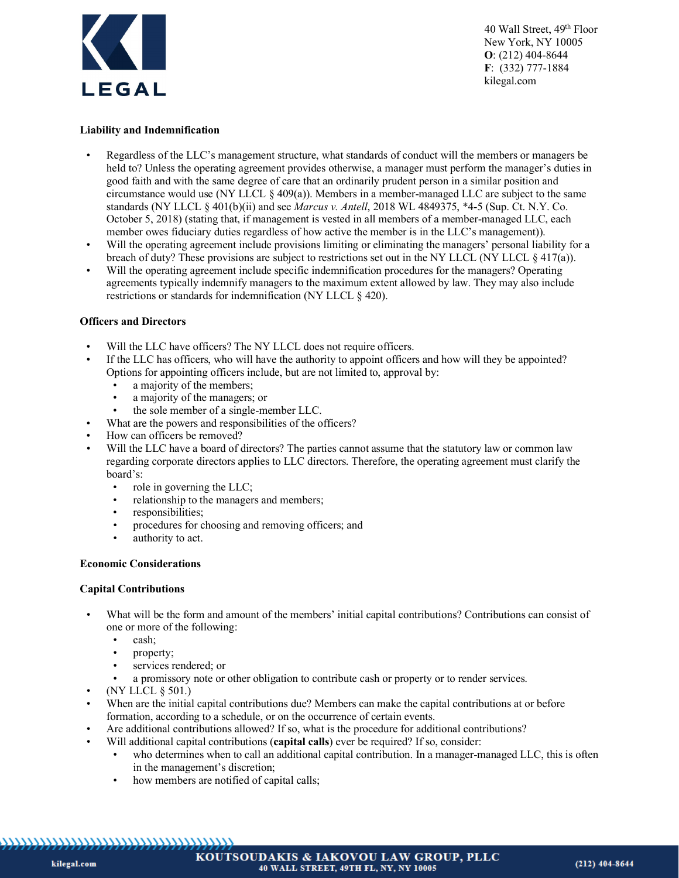**Liability and Indemnification**

- Regardless of the LLC's management structure, what standards of conduct will the members or managers be held to? Unless the operating agreement provides otherwise, a manager must perform the manager's duties in good faith and with the same degree of care that an ordinarily prudent person in a similar position and circumstance would use (NY LLCL § 409(a)). Members in a member-managed LLC are subject to the same standards (NY LLCL § 401(b)(ii) and see *Marcus v. Antell*, 2018 WL 4849375, *4-5 (Sup. Ct. N.Y. Co. October 5, 2018) (stating that, if management is vested in all members of a member-managed LLC, each member owes fiduciary duties regardless of how active the member is in the LLC's management)).
- Will the operating agreement include provisions limiting or eliminating the managers' personal liability for a breach of duty? These provisions are subject to restrictions set out in the NY LLCL (NY LLCL § 417(a)).
- Will the operating agreement include specific indemnification procedures for the managers? Operating agreements typically indemnify managers to the maximum extent allowed by law. They may also include restrictions or standards for indemnification (NY LLCL § 420).

**Officers and Directors**

- Will the LLC have officers? The NY LLCL does not require officers.
- If the LLC has officers, who will have the authority to appoint officers and how will they be appointed? Options for appointing officers include, but are not limited to, approval by:
  - a majority of the members;
  - a majority of the managers; or
  - the sole member of a single-member LLC.
- What are the powers and responsibilities of the officers?
- How can officers be removed?
- Will the LLC have a board of directors? The parties cannot assume that the statutory law or common law regarding corporate directors applies to LLC directors. Therefore, the operating agreement must clarify the board's:
  - role in governing the LLC;
  - relationship to the managers and members;
  - responsibilities;
  - procedures for choosing and removing officers; and
  - authority to act.

**Economic Considerations**

**Capital Contributions**

- What will be the form and amount of the members' initial capital contributions? Contributions can consist of one or more of the following:
  - cash;
  - property;
  - services rendered; or
  - a promissory note or other obligation to contribute cash or property or to render services.
- (NY LLCL § 501.)
- When are the initial capital contributions due? Members can make the capital contributions at or before formation, according to a schedule, or on the occurrence of certain events.
- Are additional contributions allowed? If so, what is the procedure for additional contributions?
- Will additional capital contributions (**capital calls**) ever be required? If so, consider:
  - who determines when to call an additional capital contribution. In a manager-managed LLC, this is often in the management's discretion;
  - how members are notified of capital calls;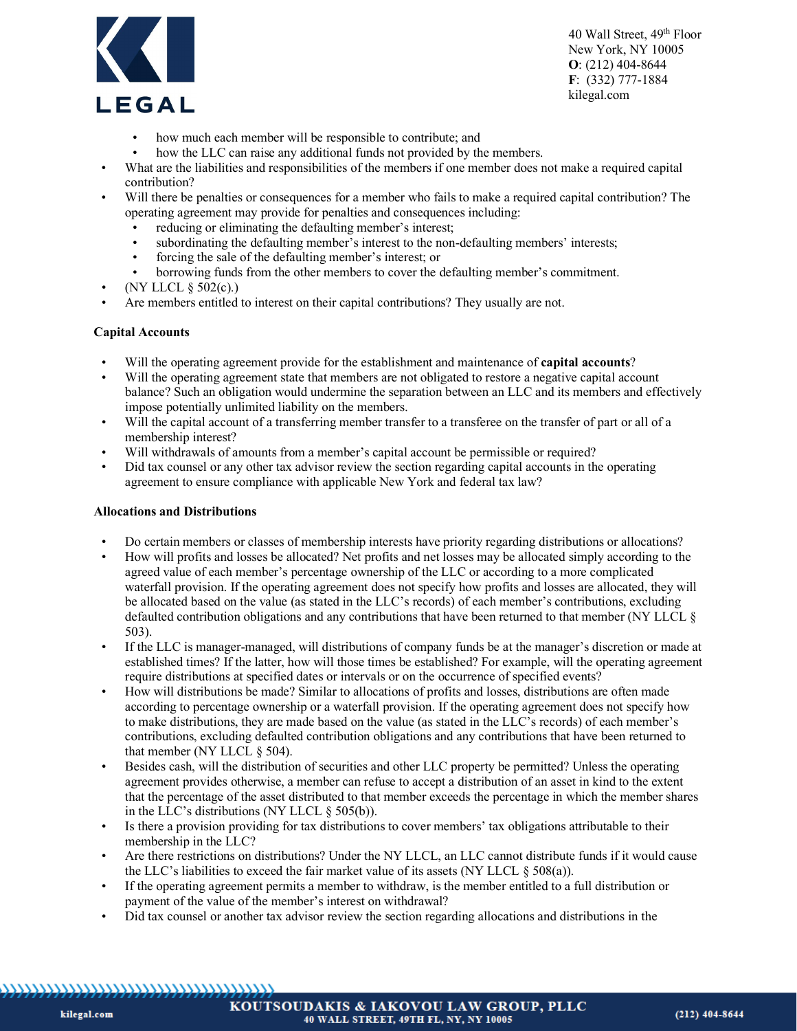- how much each member will be responsible to contribute; and
    - how the LLC can raise any additional funds not provided by the members.
- What are the liabilities and responsibilities of the members if one member does not make a required capital contribution?
- Will there be penalties or consequences for a member who fails to make a required capital contribution? The operating agreement may provide for penalties and consequences including:
    - reducing or eliminating the defaulting member's interest;
    - subordinating the defaulting member's interest to the non-defaulting members' interests;
    - forcing the sale of the defaulting member's interest; or
    - borrowing funds from the other members to cover the defaulting member's commitment.
- (NY LLCL § 502(c).)
- Are members entitled to interest on their capital contributions? They usually are not.

### Capital Accounts

- Will the operating agreement provide for the establishment and maintenance of **capital accounts**?
- Will the operating agreement state that members are not obligated to restore a negative capital account balance? Such an obligation would undermine the separation between an LLC and its members and effectively impose potentially unlimited liability on the members.
- Will the capital account of a transferring member transfer to a transferee on the transfer of part or all of a membership interest?
- Will withdrawals of amounts from a member's capital account be permissible or required?
- Did tax counsel or any other tax advisor review the section regarding capital accounts in the operating agreement to ensure compliance with applicable New York and federal tax law?

### Allocations and Distributions

- Do certain members or classes of membership interests have priority regarding distributions or allocations?
- How will profits and losses be allocated? Net profits and net losses may be allocated simply according to the agreed value of each member's percentage ownership of the LLC or according to a more complicated waterfall provision. If the operating agreement does not specify how profits and losses are allocated, they will be allocated based on the value (as stated in the LLC's records) of each member's contributions, excluding defaulted contribution obligations and any contributions that have been returned to that member (NY LLCL § 503).
- If the LLC is manager-managed, will distributions of company funds be at the manager's discretion or made at established times? If the latter, how will those times be established? For example, will the operating agreement require distributions at specified dates or intervals or on the occurrence of specified events?
- How will distributions be made? Similar to allocations of profits and losses, distributions are often made according to percentage ownership or a waterfall provision. If the operating agreement does not specify how to make distributions, they are made based on the value (as stated in the LLC's records) of each member's contributions, excluding defaulted contribution obligations and any contributions that have been returned to that member (NY LLCL § 504).
- Besides cash, will the distribution of securities and other LLC property be permitted? Unless the operating agreement provides otherwise, a member can refuse to accept a distribution of an asset in kind to the extent that the percentage of the asset distributed to that member exceeds the percentage in which the member shares in the LLC's distributions (NY LLCL § 505(b)).
- Is there a provision providing for tax distributions to cover members' tax obligations attributable to their membership in the LLC?
- Are there restrictions on distributions? Under the NY LLCL, an LLC cannot distribute funds if it would cause the LLC's liabilities to exceed the fair market value of its assets (NY LLCL § 508(a)).
- If the operating agreement permits a member to withdraw, is the member entitled to a full distribution or payment of the value of the member's interest on withdrawal?
- Did tax counsel or another tax advisor review the section regarding allocations and distributions in the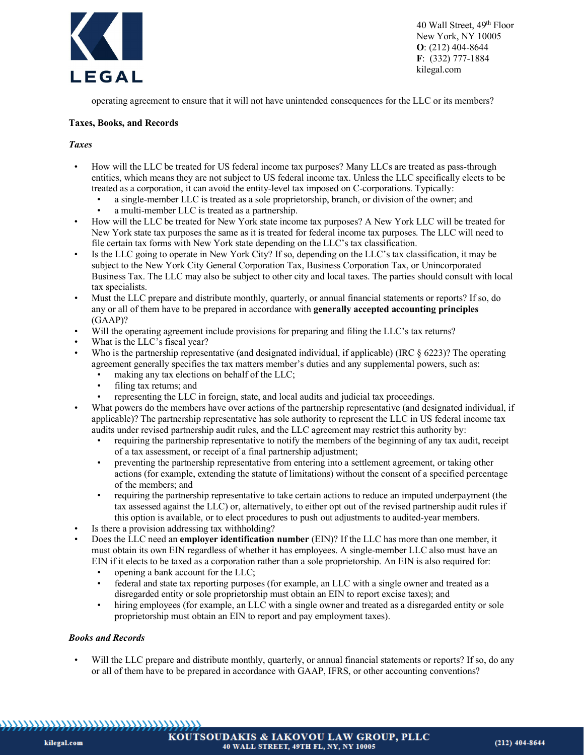operating agreement to ensure that it will not have unintended consequences for the LLC or its members?

**Taxes, Books, and Records**

***Taxes***

- How will the LLC be treated for US federal income tax purposes? Many LLCs are treated as pass-through entities, which means they are not subject to US federal income tax. Unless the LLC specifically elects to be treated as a corporation, it can avoid the entity-level tax imposed on C-corporations. Typically:
  - a single-member LLC is treated as a sole proprietorship, branch, or division of the owner; and
  - a multi-member LLC is treated as a partnership.
- How will the LLC be treated for New York state income tax purposes? A New York LLC will be treated for New York state tax purposes the same as it is treated for federal income tax purposes. The LLC will need to file certain tax forms with New York state depending on the LLC's tax classification.
- Is the LLC going to operate in New York City? If so, depending on the LLC's tax classification, it may be subject to the New York City General Corporation Tax, Business Corporation Tax, or Unincorporated Business Tax. The LLC may also be subject to other city and local taxes. The parties should consult with local tax specialists.
- Must the LLC prepare and distribute monthly, quarterly, or annual financial statements or reports? If so, do any or all of them have to be prepared in accordance with **generally accepted accounting principles** (GAAP)?
- Will the operating agreement include provisions for preparing and filing the LLC's tax returns?
- What is the LLC's fiscal year?
- Who is the partnership representative (and designated individual, if applicable) (IRC § 6223)? The operating agreement generally specifies the tax matters member's duties and any supplemental powers, such as:
  - making any tax elections on behalf of the LLC;
  - filing tax returns; and
  - representing the LLC in foreign, state, and local audits and judicial tax proceedings.
- What powers do the members have over actions of the partnership representative (and designated individual, if applicable)? The partnership representative has sole authority to represent the LLC in US federal income tax audits under revised partnership audit rules, and the LLC agreement may restrict this authority by:
  - requiring the partnership representative to notify the members of the beginning of any tax audit, receipt of a tax assessment, or receipt of a final partnership adjustment;
  - preventing the partnership representative from entering into a settlement agreement, or taking other actions (for example, extending the statute of limitations) without the consent of a specified percentage of the members; and
  - requiring the partnership representative to take certain actions to reduce an imputed underpayment (the tax assessed against the LLC) or, alternatively, to either opt out of the revised partnership audit rules if this option is available, or to elect procedures to push out adjustments to audited-year members.
- Is there a provision addressing tax withholding?
- Does the LLC need an **employer identification number** (EIN)? If the LLC has more than one member, it must obtain its own EIN regardless of whether it has employees. A single-member LLC also must have an EIN if it elects to be taxed as a corporation rather than a sole proprietorship. An EIN is also required for:
  - opening a bank account for the LLC;
  - federal and state tax reporting purposes (for example, an LLC with a single owner and treated as a disregarded entity or sole proprietorship must obtain an EIN to report excise taxes); and
  - hiring employees (for example, an LLC with a single owner and treated as a disregarded entity or sole proprietorship must obtain an EIN to report and pay employment taxes).

***Books and Records***

- Will the LLC prepare and distribute monthly, quarterly, or annual financial statements or reports? If so, do any or all of them have to be prepared in accordance with GAAP, IFRS, or other accounting conventions?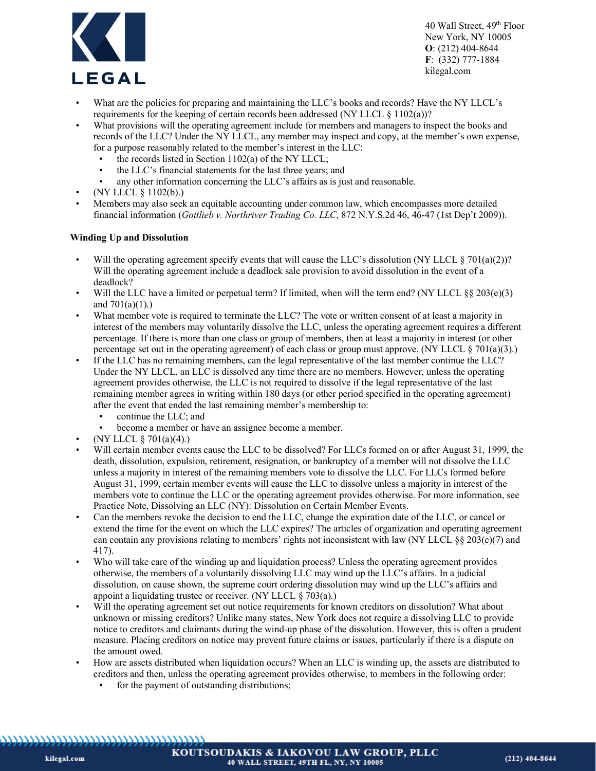- What are the policies for preparing and maintaining the LLC's books and records? Have the NY LLCL's requirements for the keeping of certain records been addressed (NY LLCL § 1102(a))?
- What provisions will the operating agreement include for members and managers to inspect the books and records of the LLC? Under the NY LLCL, any member may inspect and copy, at the member's own expense, for a purpose reasonably related to the member's interest in the LLC:
  - the records listed in Section 1102(a) of the NY LLCL;
  - the LLC's financial statements for the last three years; and
  - any other information concerning the LLC's affairs as is just and reasonable.
- (NY LLCL § 1102(b).)
- Members may also seek an equitable accounting under common law, which encompasses more detailed financial information (*Gottlieb v. Northriver Trading Co. LLC*, 872 N.Y.S.2d 46, 46-47 (1st Dep't 2009)).

**Winding Up and Dissolution**

- Will the operating agreement specify events that will cause the LLC's dissolution (NY LLCL § 701(a)(2))? Will the operating agreement include a deadlock sale provision to avoid dissolution in the event of a deadlock?
- Will the LLC have a limited or perpetual term? If limited, when will the term end? (NY LLCL §§ 203(e)(3) and 701(a)(1).)
- What member vote is required to terminate the LLC? The vote or written consent of at least a majority in interest of the members may voluntarily dissolve the LLC, unless the operating agreement requires a different percentage. If there is more than one class or group of members, then at least a majority in interest (or other percentage set out in the operating agreement) of each class or group must approve. (NY LLCL § 701(a)(3).)
- If the LLC has no remaining members, can the legal representative of the last member continue the LLC? Under the NY LLCL, an LLC is dissolved any time there are no members. However, unless the operating agreement provides otherwise, the LLC is not required to dissolve if the legal representative of the last remaining member agrees in writing within 180 days (or other period specified in the operating agreement) after the event that ended the last remaining member's membership to:
  - continue the LLC; and
  - become a member or have an assignee become a member.
- (NY LLCL § 701(a)(4).)
- Will certain member events cause the LLC to be dissolved? For LLCs formed on or after August 31, 1999, the death, dissolution, expulsion, retirement, resignation, or bankruptcy of a member will not dissolve the LLC unless a majority in interest of the remaining members vote to dissolve the LLC. For LLCs formed before August 31, 1999, certain member events will cause the LLC to dissolve unless a majority in interest of the members vote to continue the LLC or the operating agreement provides otherwise. For more information, see Practice Note, Dissolving an LLC (NY): Dissolution on Certain Member Events.
- Can the members revoke the decision to end the LLC, change the expiration date of the LLC, or cancel or extend the time for the event on which the LLC expires? The articles of organization and operating agreement can contain any provisions relating to members' rights not inconsistent with law (NY LLCL §§ 203(e)(7) and 417).
- Who will take care of the winding up and liquidation process? Unless the operating agreement provides otherwise, the members of a voluntarily dissolving LLC may wind up the LLC's affairs. In a judicial dissolution, on cause shown, the supreme court ordering dissolution may wind up the LLC's affairs and appoint a liquidating trustee or receiver. (NY LLCL § 703(a).)
- Will the operating agreement set out notice requirements for known creditors on dissolution? What about unknown or missing creditors? Unlike many states, New York does not require a dissolving LLC to provide notice to creditors and claimants during the wind-up phase of the dissolution. However, this is often a prudent measure. Placing creditors on notice may prevent future claims or issues, particularly if there is a dispute on the amount owed.
- How are assets distributed when liquidation occurs? When an LLC is winding up, the assets are distributed to creditors and then, unless the operating agreement provides otherwise, to members in the following order:
  - for the payment of outstanding distributions;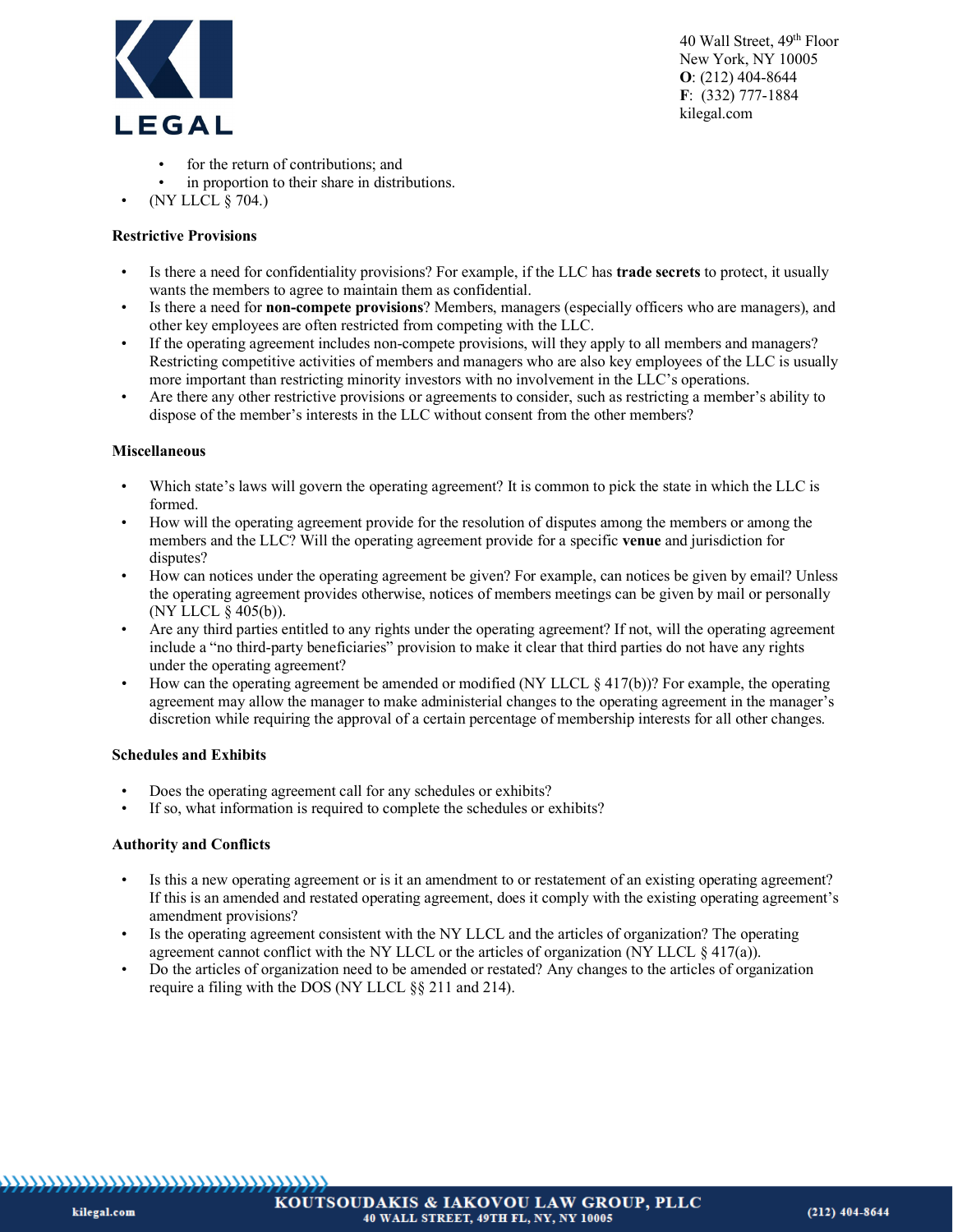- for the return of contributions; and
  - in proportion to their share in distributions.
- (NY LLCL § 704.)

**Restrictive Provisions**

- Is there a need for confidentiality provisions? For example, if the LLC has **trade secrets** to protect, it usually wants the members to agree to maintain them as confidential.
- Is there a need for **non-compete provisions**? Members, managers (especially officers who are managers), and other key employees are often restricted from competing with the LLC.
- If the operating agreement includes non-compete provisions, will they apply to all members and managers? Restricting competitive activities of members and managers who are also key employees of the LLC is usually more important than restricting minority investors with no involvement in the LLC's operations.
- Are there any other restrictive provisions or agreements to consider, such as restricting a member's ability to dispose of the member's interests in the LLC without consent from the other members?

**Miscellaneous**

- Which state's laws will govern the operating agreement? It is common to pick the state in which the LLC is formed.
- How will the operating agreement provide for the resolution of disputes among the members or among the members and the LLC? Will the operating agreement provide for a specific **venue** and jurisdiction for disputes?
- How can notices under the operating agreement be given? For example, can notices be given by email? Unless the operating agreement provides otherwise, notices of members meetings can be given by mail or personally (NY LLCL § 405(b)).
- Are any third parties entitled to any rights under the operating agreement? If not, will the operating agreement include a "no third-party beneficiaries" provision to make it clear that third parties do not have any rights under the operating agreement?
- How can the operating agreement be amended or modified (NY LLCL § 417(b))? For example, the operating agreement may allow the manager to make administerial changes to the operating agreement in the manager's discretion while requiring the approval of a certain percentage of membership interests for all other changes.

**Schedules and Exhibits**

- Does the operating agreement call for any schedules or exhibits?
- If so, what information is required to complete the schedules or exhibits?

**Authority and Conflicts**

- Is this a new operating agreement or is it an amendment to or restatement of an existing operating agreement? If this is an amended and restated operating agreement, does it comply with the existing operating agreement's amendment provisions?
- Is the operating agreement consistent with the NY LLCL and the articles of organization? The operating agreement cannot conflict with the NY LLCL or the articles of organization (NY LLCL § 417(a)).
- Do the articles of organization need to be amended or restated? Any changes to the articles of organization require a filing with the DOS (NY LLCL §§ 211 and 214).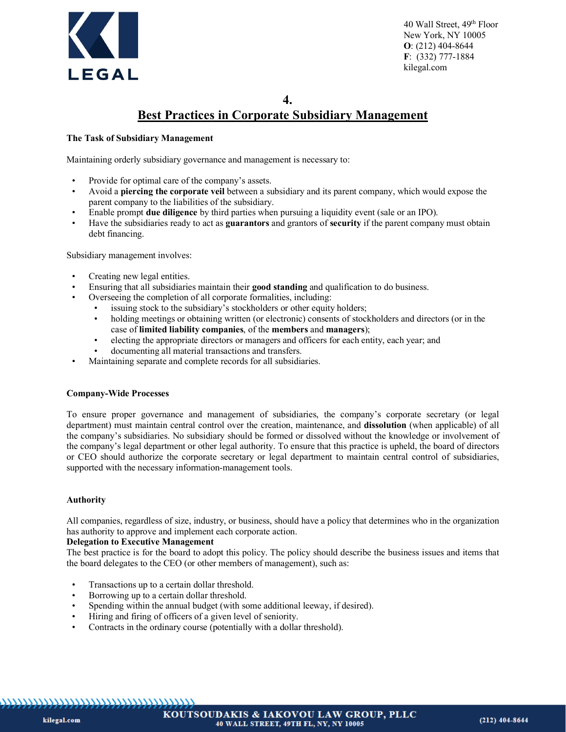# 4.

## Best Practices in Corporate Subsidiary Management

**The Task of Subsidiary Management**

Maintaining orderly subsidiary governance and management is necessary to:

- Provide for optimal care of the company's assets.
- Avoid a **piercing the corporate veil** between a subsidiary and its parent company, which would expose the parent company to the liabilities of the subsidiary.
- Enable prompt **due diligence** by third parties when pursuing a liquidity event (sale or an IPO).
- Have the subsidiaries ready to act as **guarantors** and grantors of **security** if the parent company must obtain debt financing.

Subsidiary management involves:

- Creating new legal entities.
- Ensuring that all subsidiaries maintain their **good standing** and qualification to do business.
- Overseeing the completion of all corporate formalities, including:
  - issuing stock to the subsidiary's stockholders or other equity holders;
  - holding meetings or obtaining written (or electronic) consents of stockholders and directors (or in the case of **limited liability companies**, of the **members** and **managers**);
  - electing the appropriate directors or managers and officers for each entity, each year; and
  - documenting all material transactions and transfers.
- Maintaining separate and complete records for all subsidiaries.

**Company-Wide Processes**

To ensure proper governance and management of subsidiaries, the company's corporate secretary (or legal department) must maintain central control over the creation, maintenance, and **dissolution** (when applicable) of all the company's subsidiaries. No subsidiary should be formed or dissolved without the knowledge or involvement of the company's legal department or other legal authority. To ensure that this practice is upheld, the board of directors or CEO should authorize the corporate secretary or legal department to maintain central control of subsidiaries, supported with the necessary information-management tools.

**Authority**

All companies, regardless of size, industry, or business, should have a policy that determines who in the organization has authority to approve and implement each corporate action.

**Delegation to Executive Management**

The best practice is for the board to adopt this policy. The policy should describe the business issues and items that the board delegates to the CEO (or other members of management), such as:

- Transactions up to a certain dollar threshold.
- Borrowing up to a certain dollar threshold.
- Spending within the annual budget (with some additional leeway, if desired).
- Hiring and firing of officers of a given level of seniority.
- Contracts in the ordinary course (potentially with a dollar threshold).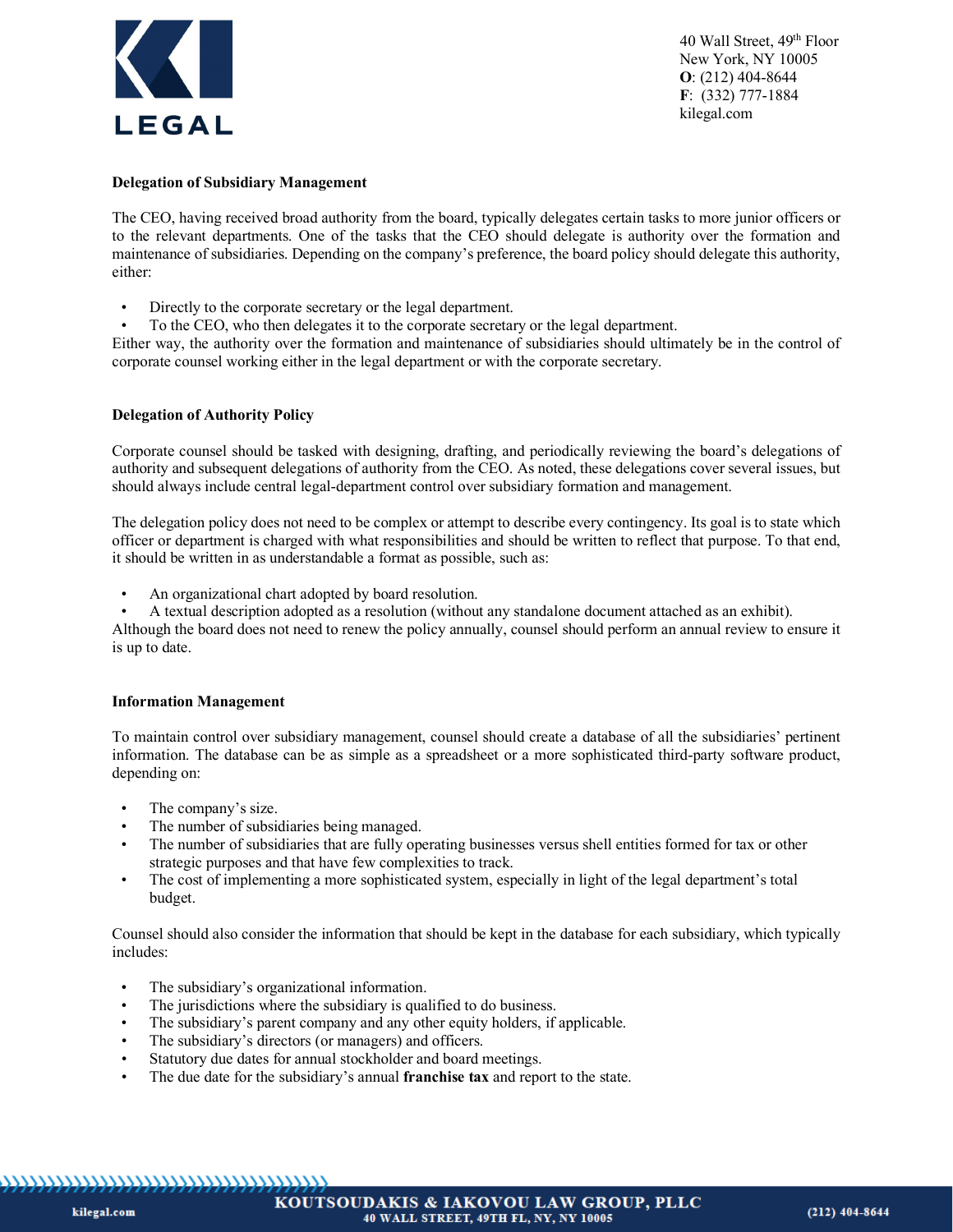### Delegation of Subsidiary Management

The CEO, having received broad authority from the board, typically delegates certain tasks to more junior officers or to the relevant departments. One of the tasks that the CEO should delegate is authority over the formation and maintenance of subsidiaries. Depending on the company's preference, the board policy should delegate this authority, either:

- Directly to the corporate secretary or the legal department.
- To the CEO, who then delegates it to the corporate secretary or the legal department.

Either way, the authority over the formation and maintenance of subsidiaries should ultimately be in the control of corporate counsel working either in the legal department or with the corporate secretary.

### Delegation of Authority Policy

Corporate counsel should be tasked with designing, drafting, and periodically reviewing the board's delegations of authority and subsequent delegations of authority from the CEO. As noted, these delegations cover several issues, but should always include central legal-department control over subsidiary formation and management.

The delegation policy does not need to be complex or attempt to describe every contingency. Its goal is to state which officer or department is charged with what responsibilities and should be written to reflect that purpose. To that end, it should be written in as understandable a format as possible, such as:

- An organizational chart adopted by board resolution.
- A textual description adopted as a resolution (without any standalone document attached as an exhibit).

Although the board does not need to renew the policy annually, counsel should perform an annual review to ensure it is up to date.

### Information Management

To maintain control over subsidiary management, counsel should create a database of all the subsidiaries' pertinent information. The database can be as simple as a spreadsheet or a more sophisticated third-party software product, depending on:

- The company's size.
- The number of subsidiaries being managed.
- The number of subsidiaries that are fully operating businesses versus shell entities formed for tax or other strategic purposes and that have few complexities to track.
- The cost of implementing a more sophisticated system, especially in light of the legal department's total budget.

Counsel should also consider the information that should be kept in the database for each subsidiary, which typically includes:

- The subsidiary's organizational information.
- The jurisdictions where the subsidiary is qualified to do business.
- The subsidiary's parent company and any other equity holders, if applicable.
- The subsidiary's directors (or managers) and officers.
- Statutory due dates for annual stockholder and board meetings.
- The due date for the subsidiary's annual **franchise tax** and report to the state.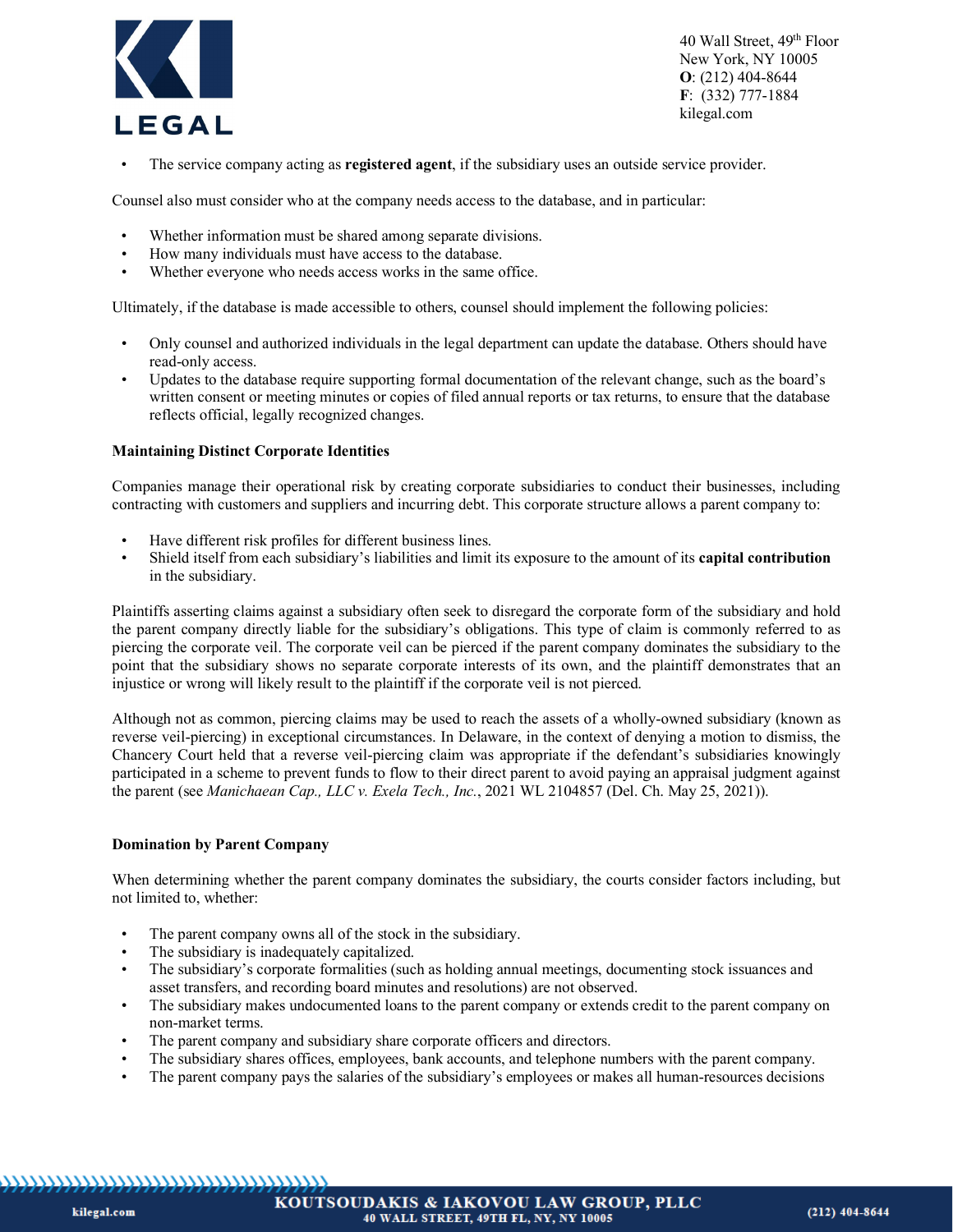- The service company acting as **registered agent**, if the subsidiary uses an outside service provider.

Counsel also must consider who at the company needs access to the database, and in particular:

- Whether information must be shared among separate divisions.
- How many individuals must have access to the database.
- Whether everyone who needs access works in the same office.

Ultimately, if the database is made accessible to others, counsel should implement the following policies:

- Only counsel and authorized individuals in the legal department can update the database. Others should have read-only access.
- Updates to the database require supporting formal documentation of the relevant change, such as the board's written consent or meeting minutes or copies of filed annual reports or tax returns, to ensure that the database reflects official, legally recognized changes.

**Maintaining Distinct Corporate Identities**

Companies manage their operational risk by creating corporate subsidiaries to conduct their businesses, including contracting with customers and suppliers and incurring debt. This corporate structure allows a parent company to:

- Have different risk profiles for different business lines.
- Shield itself from each subsidiary's liabilities and limit its exposure to the amount of its **capital contribution** in the subsidiary.

Plaintiffs asserting claims against a subsidiary often seek to disregard the corporate form of the subsidiary and hold the parent company directly liable for the subsidiary's obligations. This type of claim is commonly referred to as piercing the corporate veil. The corporate veil can be pierced if the parent company dominates the subsidiary to the point that the subsidiary shows no separate corporate interests of its own, and the plaintiff demonstrates that an injustice or wrong will likely result to the plaintiff if the corporate veil is not pierced.

Although not as common, piercing claims may be used to reach the assets of a wholly-owned subsidiary (known as reverse veil-piercing) in exceptional circumstances. In Delaware, in the context of denying a motion to dismiss, the Chancery Court held that a reverse veil-piercing claim was appropriate if the defendant's subsidiaries knowingly participated in a scheme to prevent funds to flow to their direct parent to avoid paying an appraisal judgment against the parent (see *Manichaean Cap., LLC v. Exela Tech., Inc.*, 2021 WL 2104857 (Del. Ch. May 25, 2021)).

**Domination by Parent Company**

When determining whether the parent company dominates the subsidiary, the courts consider factors including, but not limited to, whether:

- The parent company owns all of the stock in the subsidiary.
- The subsidiary is inadequately capitalized.
- The subsidiary's corporate formalities (such as holding annual meetings, documenting stock issuances and asset transfers, and recording board minutes and resolutions) are not observed.
- The subsidiary makes undocumented loans to the parent company or extends credit to the parent company on non-market terms.
- The parent company and subsidiary share corporate officers and directors.
- The subsidiary shares offices, employees, bank accounts, and telephone numbers with the parent company.
- The parent company pays the salaries of the subsidiary's employees or makes all human-resources decisions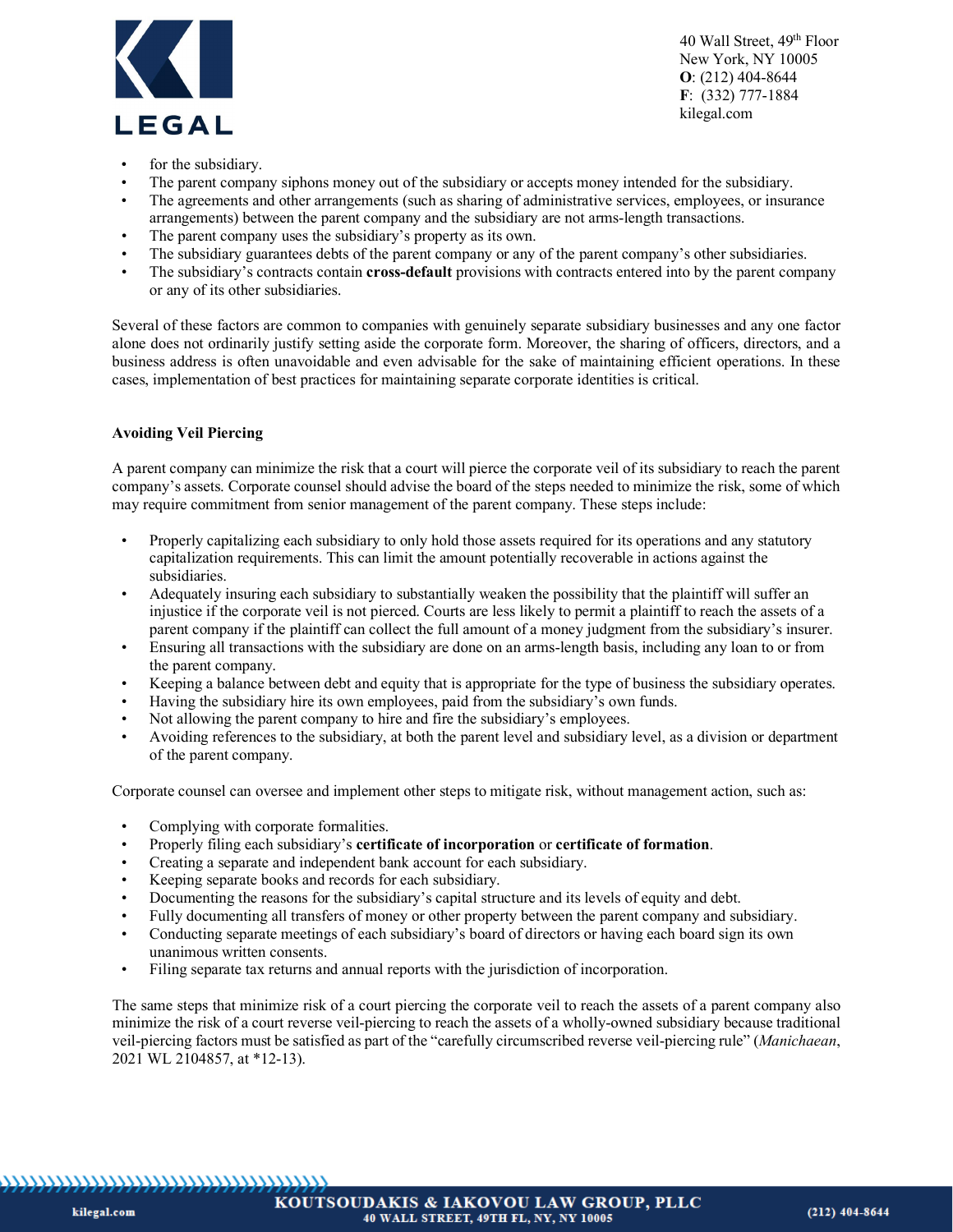- for the subsidiary.
- The parent company siphons money out of the subsidiary or accepts money intended for the subsidiary.
- The agreements and other arrangements (such as sharing of administrative services, employees, or insurance arrangements) between the parent company and the subsidiary are not arms-length transactions.
- The parent company uses the subsidiary's property as its own.
- The subsidiary guarantees debts of the parent company or any of the parent company's other subsidiaries.
- The subsidiary's contracts contain **cross-default** provisions with contracts entered into by the parent company or any of its other subsidiaries.

Several of these factors are common to companies with genuinely separate subsidiary businesses and any one factor alone does not ordinarily justify setting aside the corporate form. Moreover, the sharing of officers, directors, and a business address is often unavoidable and even advisable for the sake of maintaining efficient operations. In these cases, implementation of best practices for maintaining separate corporate identities is critical.

**Avoiding Veil Piercing**

A parent company can minimize the risk that a court will pierce the corporate veil of its subsidiary to reach the parent company's assets. Corporate counsel should advise the board of the steps needed to minimize the risk, some of which may require commitment from senior management of the parent company. These steps include:

- Properly capitalizing each subsidiary to only hold those assets required for its operations and any statutory capitalization requirements. This can limit the amount potentially recoverable in actions against the subsidiaries.
- Adequately insuring each subsidiary to substantially weaken the possibility that the plaintiff will suffer an injustice if the corporate veil is not pierced. Courts are less likely to permit a plaintiff to reach the assets of a parent company if the plaintiff can collect the full amount of a money judgment from the subsidiary's insurer.
- Ensuring all transactions with the subsidiary are done on an arms-length basis, including any loan to or from the parent company.
- Keeping a balance between debt and equity that is appropriate for the type of business the subsidiary operates.
- Having the subsidiary hire its own employees, paid from the subsidiary's own funds.
- Not allowing the parent company to hire and fire the subsidiary's employees.
- Avoiding references to the subsidiary, at both the parent level and subsidiary level, as a division or department of the parent company.

Corporate counsel can oversee and implement other steps to mitigate risk, without management action, such as:

- Complying with corporate formalities.
- Properly filing each subsidiary's **certificate of incorporation** or **certificate of formation**.
- Creating a separate and independent bank account for each subsidiary.
- Keeping separate books and records for each subsidiary.
- Documenting the reasons for the subsidiary's capital structure and its levels of equity and debt.
- Fully documenting all transfers of money or other property between the parent company and subsidiary.
- Conducting separate meetings of each subsidiary's board of directors or having each board sign its own unanimous written consents.
- Filing separate tax returns and annual reports with the jurisdiction of incorporation.

The same steps that minimize risk of a court piercing the corporate veil to reach the assets of a parent company also minimize the risk of a court reverse veil-piercing to reach the assets of a wholly-owned subsidiary because traditional veil-piercing factors must be satisfied as part of the "carefully circumscribed reverse veil-piercing rule" (*Manichaean*, 2021 WL 2104857, at *12-13).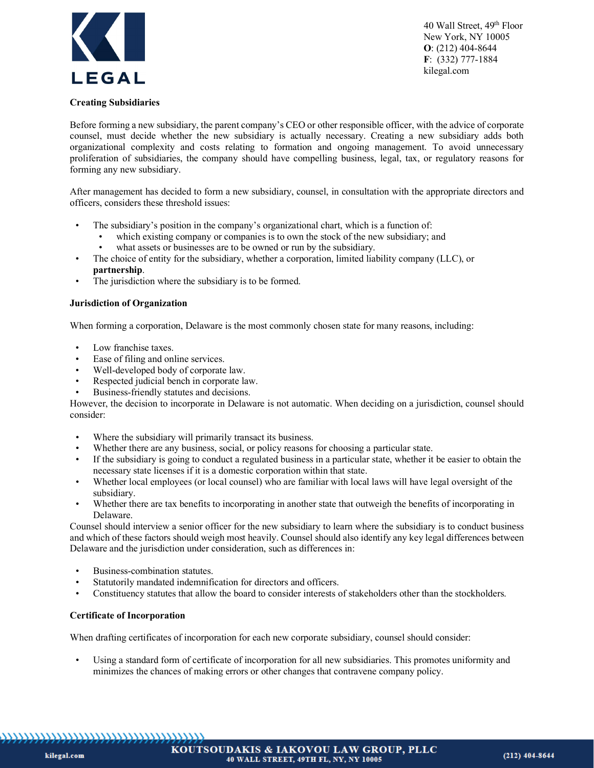**Creating Subsidiaries**

Before forming a new subsidiary, the parent company's CEO or other responsible officer, with the advice of corporate counsel, must decide whether the new subsidiary is actually necessary. Creating a new subsidiary adds both organizational complexity and costs relating to formation and ongoing management. To avoid unnecessary proliferation of subsidiaries, the company should have compelling business, legal, tax, or regulatory reasons for forming any new subsidiary.

After management has decided to form a new subsidiary, counsel, in consultation with the appropriate directors and officers, considers these threshold issues:

- The subsidiary's position in the company's organizational chart, which is a function of:
  - which existing company or companies is to own the stock of the new subsidiary; and
  - what assets or businesses are to be owned or run by the subsidiary.
- The choice of entity for the subsidiary, whether a corporation, limited liability company (LLC), or **partnership**.
- The jurisdiction where the subsidiary is to be formed.

**Jurisdiction of Organization**

When forming a corporation, Delaware is the most commonly chosen state for many reasons, including:

- Low franchise taxes.
- Ease of filing and online services.
- Well-developed body of corporate law.
- Respected judicial bench in corporate law.
- Business-friendly statutes and decisions.

However, the decision to incorporate in Delaware is not automatic. When deciding on a jurisdiction, counsel should consider:

- Where the subsidiary will primarily transact its business.
- Whether there are any business, social, or policy reasons for choosing a particular state.
- If the subsidiary is going to conduct a regulated business in a particular state, whether it be easier to obtain the necessary state licenses if it is a domestic corporation within that state.
- Whether local employees (or local counsel) who are familiar with local laws will have legal oversight of the subsidiary.
- Whether there are tax benefits to incorporating in another state that outweigh the benefits of incorporating in Delaware.

Counsel should interview a senior officer for the new subsidiary to learn where the subsidiary is to conduct business and which of these factors should weigh most heavily. Counsel should also identify any key legal differences between Delaware and the jurisdiction under consideration, such as differences in:

- Business-combination statutes.
- Statutorily mandated indemnification for directors and officers.
- Constituency statutes that allow the board to consider interests of stakeholders other than the stockholders.

**Certificate of Incorporation**

When drafting certificates of incorporation for each new corporate subsidiary, counsel should consider:

- Using a standard form of certificate of incorporation for all new subsidiaries. This promotes uniformity and minimizes the chances of making errors or other changes that contravene company policy.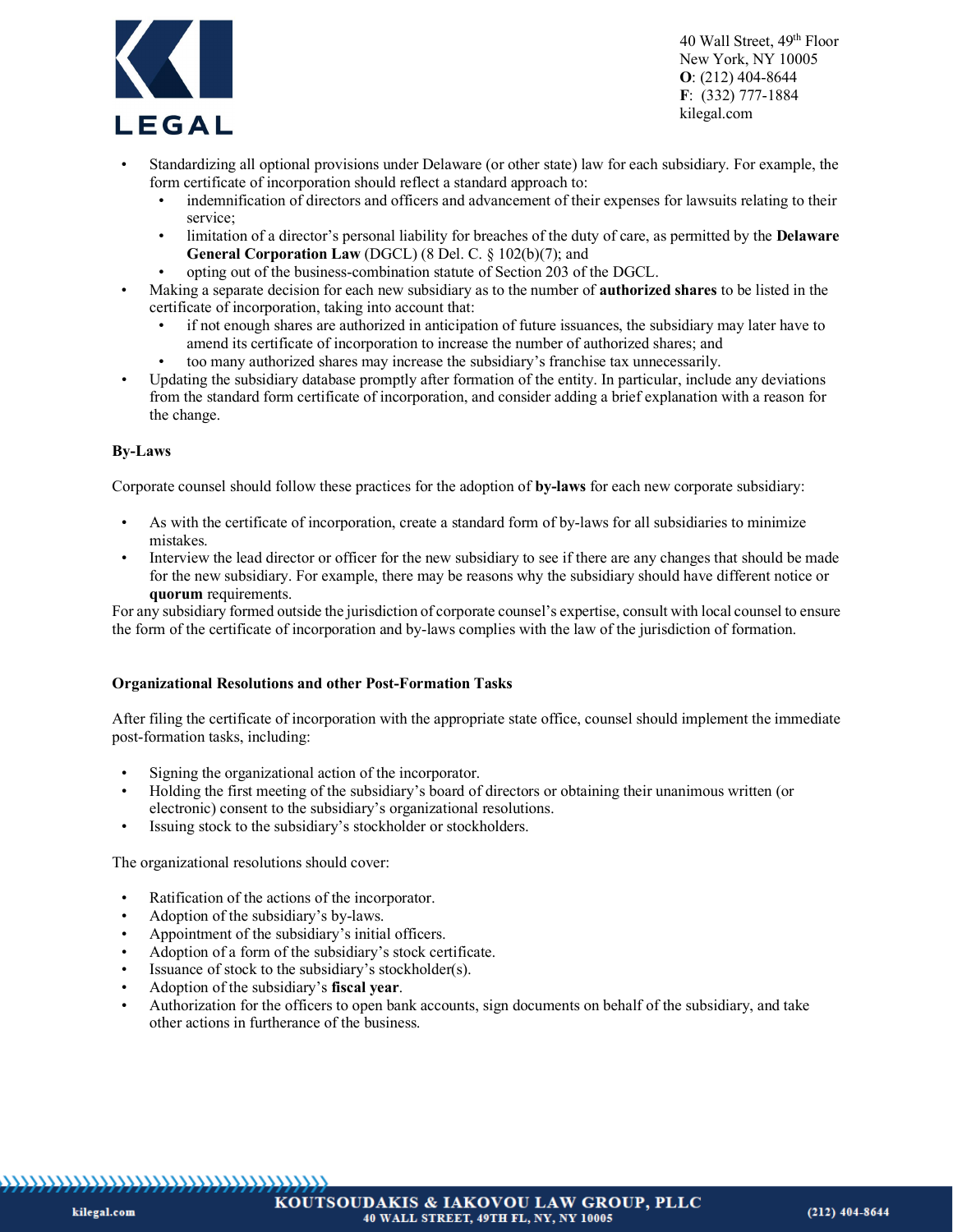- Standardizing all optional provisions under Delaware (or other state) law for each subsidiary. For example, the form certificate of incorporation should reflect a standard approach to:
  - indemnification of directors and officers and advancement of their expenses for lawsuits relating to their service;
  - limitation of a director's personal liability for breaches of the duty of care, as permitted by the **Delaware General Corporation Law** (DGCL) (8 Del. C. § 102(b)(7); and
  - opting out of the business-combination statute of Section 203 of the DGCL.
- Making a separate decision for each new subsidiary as to the number of **authorized shares** to be listed in the certificate of incorporation, taking into account that:
  - if not enough shares are authorized in anticipation of future issuances, the subsidiary may later have to amend its certificate of incorporation to increase the number of authorized shares; and
  - too many authorized shares may increase the subsidiary's franchise tax unnecessarily.
- Updating the subsidiary database promptly after formation of the entity. In particular, include any deviations from the standard form certificate of incorporation, and consider adding a brief explanation with a reason for the change.

**By-Laws**

Corporate counsel should follow these practices for the adoption of **by-laws** for each new corporate subsidiary:

- As with the certificate of incorporation, create a standard form of by-laws for all subsidiaries to minimize mistakes.
- Interview the lead director or officer for the new subsidiary to see if there are any changes that should be made for the new subsidiary. For example, there may be reasons why the subsidiary should have different notice or **quorum** requirements.

For any subsidiary formed outside the jurisdiction of corporate counsel's expertise, consult with local counsel to ensure the form of the certificate of incorporation and by-laws complies with the law of the jurisdiction of formation.

**Organizational Resolutions and other Post-Formation Tasks**

After filing the certificate of incorporation with the appropriate state office, counsel should implement the immediate post-formation tasks, including:

- Signing the organizational action of the incorporator.
- Holding the first meeting of the subsidiary's board of directors or obtaining their unanimous written (or electronic) consent to the subsidiary's organizational resolutions.
- Issuing stock to the subsidiary's stockholder or stockholders.

The organizational resolutions should cover:

- Ratification of the actions of the incorporator.
- Adoption of the subsidiary's by-laws.
- Appointment of the subsidiary's initial officers.
- Adoption of a form of the subsidiary's stock certificate.
- Issuance of stock to the subsidiary's stockholder(s).
- Adoption of the subsidiary's **fiscal year**.
- Authorization for the officers to open bank accounts, sign documents on behalf of the subsidiary, and take other actions in furtherance of the business.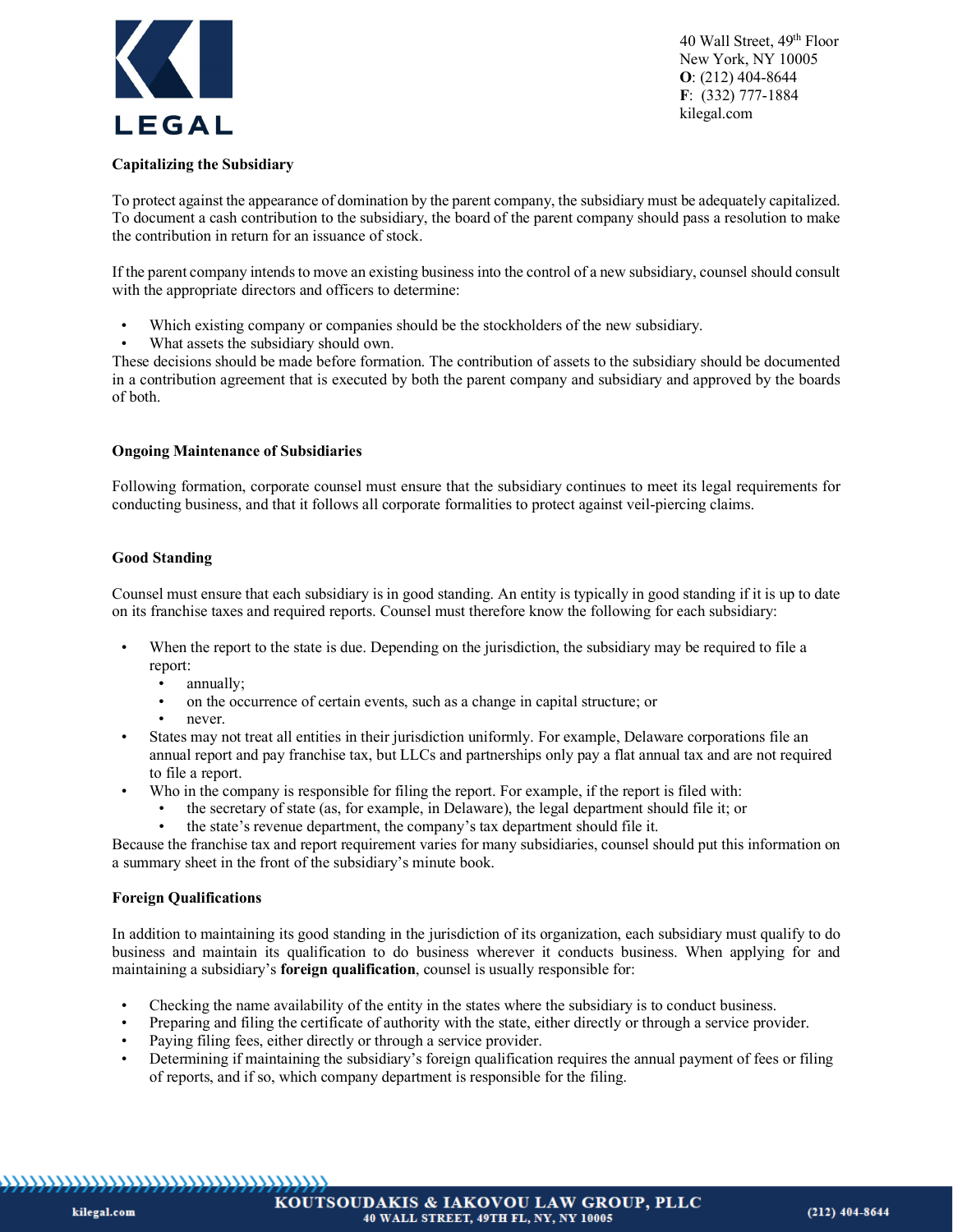**Capitalizing the Subsidiary**

To protect against the appearance of domination by the parent company, the subsidiary must be adequately capitalized. To document a cash contribution to the subsidiary, the board of the parent company should pass a resolution to make the contribution in return for an issuance of stock.

If the parent company intends to move an existing business into the control of a new subsidiary, counsel should consult with the appropriate directors and officers to determine:

- Which existing company or companies should be the stockholders of the new subsidiary.
- What assets the subsidiary should own.

These decisions should be made before formation. The contribution of assets to the subsidiary should be documented in a contribution agreement that is executed by both the parent company and subsidiary and approved by the boards of both.

**Ongoing Maintenance of Subsidiaries**

Following formation, corporate counsel must ensure that the subsidiary continues to meet its legal requirements for conducting business, and that it follows all corporate formalities to protect against veil-piercing claims.

**Good Standing**

Counsel must ensure that each subsidiary is in good standing. An entity is typically in good standing if it is up to date on its franchise taxes and required reports. Counsel must therefore know the following for each subsidiary:

- When the report to the state is due. Depending on the jurisdiction, the subsidiary may be required to file a report:
  - annually;
  - on the occurrence of certain events, such as a change in capital structure; or
  - never.
- States may not treat all entities in their jurisdiction uniformly. For example, Delaware corporations file an annual report and pay franchise tax, but LLCs and partnerships only pay a flat annual tax and are not required to file a report.
- Who in the company is responsible for filing the report. For example, if the report is filed with:
  - the secretary of state (as, for example, in Delaware), the legal department should file it; or
  - the state's revenue department, the company's tax department should file it.

Because the franchise tax and report requirement varies for many subsidiaries, counsel should put this information on a summary sheet in the front of the subsidiary's minute book.

**Foreign Qualifications**

In addition to maintaining its good standing in the jurisdiction of its organization, each subsidiary must qualify to do business and maintain its qualification to do business wherever it conducts business. When applying for and maintaining a subsidiary's **foreign qualification**, counsel is usually responsible for:

- Checking the name availability of the entity in the states where the subsidiary is to conduct business.
- Preparing and filing the certificate of authority with the state, either directly or through a service provider.
- Paying filing fees, either directly or through a service provider.
- Determining if maintaining the subsidiary's foreign qualification requires the annual payment of fees or filing of reports, and if so, which company department is responsible for the filing.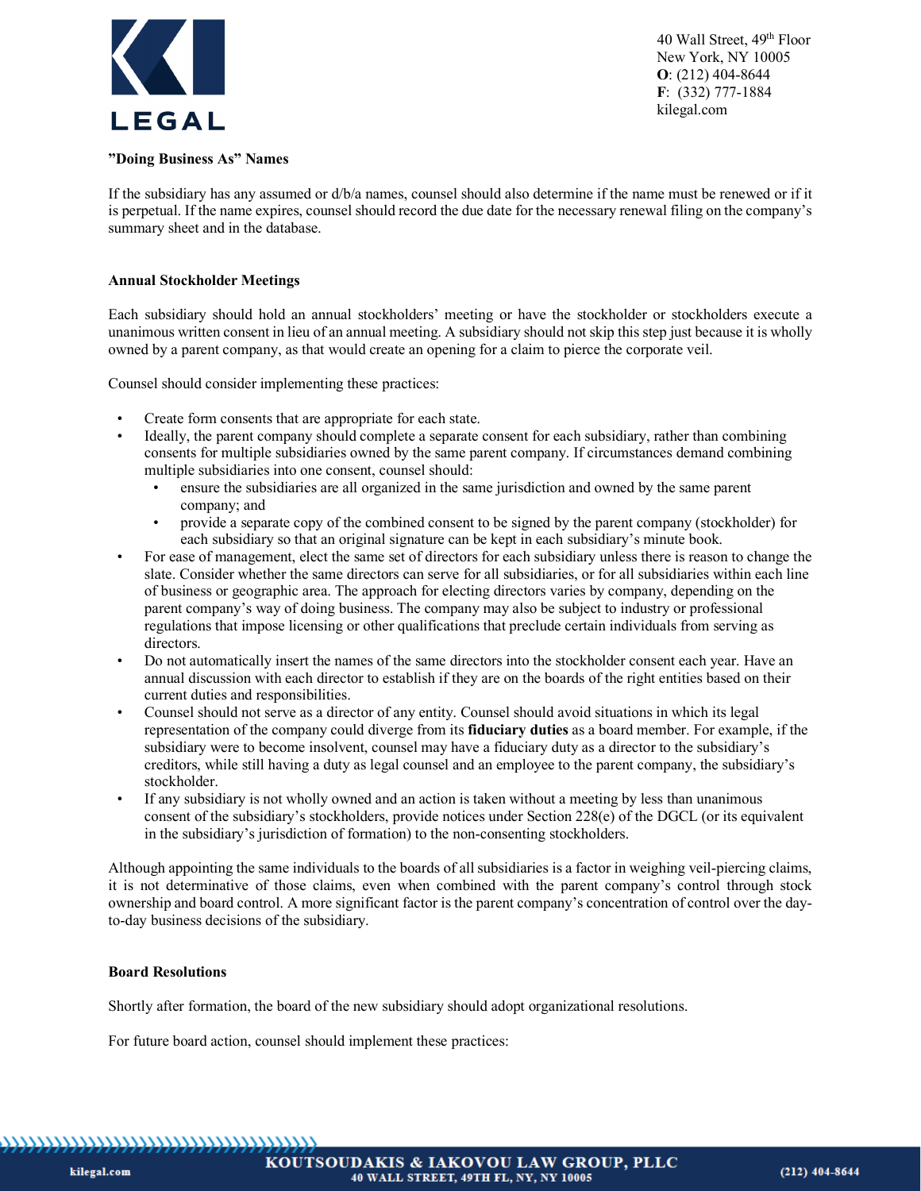**"Doing Business As" Names**

If the subsidiary has any assumed or d/b/a names, counsel should also determine if the name must be renewed or if it is perpetual. If the name expires, counsel should record the due date for the necessary renewal filing on the company's summary sheet and in the database.

**Annual Stockholder Meetings**

Each subsidiary should hold an annual stockholders' meeting or have the stockholder or stockholders execute a unanimous written consent in lieu of an annual meeting. A subsidiary should not skip this step just because it is wholly owned by a parent company, as that would create an opening for a claim to pierce the corporate veil.

Counsel should consider implementing these practices:

- Create form consents that are appropriate for each state.
- Ideally, the parent company should complete a separate consent for each subsidiary, rather than combining consents for multiple subsidiaries owned by the same parent company. If circumstances demand combining multiple subsidiaries into one consent, counsel should:
  - ensure the subsidiaries are all organized in the same jurisdiction and owned by the same parent company; and
  - provide a separate copy of the combined consent to be signed by the parent company (stockholder) for each subsidiary so that an original signature can be kept in each subsidiary's minute book.
- For ease of management, elect the same set of directors for each subsidiary unless there is reason to change the slate. Consider whether the same directors can serve for all subsidiaries, or for all subsidiaries within each line of business or geographic area. The approach for electing directors varies by company, depending on the parent company's way of doing business. The company may also be subject to industry or professional regulations that impose licensing or other qualifications that preclude certain individuals from serving as directors.
- Do not automatically insert the names of the same directors into the stockholder consent each year. Have an annual discussion with each director to establish if they are on the boards of the right entities based on their current duties and responsibilities.
- Counsel should not serve as a director of any entity. Counsel should avoid situations in which its legal representation of the company could diverge from its **fiduciary duties** as a board member. For example, if the subsidiary were to become insolvent, counsel may have a fiduciary duty as a director to the subsidiary's creditors, while still having a duty as legal counsel and an employee to the parent company, the subsidiary's stockholder.
- If any subsidiary is not wholly owned and an action is taken without a meeting by less than unanimous consent of the subsidiary's stockholders, provide notices under Section 228(e) of the DGCL (or its equivalent in the subsidiary's jurisdiction of formation) to the non-consenting stockholders.

Although appointing the same individuals to the boards of all subsidiaries is a factor in weighing veil-piercing claims, it is not determinative of those claims, even when combined with the parent company's control through stock ownership and board control. A more significant factor is the parent company's concentration of control over the day-to-day business decisions of the subsidiary.

**Board Resolutions**

Shortly after formation, the board of the new subsidiary should adopt organizational resolutions.

For future board action, counsel should implement these practices: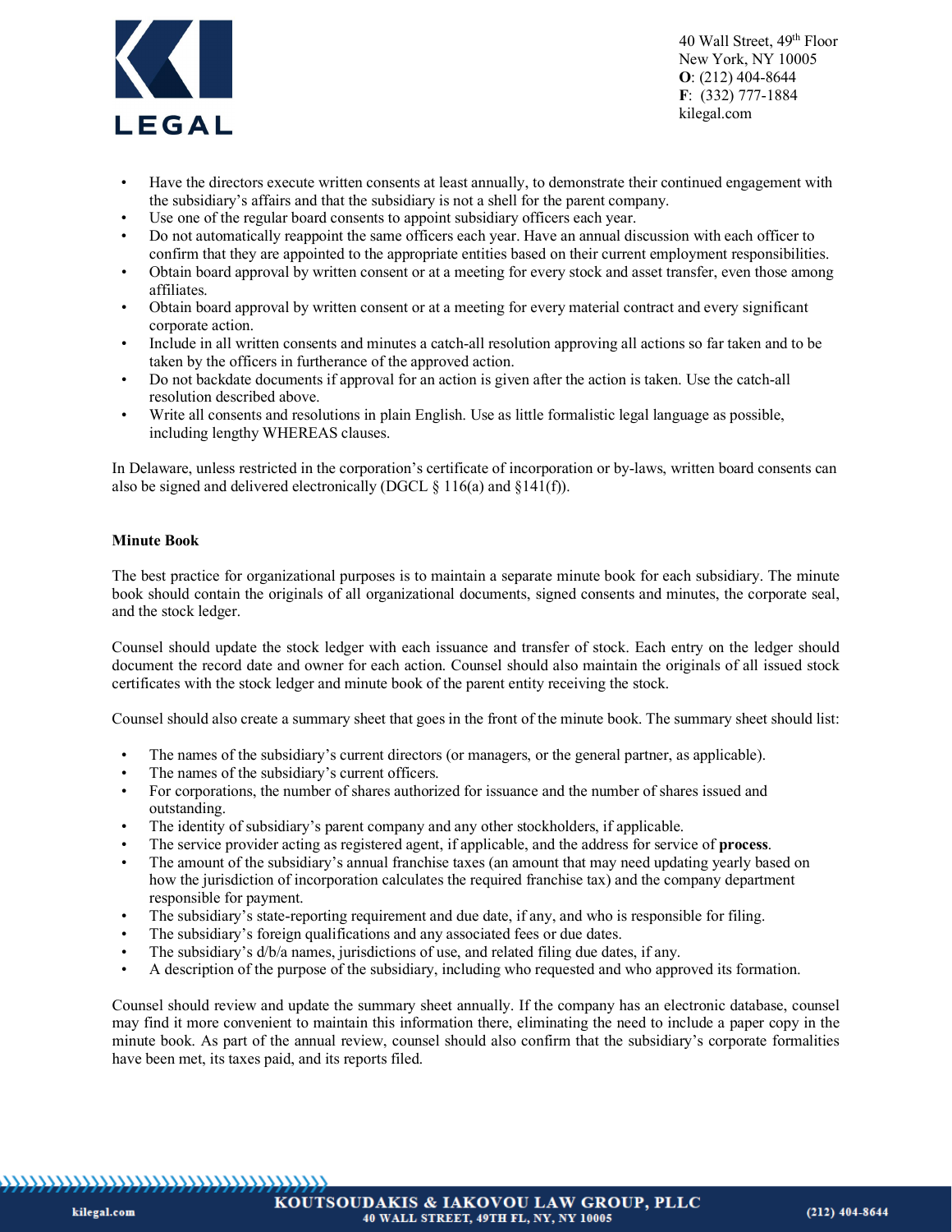- Have the directors execute written consents at least annually, to demonstrate their continued engagement with the subsidiary's affairs and that the subsidiary is not a shell for the parent company.
- Use one of the regular board consents to appoint subsidiary officers each year.
- Do not automatically reappoint the same officers each year. Have an annual discussion with each officer to confirm that they are appointed to the appropriate entities based on their current employment responsibilities.
- Obtain board approval by written consent or at a meeting for every stock and asset transfer, even those among affiliates.
- Obtain board approval by written consent or at a meeting for every material contract and every significant corporate action.
- Include in all written consents and minutes a catch-all resolution approving all actions so far taken and to be taken by the officers in furtherance of the approved action.
- Do not backdate documents if approval for an action is given after the action is taken. Use the catch-all resolution described above.
- Write all consents and resolutions in plain English. Use as little formalistic legal language as possible, including lengthy WHEREAS clauses.

In Delaware, unless restricted in the corporation's certificate of incorporation or by-laws, written board consents can also be signed and delivered electronically (DGCL § 116(a) and §141(f)).

**Minute Book**

The best practice for organizational purposes is to maintain a separate minute book for each subsidiary. The minute book should contain the originals of all organizational documents, signed consents and minutes, the corporate seal, and the stock ledger.

Counsel should update the stock ledger with each issuance and transfer of stock. Each entry on the ledger should document the record date and owner for each action. Counsel should also maintain the originals of all issued stock certificates with the stock ledger and minute book of the parent entity receiving the stock.

Counsel should also create a summary sheet that goes in the front of the minute book. The summary sheet should list:

- The names of the subsidiary's current directors (or managers, or the general partner, as applicable).
- The names of the subsidiary's current officers.
- For corporations, the number of shares authorized for issuance and the number of shares issued and outstanding.
- The identity of subsidiary's parent company and any other stockholders, if applicable.
- The service provider acting as registered agent, if applicable, and the address for service of **process**.
- The amount of the subsidiary's annual franchise taxes (an amount that may need updating yearly based on how the jurisdiction of incorporation calculates the required franchise tax) and the company department responsible for payment.
- The subsidiary's state-reporting requirement and due date, if any, and who is responsible for filing.
- The subsidiary's foreign qualifications and any associated fees or due dates.
- The subsidiary's d/b/a names, jurisdictions of use, and related filing due dates, if any.
- A description of the purpose of the subsidiary, including who requested and who approved its formation.

Counsel should review and update the summary sheet annually. If the company has an electronic database, counsel may find it more convenient to maintain this information there, eliminating the need to include a paper copy in the minute book. As part of the annual review, counsel should also confirm that the subsidiary's corporate formalities have been met, its taxes paid, and its reports filed.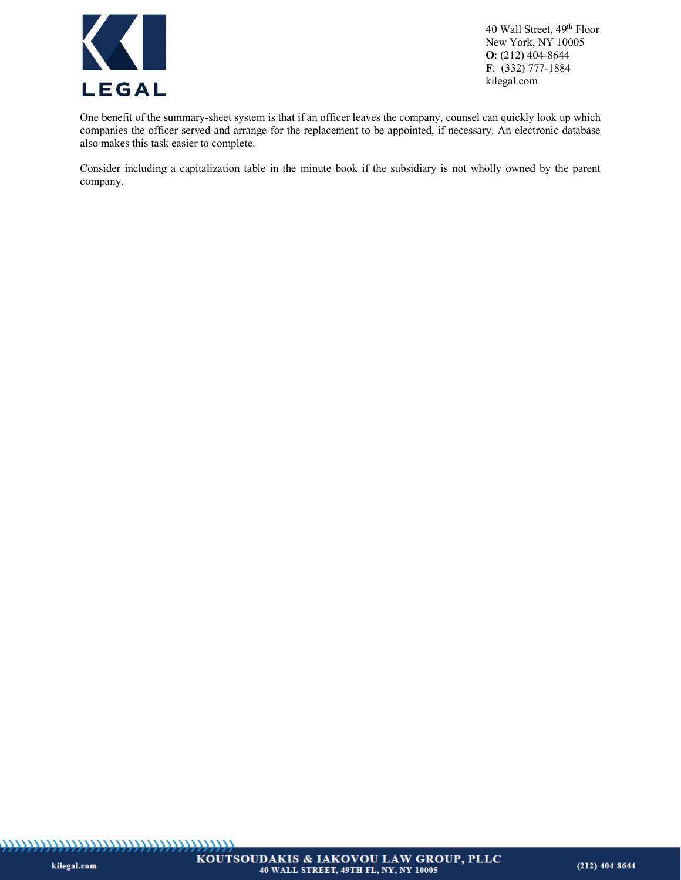One benefit of the summary-sheet system is that if an officer leaves the company, counsel can quickly look up which companies the officer served and arrange for the replacement to be appointed, if necessary. An electronic database also makes this task easier to complete.

Consider including a capitalization table in the minute book if the subsidiary is not wholly owned by the parent company.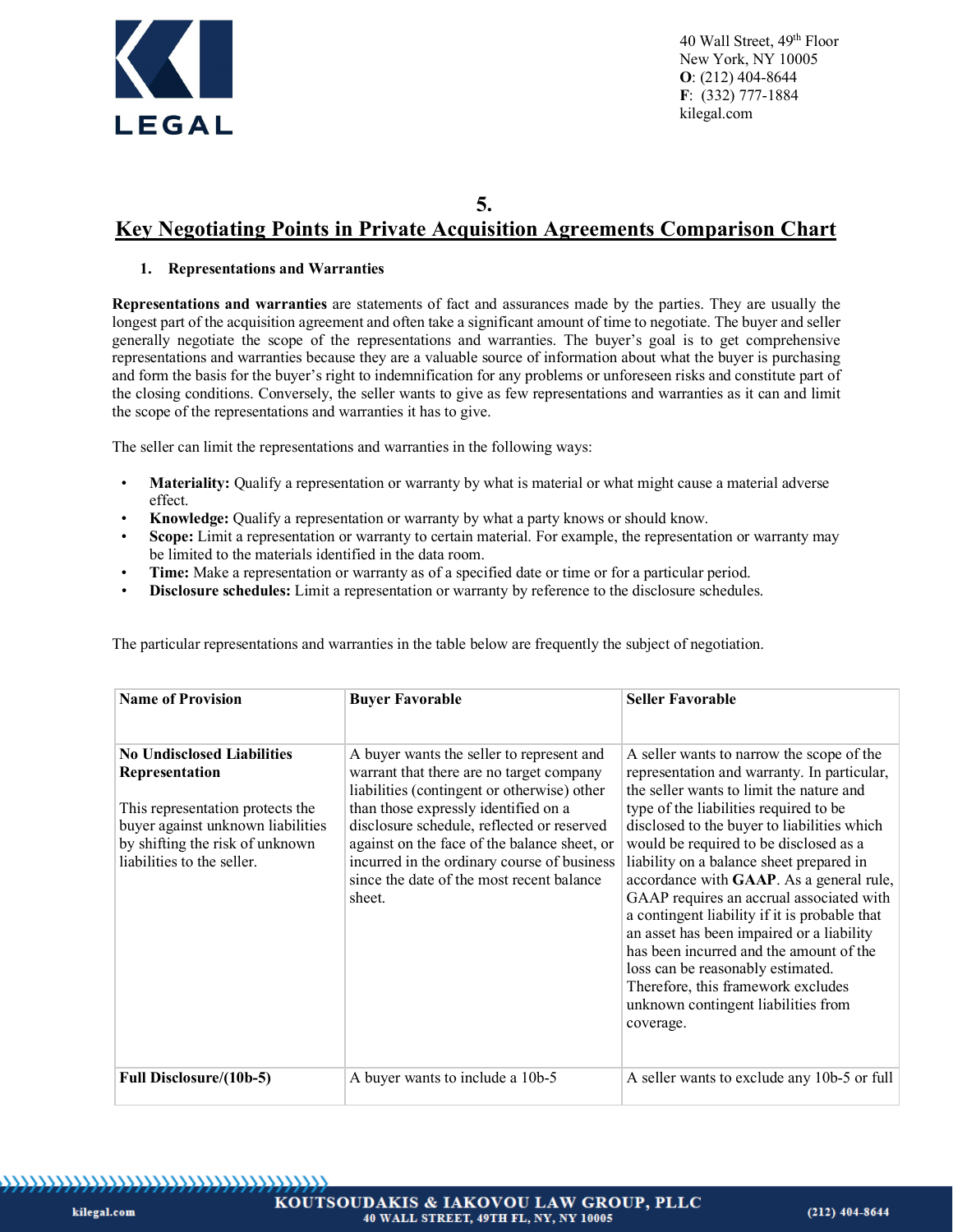## 5.
## Key Negotiating Points in Private Acquisition Agreements Comparison Chart

### 1. Representations and Warranties

**Representations and warranties** are statements of fact and assurances made by the parties. They are usually the longest part of the acquisition agreement and often take a significant amount of time to negotiate. The buyer and seller generally negotiate the scope of the representations and warranties. The buyer's goal is to get comprehensive representations and warranties because they are a valuable source of information about what the buyer is purchasing and form the basis for the buyer's right to indemnification for any problems or unforeseen risks and constitute part of the closing conditions. Conversely, the seller wants to give as few representations and warranties as it can and limit the scope of the representations and warranties it has to give.

The seller can limit the representations and warranties in the following ways:

- **Materiality:** Qualify a representation or warranty by what is material or what might cause a material adverse effect.
- **Knowledge:** Qualify a representation or warranty by what a party knows or should know.
- **Scope:** Limit a representation or warranty to certain material. For example, the representation or warranty may be limited to the materials identified in the data room.
- **Time:** Make a representation or warranty as of a specified date or time or for a particular period.
- **Disclosure schedules:** Limit a representation or warranty by reference to the disclosure schedules.

The particular representations and warranties in the table below are frequently the subject of negotiation.

| Name of Provision | Buyer Favorable | Seller Favorable |
|---|---|---|
| **No Undisclosed Liabilities Representation**<br><br>This representation protects the buyer against unknown liabilities by shifting the risk of unknown liabilities to the seller. | A buyer wants the seller to represent and warrant that there are no target company liabilities (contingent or otherwise) other than those expressly identified on a disclosure schedule, reflected or reserved against on the face of the balance sheet, or incurred in the ordinary course of business since the date of the most recent balance sheet. | A seller wants to narrow the scope of the representation and warranty. In particular, the seller wants to limit the nature and type of the liabilities required to be disclosed to the buyer to liabilities which would be required to be disclosed as a liability on a balance sheet prepared in accordance with **GAAP**. As a general rule, GAAP requires an accrual associated with a contingent liability if it is probable that an asset has been impaired or a liability has been incurred and the amount of the loss can be reasonably estimated. Therefore, this framework excludes unknown contingent liabilities from coverage. |
| **Full Disclosure/(10b-5)** | A buyer wants to include a 10b-5 | A seller wants to exclude any 10b-5 or full |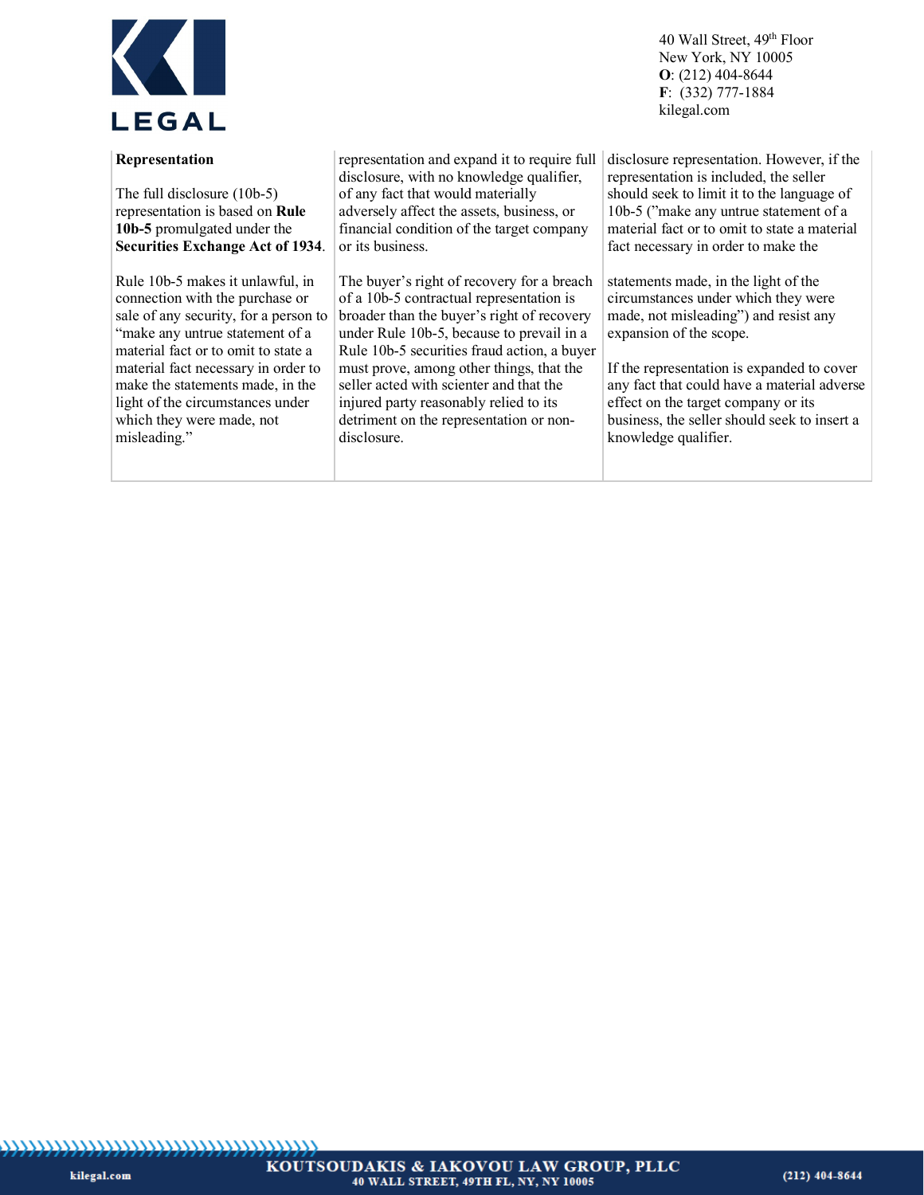| Representation<br><br>The full disclosure (10b-5) representation is based on **Rule 10b-5** promulgated under the **Securities Exchange Act of 1934**.<br><br>Rule 10b-5 makes it unlawful, in connection with the purchase or sale of any security, for a person to "make any untrue statement of a material fact or to omit to state a material fact necessary in order to make the statements made, in the light of the circumstances under which they were made, not misleading." | representation and expand it to require full disclosure, with no knowledge qualifier, of any fact that would materially adversely affect the assets, business, or financial condition of the target company or its business.<br><br>The buyer's right of recovery for a breach of a 10b-5 contractual representation is broader than the buyer's right of recovery under Rule 10b-5, because to prevail in a Rule 10b-5 securities fraud action, a buyer must prove, among other things, that the seller acted with scienter and that the injured party reasonably relied to its detriment on the representation or non-disclosure. | disclosure representation. However, if the representation is included, the seller should seek to limit it to the language of 10b-5 ("make any untrue statement of a material fact or to omit to state a material fact necessary in order to make the statements made, in the light of the circumstances under which they were made, not misleading") and resist any expansion of the scope.<br><br>If the representation is expanded to cover any fact that could have a material adverse effect on the target company or its business, the seller should seek to insert a knowledge qualifier. |
|---|---|---|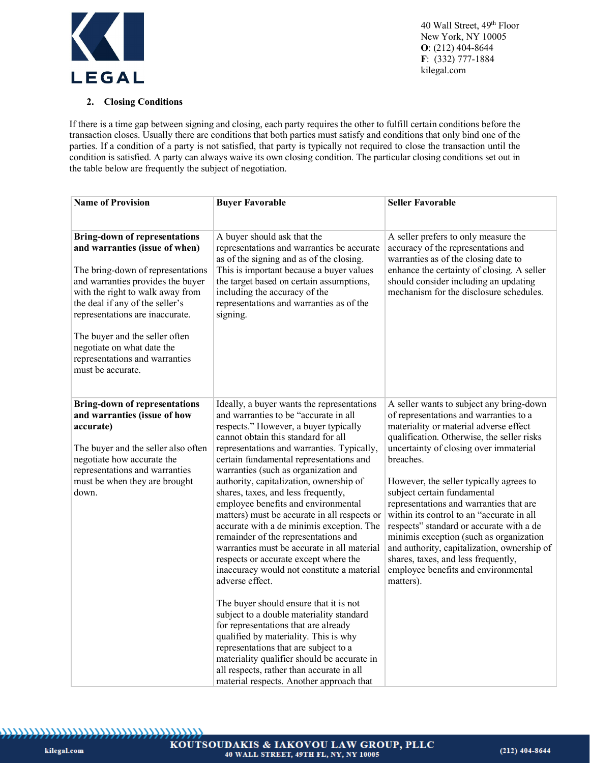### 2. Closing Conditions

If there is a time gap between signing and closing, each party requires the other to fulfill certain conditions before the transaction closes. Usually there are conditions that both parties must satisfy and conditions that only bind one of the parties. If a condition of a party is not satisfied, that party is typically not required to close the transaction until the condition is satisfied. A party can always waive its own closing condition. The particular closing conditions set out in the table below are frequently the subject of negotiation.

| Name of Provision | Buyer Favorable | Seller Favorable |
|---|---|---|
| **Bring-down of representations and warranties (issue of when)**<br><br>The bring-down of representations and warranties provides the buyer with the right to walk away from the deal if any of the seller's representations are inaccurate.<br><br>The buyer and the seller often negotiate on what date the representations and warranties must be accurate. | A buyer should ask that the representations and warranties be accurate as of the signing and as of the closing. This is important because a buyer values the target based on certain assumptions, including the accuracy of the representations and warranties as of the signing. | A seller prefers to only measure the accuracy of the representations and warranties as of the closing date to enhance the certainty of closing. A seller should consider including an updating mechanism for the disclosure schedules. |
| **Bring-down of representations and warranties (issue of how accurate)**<br><br>The buyer and the seller also often negotiate how accurate the representations and warranties must be when they are brought down. | Ideally, a buyer wants the representations and warranties to be "accurate in all respects." However, a buyer typically cannot obtain this standard for all representations and warranties. Typically, certain fundamental representations and warranties (such as organization and authority, capitalization, ownership of shares, taxes, and less frequently, employee benefits and environmental matters) must be accurate in all respects or accurate with a de minimis exception. The remainder of the representations and warranties must be accurate in all material respects or accurate except where the inaccuracy would not constitute a material adverse effect.<br><br>The buyer should ensure that it is not subject to a double materiality standard for representations that are already qualified by materiality. This is why representations that are subject to a materiality qualifier should be accurate in all respects, rather than accurate in all material respects. Another approach that | A seller wants to subject any bring-down of representations and warranties to a materiality or material adverse effect qualification. Otherwise, the seller risks uncertainty of closing over immaterial breaches.<br><br>However, the seller typically agrees to subject certain fundamental representations and warranties that are within its control to an "accurate in all respects" standard or accurate with a de minimis exception (such as organization and authority, capitalization, ownership of shares, taxes, and less frequently, employee benefits and environmental matters). |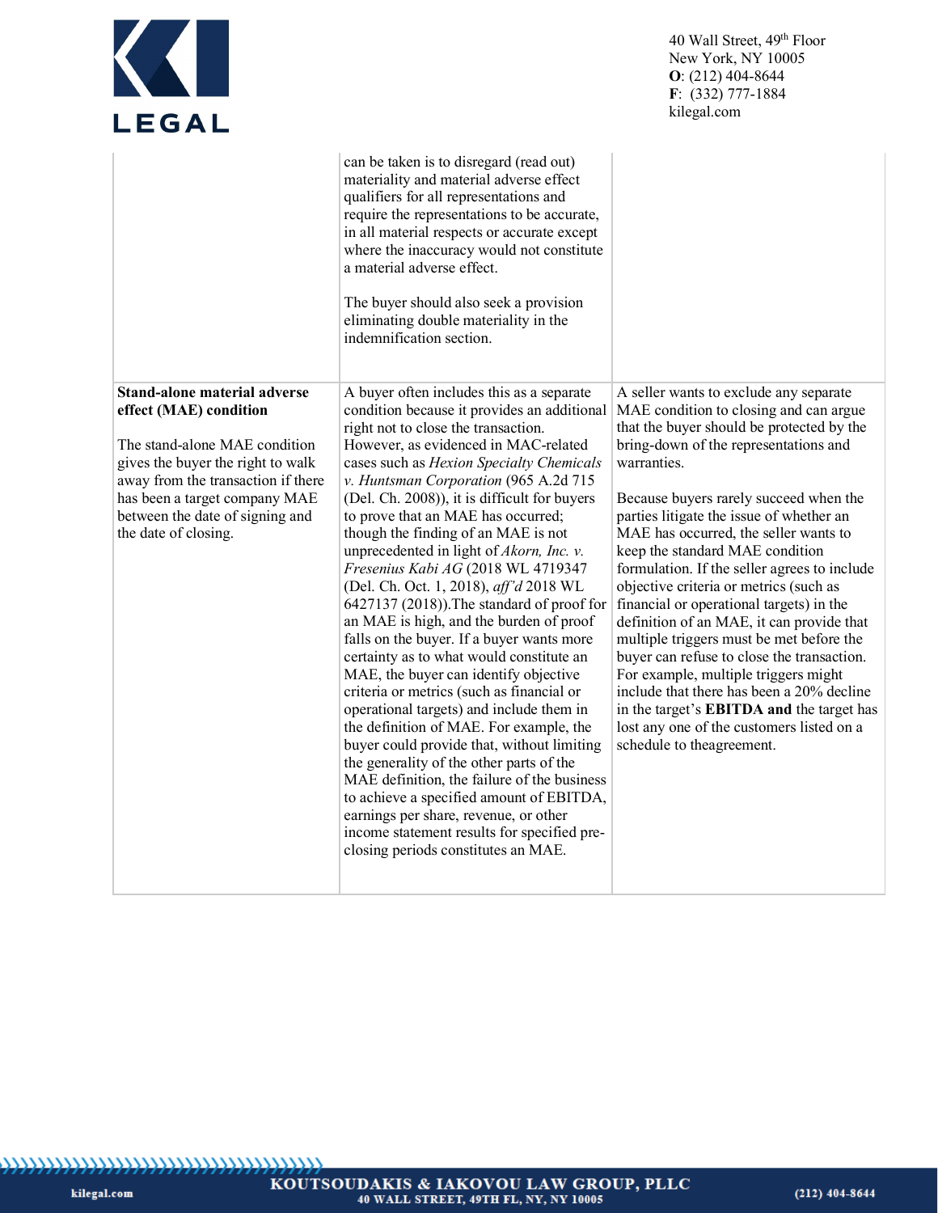| | | |
|---|---|---|
| | can be taken is to disregard (read out) materiality and material adverse effect qualifiers for all representations and require the representations to be accurate, in all material respects or accurate except where the inaccuracy would not constitute a material adverse effect.<br><br>The buyer should also seek a provision eliminating double materiality in the indemnification section. | |
| **Stand-alone material adverse effect (MAE) condition**<br><br>The stand-alone MAE condition gives the buyer the right to walk away from the transaction if there has been a target company MAE between the date of signing and the date of closing. | A buyer often includes this as a separate condition because it provides an additional right not to close the transaction. However, as evidenced in MAC-related cases such as *Hexion Specialty Chemicals v. Huntsman Corporation* (965 A.2d 715 (Del. Ch. 2008)), it is difficult for buyers to prove that an MAE has occurred; though the finding of an MAE is not unprecedented in light of *Akorn, Inc. v. Fresenius Kabi AG* (2018 WL 4719347 (Del. Ch. Oct. 1, 2018), *aff'd* 2018 WL 6427137 (2018)).The standard of proof for an MAE is high, and the burden of proof falls on the buyer. If a buyer wants more certainty as to what would constitute an MAE, the buyer can identify objective criteria or metrics (such as financial or operational targets) and include them in the definition of MAE. For example, the buyer could provide that, without limiting the generality of the other parts of the MAE definition, the failure of the business to achieve a specified amount of EBITDA, earnings per share, revenue, or other income statement results for specified pre-closing periods constitutes an MAE. | A seller wants to exclude any separate MAE condition to closing and can argue that the buyer should be protected by the bring-down of the representations and warranties.<br><br>Because buyers rarely succeed when the parties litigate the issue of whether an MAE has occurred, the seller wants to keep the standard MAE condition formulation. If the seller agrees to include objective criteria or metrics (such as financial or operational targets) in the definition of an MAE, it can provide that multiple triggers must be met before the buyer can refuse to close the transaction. For example, multiple triggers might include that there has been a 20% decline in the target's **EBITDA and** the target has lost any one of the customers listed on a schedule to theagreement. |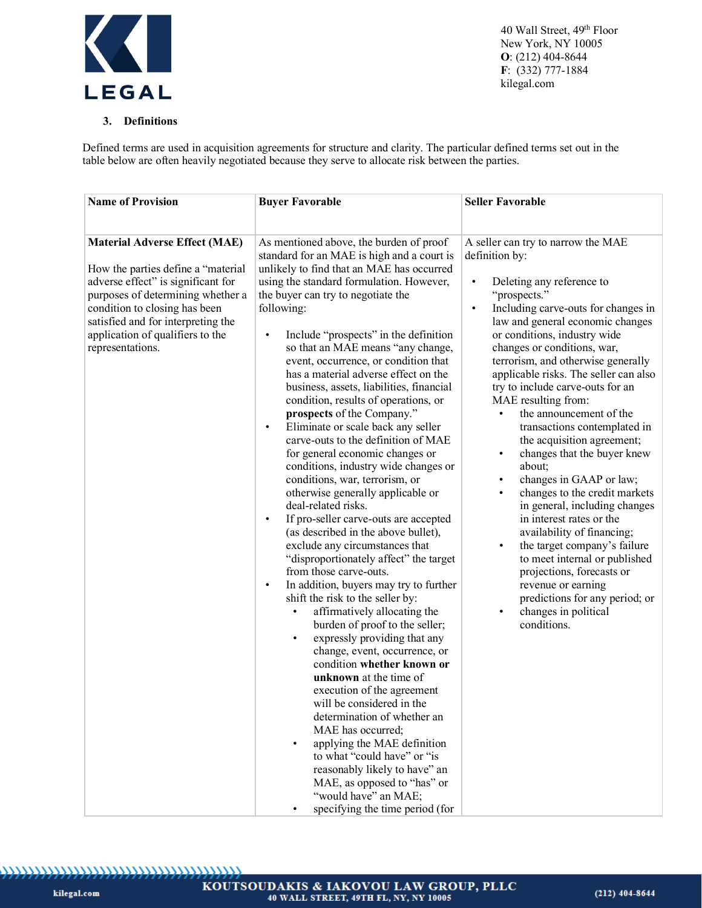### 3. Definitions

Defined terms are used in acquisition agreements for structure and clarity. The particular defined terms set out in the table below are often heavily negotiated because they serve to allocate risk between the parties.

| Name of Provision | Buyer Favorable | Seller Favorable |
|---|---|---|
| **Material Adverse Effect (MAE)**<br><br>How the parties define a "material adverse effect" is significant for purposes of determining whether a condition to closing has been satisfied and for interpreting the application of qualifiers to the representations. | As mentioned above, the burden of proof standard for an MAE is high and a court is unlikely to find that an MAE has occurred using the standard formulation. However, the buyer can try to negotiate the following:<br><br>• Include "prospects" in the definition so that an MAE means "any change, event, occurrence, or condition that has a material adverse effect on the business, assets, liabilities, financial condition, results of operations, or **prospects** of the Company."<br>• Eliminate or scale back any seller carve-outs to the definition of MAE for general economic changes or conditions, industry wide changes or conditions, war, terrorism, or otherwise generally applicable or deal-related risks.<br>• If pro-seller carve-outs are accepted (as described in the above bullet), exclude any circumstances that "disproportionately affect" the target from those carve-outs.<br>• In addition, buyers may try to further shift the risk to the seller by:<br>  • affirmatively allocating the burden of proof to the seller;<br>  • expressly providing that any change, event, occurrence, or condition **whether known or unknown** at the time of execution of the agreement will be considered in the determination of whether an MAE has occurred;<br>  • applying the MAE definition to what "could have" or "is reasonably likely to have" an MAE, as opposed to "has" or "would have" an MAE;<br>  • specifying the time period (for | A seller can try to narrow the MAE definition by:<br><br>• Deleting any reference to "prospects."<br>• Including carve-outs for changes in law and general economic changes or conditions, industry wide changes or conditions, war, terrorism, and otherwise generally applicable risks. The seller can also try to include carve-outs for an MAE resulting from:<br>  • the announcement of the transactions contemplated in the acquisition agreement;<br>  • changes that the buyer knew about;<br>  • changes in GAAP or law;<br>  • changes to the credit markets in general, including changes in interest rates or the availability of financing;<br>  • the target company's failure to meet internal or published projections, forecasts or revenue or earning predictions for any period; or<br>  • changes in political conditions. |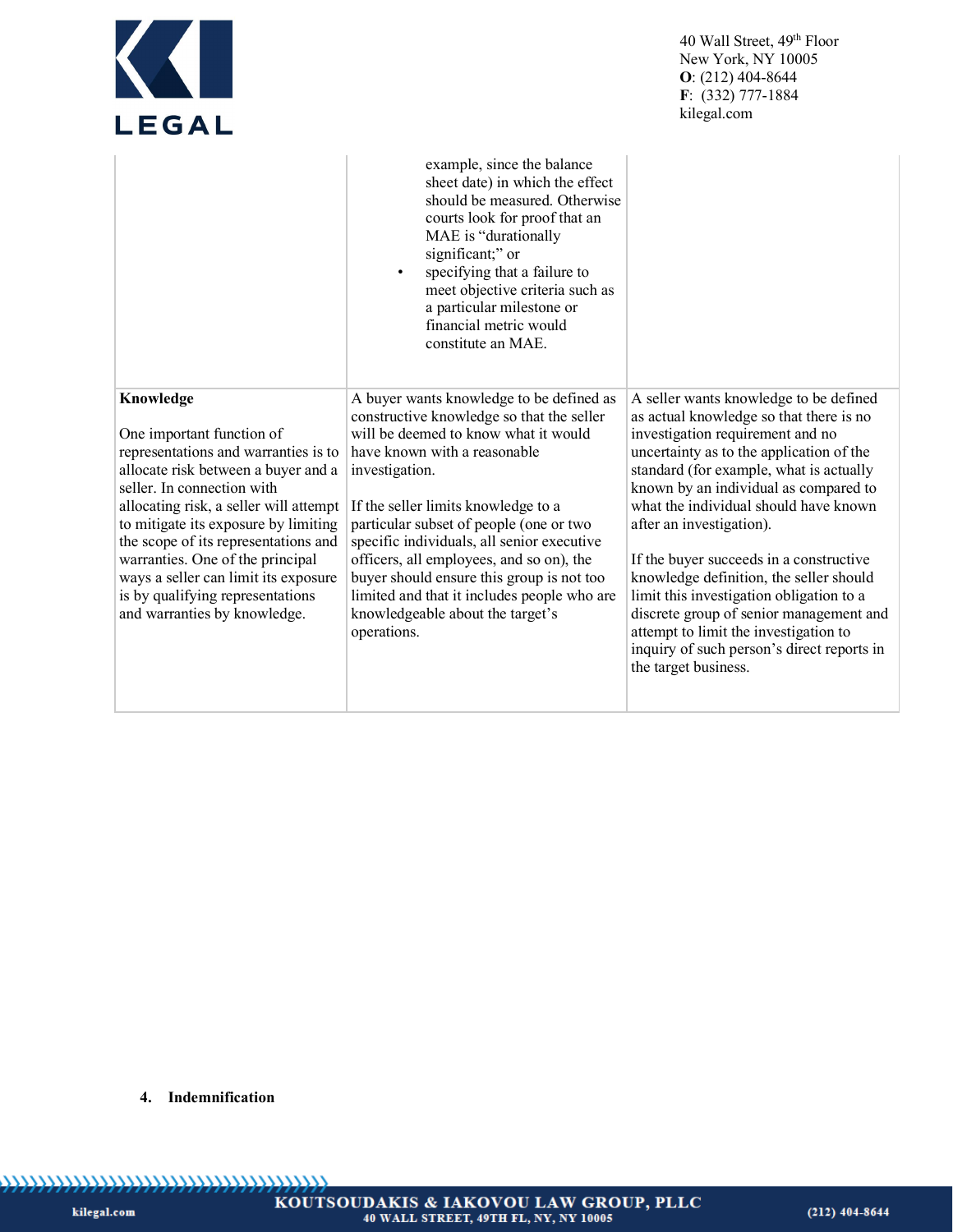| | | |
|---|---|---|
| | example, since the balance sheet date) in which the effect should be measured. Otherwise courts look for proof that an MAE is "durationally significant;" or<br>• specifying that a failure to meet objective criteria such as a particular milestone or financial metric would constitute an MAE. | |
| **Knowledge**<br><br>One important function of representations and warranties is to allocate risk between a buyer and a seller. In connection with allocating risk, a seller will attempt to mitigate its exposure by limiting the scope of its representations and warranties. One of the principal ways a seller can limit its exposure is by qualifying representations and warranties by knowledge. | A buyer wants knowledge to be defined as constructive knowledge so that the seller will be deemed to know what it would have known with a reasonable investigation.<br><br>If the seller limits knowledge to a particular subset of people (one or two specific individuals, all senior executive officers, all employees, and so on), the buyer should ensure this group is not too limited and that it includes people who are knowledgeable about the target's operations. | A seller wants knowledge to be defined as actual knowledge so that there is no investigation requirement and no uncertainty as to the application of the standard (for example, what is actually known by an individual as compared to what the individual should have known after an investigation).<br><br>If the buyer succeeds in a constructive knowledge definition, the seller should limit this investigation obligation to a discrete group of senior management and attempt to limit the investigation to inquiry of such person's direct reports in the target business. |

4. **Indemnification**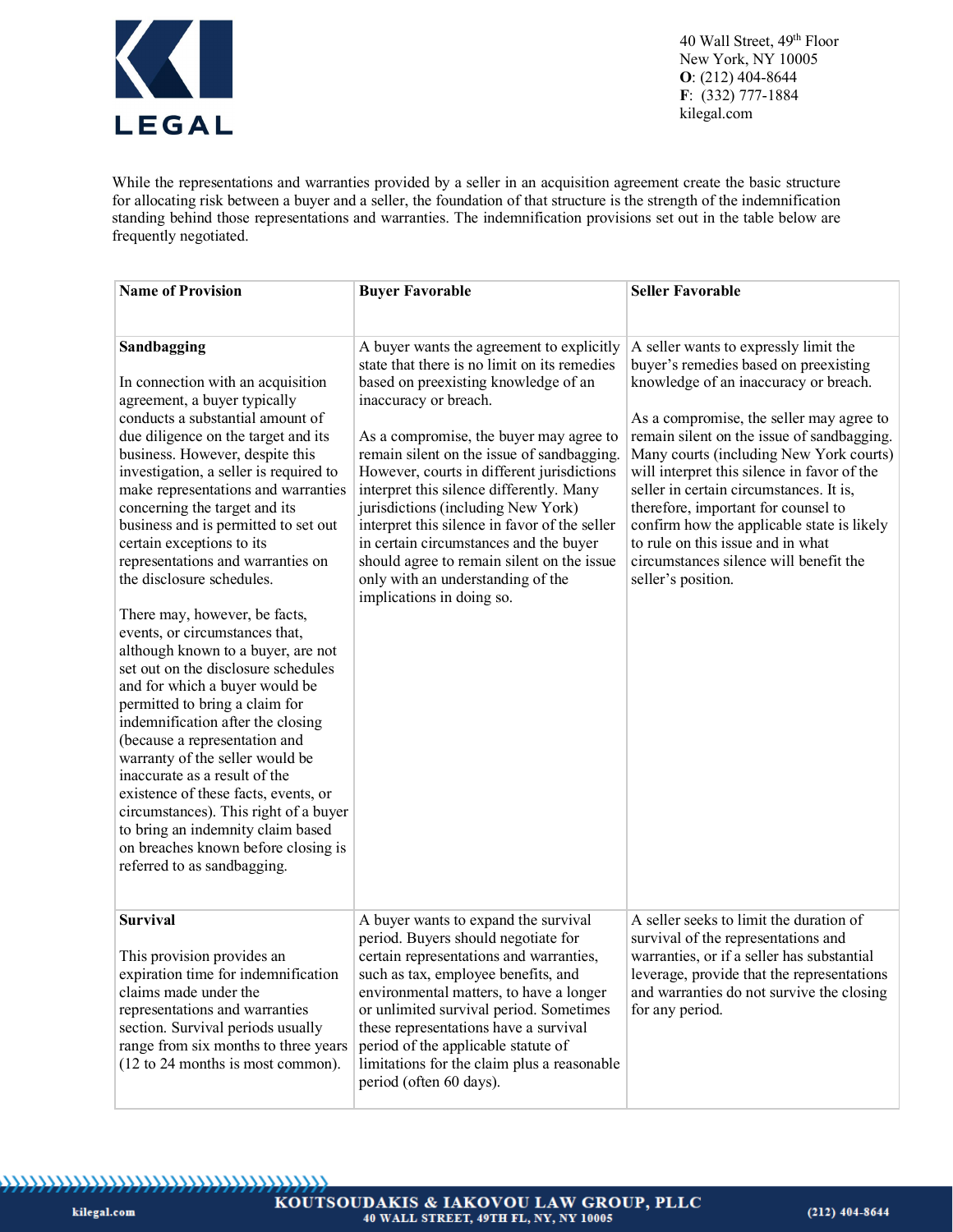While the representations and warranties provided by a seller in an acquisition agreement create the basic structure for allocating risk between a buyer and a seller, the foundation of that structure is the strength of the indemnification standing behind those representations and warranties. The indemnification provisions set out in the table below are frequently negotiated.

| Name of Provision | Buyer Favorable | Seller Favorable |
|---|---|---|
| **Sandbagging**<br><br>In connection with an acquisition agreement, a buyer typically conducts a substantial amount of due diligence on the target and its business. However, despite this investigation, a seller is required to make representations and warranties concerning the target and its business and is permitted to set out certain exceptions to its representations and warranties on the disclosure schedules.<br><br>There may, however, be facts, events, or circumstances that, although known to a buyer, are not set out on the disclosure schedules and for which a buyer would be permitted to bring a claim for indemnification after the closing (because a representation and warranty of the seller would be inaccurate as a result of the existence of these facts, events, or circumstances). This right of a buyer to bring an indemnity claim based on breaches known before closing is referred to as sandbagging. | A buyer wants the agreement to explicitly state that there is no limit on its remedies based on preexisting knowledge of an inaccuracy or breach.<br><br>As a compromise, the buyer may agree to remain silent on the issue of sandbagging. However, courts in different jurisdictions interpret this silence differently. Many jurisdictions (including New York) interpret this silence in favor of the seller in certain circumstances and the buyer should agree to remain silent on the issue only with an understanding of the implications in doing so. | A seller wants to expressly limit the buyer's remedies based on preexisting knowledge of an inaccuracy or breach.<br><br>As a compromise, the seller may agree to remain silent on the issue of sandbagging. Many courts (including New York courts) will interpret this silence in favor of the seller in certain circumstances. It is, therefore, important for counsel to confirm how the applicable state is likely to rule on this issue and in what circumstances silence will benefit the seller's position. |
| **Survival**<br><br>This provision provides an expiration time for indemnification claims made under the representations and warranties section. Survival periods usually range from six months to three years (12 to 24 months is most common). | A buyer wants to expand the survival period. Buyers should negotiate for certain representations and warranties, such as tax, employee benefits, and environmental matters, to have a longer or unlimited survival period. Sometimes these representations have a survival period of the applicable statute of limitations for the claim plus a reasonable period (often 60 days). | A seller seeks to limit the duration of survival of the representations and warranties, or if a seller has substantial leverage, provide that the representations and warranties do not survive the closing for any period. |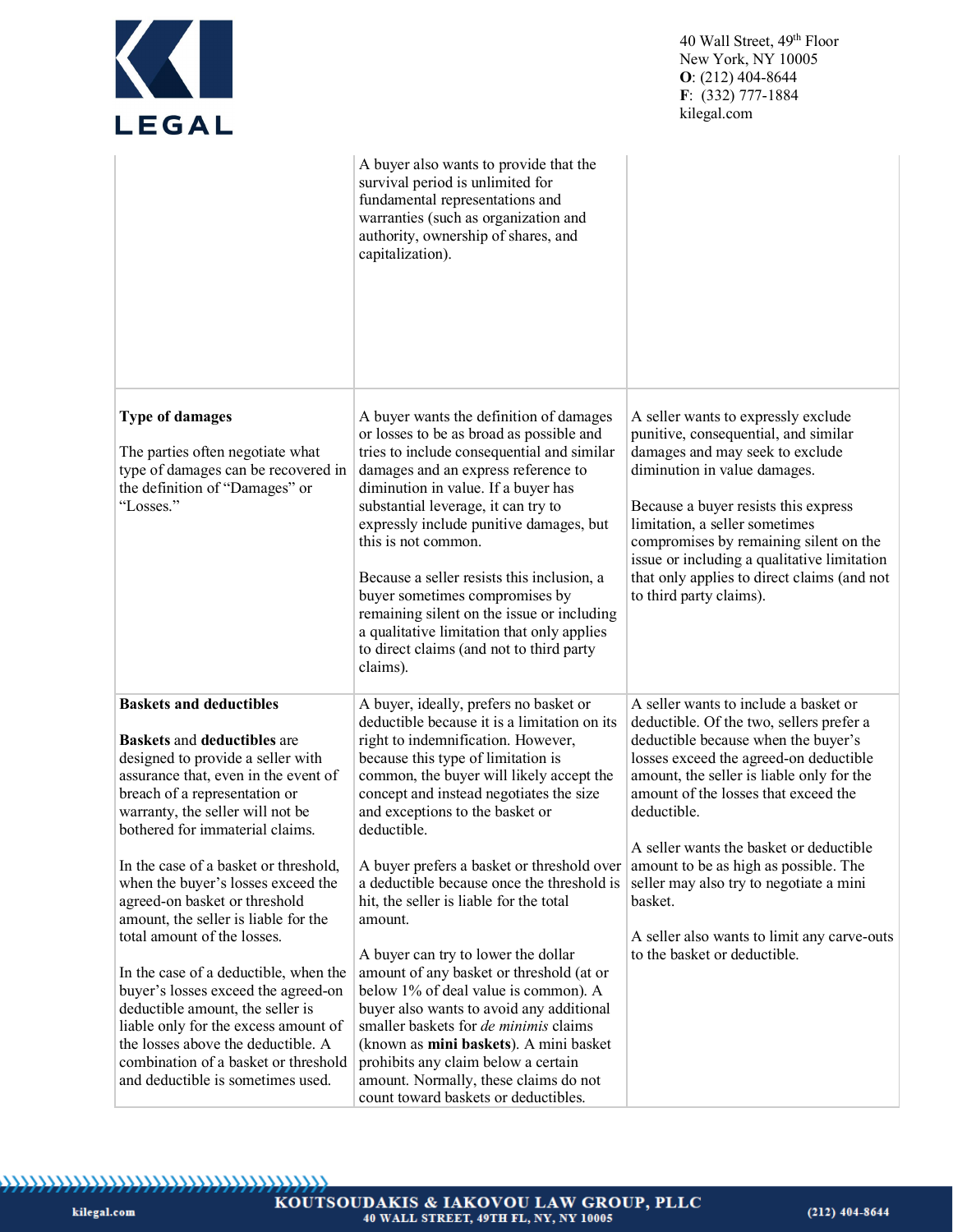| | | |
|---|---|---|
| | A buyer also wants to provide that the survival period is unlimited for fundamental representations and warranties (such as organization and authority, ownership of shares, and capitalization). | |
| **Type of damages**<br><br>The parties often negotiate what type of damages can be recovered in the definition of "Damages" or "Losses." | A buyer wants the definition of damages or losses to be as broad as possible and tries to include consequential and similar damages and an express reference to diminution in value. If a buyer has substantial leverage, it can try to expressly include punitive damages, but this is not common.<br><br>Because a seller resists this inclusion, a buyer sometimes compromises by remaining silent on the issue or including a qualitative limitation that only applies to direct claims (and not to third party claims). | A seller wants to expressly exclude punitive, consequential, and similar damages and may seek to exclude diminution in value damages.<br><br>Because a buyer resists this express limitation, a seller sometimes compromises by remaining silent on the issue or including a qualitative limitation that only applies to direct claims (and not to third party claims). |
| **Baskets and deductibles**<br><br>**Baskets** and **deductibles** are designed to provide a seller with assurance that, even in the event of breach of a representation or warranty, the seller will not be bothered for immaterial claims.<br><br>In the case of a basket or threshold, when the buyer's losses exceed the agreed-on basket or threshold amount, the seller is liable for the total amount of the losses.<br><br>In the case of a deductible, when the buyer's losses exceed the agreed-on deductible amount, the seller is liable only for the excess amount of the losses above the deductible. A combination of a basket or threshold and deductible is sometimes used. | A buyer, ideally, prefers no basket or deductible because it is a limitation on its right to indemnification. However, because this type of limitation is common, the buyer will likely accept the concept and instead negotiates the size and exceptions to the basket or deductible.<br><br>A buyer prefers a basket or threshold over a deductible because once the threshold is hit, the seller is liable for the total amount.<br><br>A buyer can try to lower the dollar amount of any basket or threshold (at or below 1% of deal value is common). A buyer also wants to avoid any additional smaller baskets for *de minimis* claims (known as **mini baskets**). A mini basket prohibits any claim below a certain amount. Normally, these claims do not count toward baskets or deductibles. | A seller wants to include a basket or deductible. Of the two, sellers prefer a deductible because when the buyer's losses exceed the agreed-on deductible amount, the seller is liable only for the amount of the losses that exceed the deductible.<br><br>A seller wants the basket or deductible amount to be as high as possible. The seller may also try to negotiate a mini basket.<br><br>A seller also wants to limit any carve-outs to the basket or deductible. |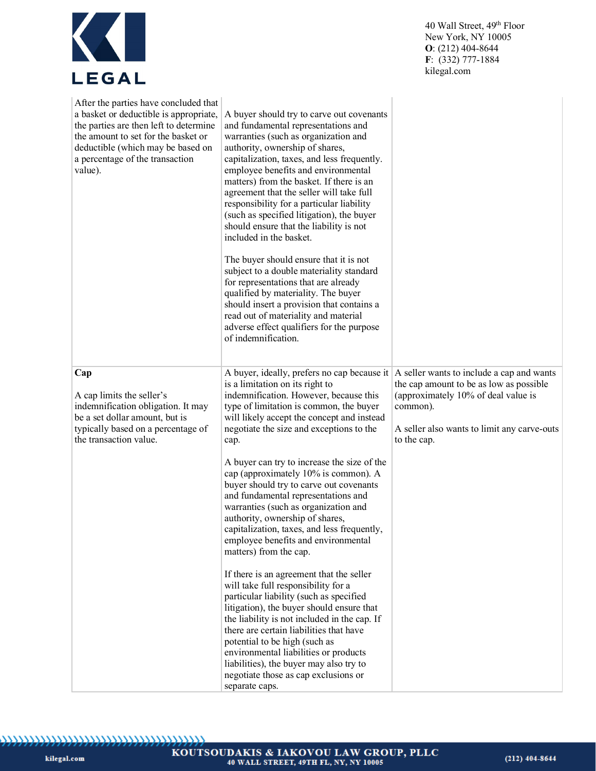| | | |
|---|---|---|
| After the parties have concluded that a basket or deductible is appropriate, the parties are then left to determine the amount to set for the basket or deductible (which may be based on a percentage of the transaction value). | A buyer should try to carve out covenants and fundamental representations and warranties (such as organization and authority, ownership of shares, capitalization, taxes, and less frequently. employee benefits and environmental matters) from the basket. If there is an agreement that the seller will take full responsibility for a particular liability (such as specified litigation), the buyer should ensure that the liability is not included in the basket.<br><br>The buyer should ensure that it is not subject to a double materiality standard for representations that are already qualified by materiality. The buyer should insert a provision that contains a read out of materiality and material adverse effect qualifiers for the purpose of indemnification. | |
| **Cap**<br><br>A cap limits the seller's indemnification obligation. It may be a set dollar amount, but is typically based on a percentage of the transaction value. | A buyer, ideally, prefers no cap because it is a limitation on its right to indemnification. However, because this type of limitation is common, the buyer will likely accept the concept and instead negotiate the size and exceptions to the cap.<br><br>A buyer can try to increase the size of the cap (approximately 10% is common). A buyer should try to carve out covenants and fundamental representations and warranties (such as organization and authority, ownership of shares, capitalization, taxes, and less frequently, employee benefits and environmental matters) from the cap.<br><br>If there is an agreement that the seller will take full responsibility for a particular liability (such as specified litigation), the buyer should ensure that the liability is not included in the cap. If there are certain liabilities that have potential to be high (such as environmental liabilities or products liabilities), the buyer may also try to negotiate those as cap exclusions or separate caps. | A seller wants to include a cap and wants the cap amount to be as low as possible (approximately 10% of deal value is common).<br><br>A seller also wants to limit any carve-outs to the cap. |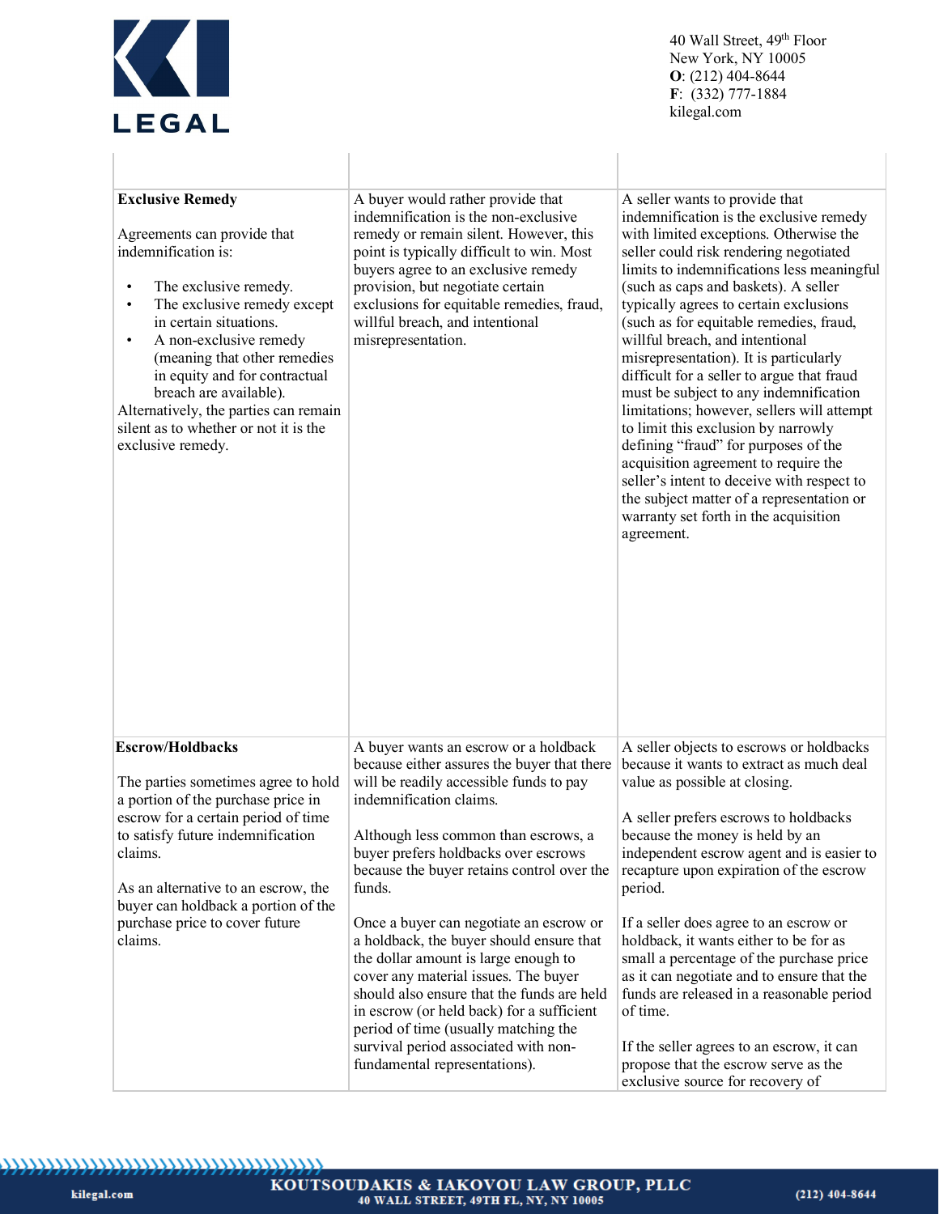| | | |
|---|---|---|
| **Exclusive Remedy**<br><br>Agreements can provide that indemnification is:<br><br>• The exclusive remedy.<br>• The exclusive remedy except in certain situations.<br>• A non-exclusive remedy (meaning that other remedies in equity and for contractual breach are available).<br><br>Alternatively, the parties can remain silent as to whether or not it is the exclusive remedy. | A buyer would rather provide that indemnification is the non-exclusive remedy or remain silent. However, this point is typically difficult to win. Most buyers agree to an exclusive remedy provision, but negotiate certain exclusions for equitable remedies, fraud, willful breach, and intentional misrepresentation. | A seller wants to provide that indemnification is the exclusive remedy with limited exceptions. Otherwise the seller could risk rendering negotiated limits to indemnifications less meaningful (such as caps and baskets). A seller typically agrees to certain exclusions (such as for equitable remedies, fraud, willful breach, and intentional misrepresentation). It is particularly difficult for a seller to argue that fraud must be subject to any indemnification limitations; however, sellers will attempt to limit this exclusion by narrowly defining "fraud" for purposes of the acquisition agreement to require the seller's intent to deceive with respect to the subject matter of a representation or warranty set forth in the acquisition agreement. |
| **Escrow/Holdbacks**<br><br>The parties sometimes agree to hold a portion of the purchase price in escrow for a certain period of time to satisfy future indemnification claims.<br><br>As an alternative to an escrow, the buyer can holdback a portion of the purchase price to cover future claims. | A buyer wants an escrow or a holdback because either assures the buyer that there will be readily accessible funds to pay indemnification claims.<br><br>Although less common than escrows, a buyer prefers holdbacks over escrows because the buyer retains control over the funds.<br><br>Once a buyer can negotiate an escrow or a holdback, the buyer should ensure that the dollar amount is large enough to cover any material issues. The buyer should also ensure that the funds are held in escrow (or held back) for a sufficient period of time (usually matching the survival period associated with non-fundamental representations). | A seller objects to escrows or holdbacks because it wants to extract as much deal value as possible at closing.<br><br>A seller prefers escrows to holdbacks because the money is held by an independent escrow agent and is easier to recapture upon expiration of the escrow period.<br><br>If a seller does agree to an escrow or holdback, it wants either to be for as small a percentage of the purchase price as it can negotiate and to ensure that the funds are released in a reasonable period of time.<br><br>If the seller agrees to an escrow, it can propose that the escrow serve as the exclusive source for recovery of |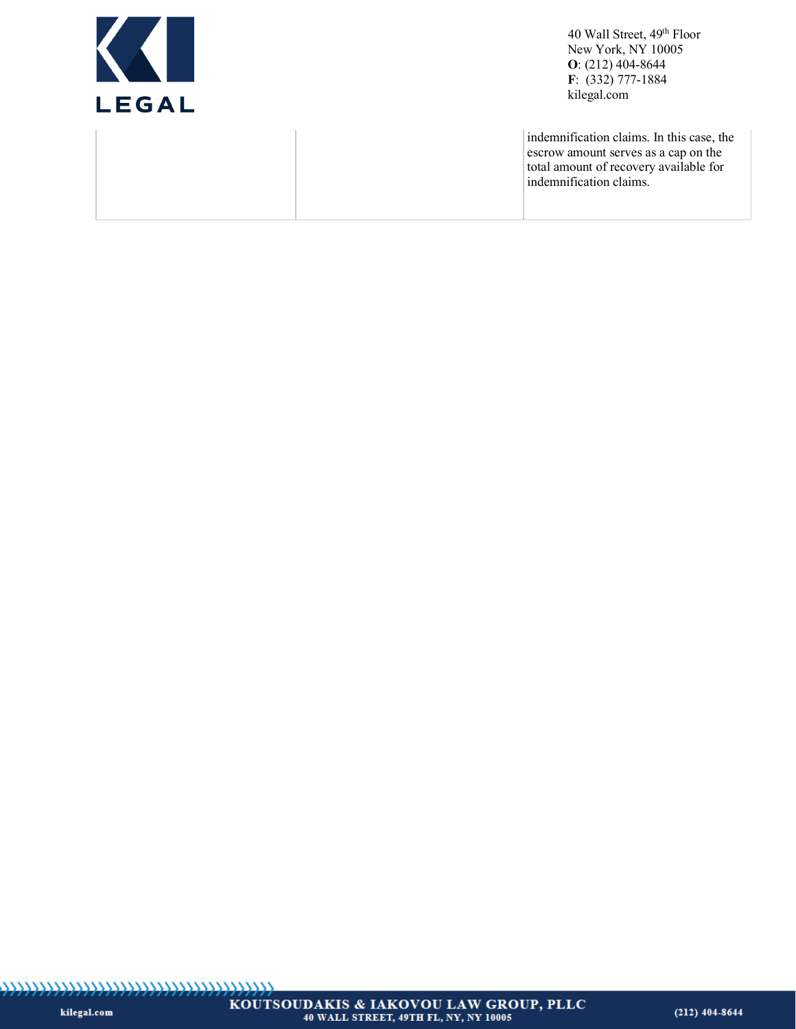| | | |
|---|---|---|
| | | indemnification claims. In this case, the escrow amount serves as a cap on the total amount of recovery available for indemnification claims. |